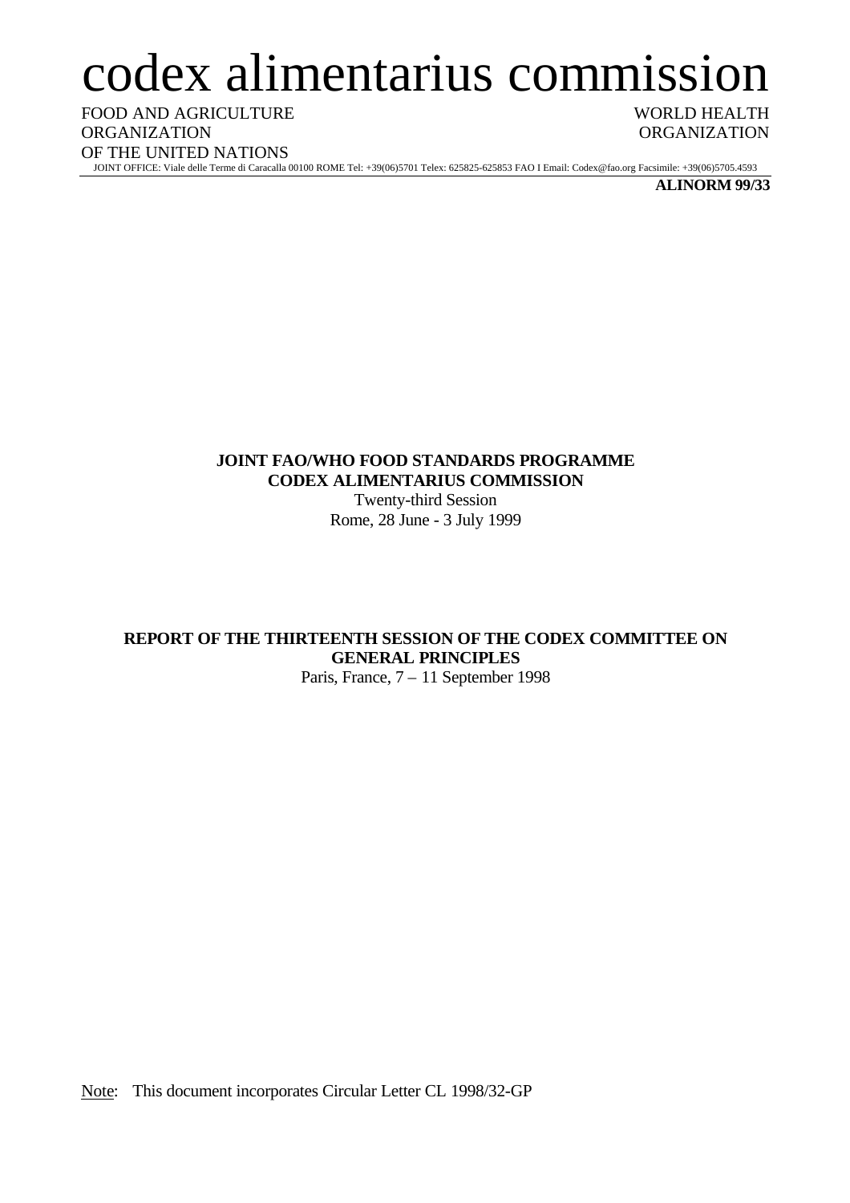# codex alimentarius commission

FOOD AND AGRICULTURE ORGANIZATION OF THE UNITED NATIONS

WORLD HEALTH ORGANIZATION

JOINT OFFICE: Viale delle Terme di Caracalla 00100 ROME Tel: +39(06)5701 Telex: 625825-625853 FAO I Email: Codex@fao.org Facsimile: +39(06)5705.4593

**ALINORM 99/33**

**JOINT FAO/WHO FOOD STANDARDS PROGRAMME**
**CODEX ALIMENTARIUS COMMISSION**
Twenty-third Session
Rome, 28 June - 3 July 1999

**REPORT OF THE THIRTEENTH SESSION OF THE CODEX COMMITTEE ON GENERAL PRINCIPLES**
Paris, France, 7 – 11 September 1998

Note: This document incorporates Circular Letter CL 1998/32-GP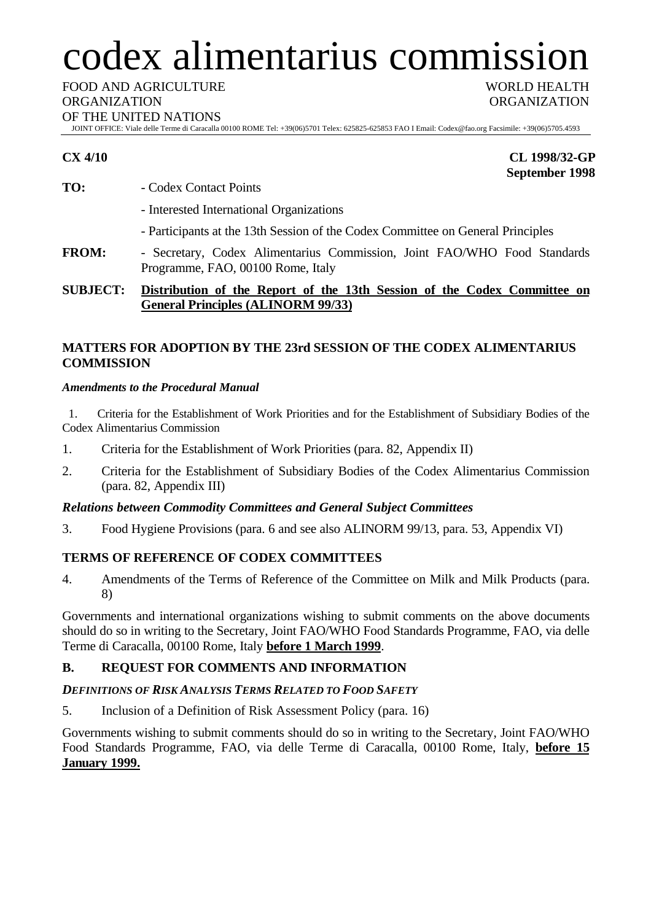# codex alimentarius commission

FOOD AND AGRICULTURE ORGANIZATION OF THE UNITED NATIONS

WORLD HEALTH ORGANIZATION

JOINT OFFICE: Viale delle Terme di Caracalla 00100 ROME Tel: +39(06)5701 Telex: 625825-625853 FAO I Email: Codex@fao.org Facsimile: +39(06)5705.4593

**CX 4/10**

**CL 1998/32-GP**
**September 1998**

**TO:** - Codex Contact Points

- Interested International Organizations

- Participants at the 13th Session of the Codex Committee on General Principles

**FROM:** - Secretary, Codex Alimentarius Commission, Joint FAO/WHO Food Standards Programme, FAO, 00100 Rome, Italy

**SUBJECT:** **Distribution of the Report of the 13th Session of the Codex Committee on General Principles (ALINORM 99/33)**

## MATTERS FOR ADOPTION BY THE 23rd SESSION OF THE CODEX ALIMENTARIUS COMMISSION

### *Amendments to the Procedural Manual*

1. Criteria for the Establishment of Work Priorities and for the Establishment of Subsidiary Bodies of the Codex Alimentarius Commission

1. Criteria for the Establishment of Work Priorities (para. 82, Appendix II)
2. Criteria for the Establishment of Subsidiary Bodies of the Codex Alimentarius Commission (para. 82, Appendix III)

### *Relations between Commodity Committees and General Subject Committees*

3. Food Hygiene Provisions (para. 6 and see also ALINORM 99/13, para. 53, Appendix VI)

## TERMS OF REFERENCE OF CODEX COMMITTEES

4. Amendments of the Terms of Reference of the Committee on Milk and Milk Products (para. 8)

Governments and international organizations wishing to submit comments on the above documents should do so in writing to the Secretary, Joint FAO/WHO Food Standards Programme, FAO, via delle Terme di Caracalla, 00100 Rome, Italy **before 1 March 1999**.

## B. REQUEST FOR COMMENTS AND INFORMATION

### *DEFINITIONS OF RISK ANALYSIS TERMS RELATED TO FOOD SAFETY*

5. Inclusion of a Definition of Risk Assessment Policy (para. 16)

Governments wishing to submit comments should do so in writing to the Secretary, Joint FAO/WHO Food Standards Programme, FAO, via delle Terme di Caracalla, 00100 Rome, Italy, **before 15 January 1999.**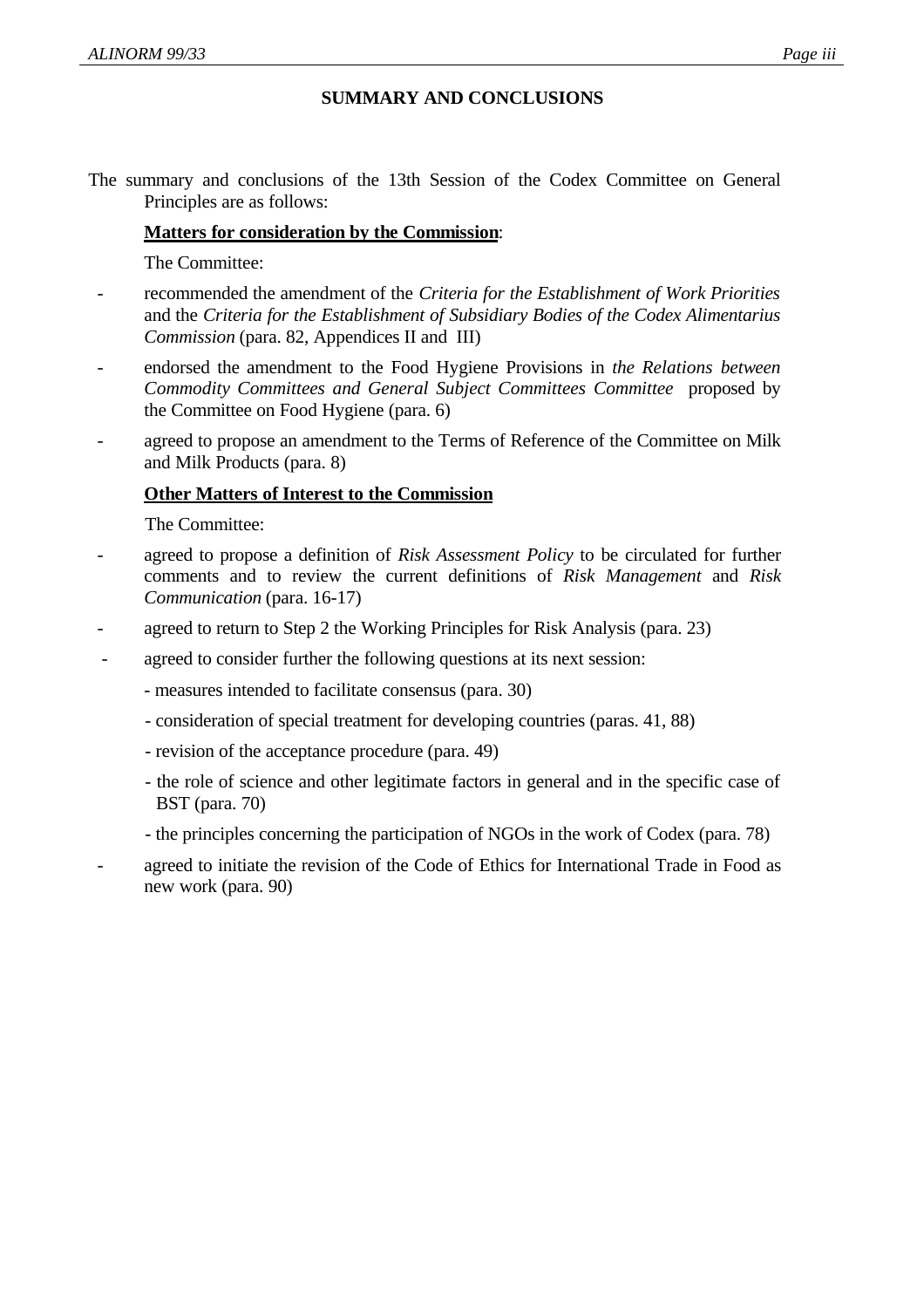## SUMMARY AND CONCLUSIONS

The summary and conclusions of the 13th Session of the Codex Committee on General Principles are as follows:

**Matters for consideration by the Commission**:

The Committee:

- recommended the amendment of the *Criteria for the Establishment of Work Priorities* and the *Criteria for the Establishment of Subsidiary Bodies of the Codex Alimentarius Commission* (para. 82, Appendices II and III)
- endorsed the amendment to the Food Hygiene Provisions in *the Relations between Commodity Committees and General Subject Committees Committee* proposed by the Committee on Food Hygiene (para. 6)
- agreed to propose an amendment to the Terms of Reference of the Committee on Milk and Milk Products (para. 8)

**Other Matters of Interest to the Commission**

The Committee:

- agreed to propose a definition of *Risk Assessment Policy* to be circulated for further comments and to review the current definitions of *Risk Management* and *Risk Communication* (para. 16-17)
- agreed to return to Step 2 the Working Principles for Risk Analysis (para. 23)
- agreed to consider further the following questions at its next session:
  - measures intended to facilitate consensus (para. 30)
  - consideration of special treatment for developing countries (paras. 41, 88)
  - revision of the acceptance procedure (para. 49)
  - the role of science and other legitimate factors in general and in the specific case of BST (para. 70)
  - the principles concerning the participation of NGOs in the work of Codex (para. 78)
- agreed to initiate the revision of the Code of Ethics for International Trade in Food as new work (para. 90)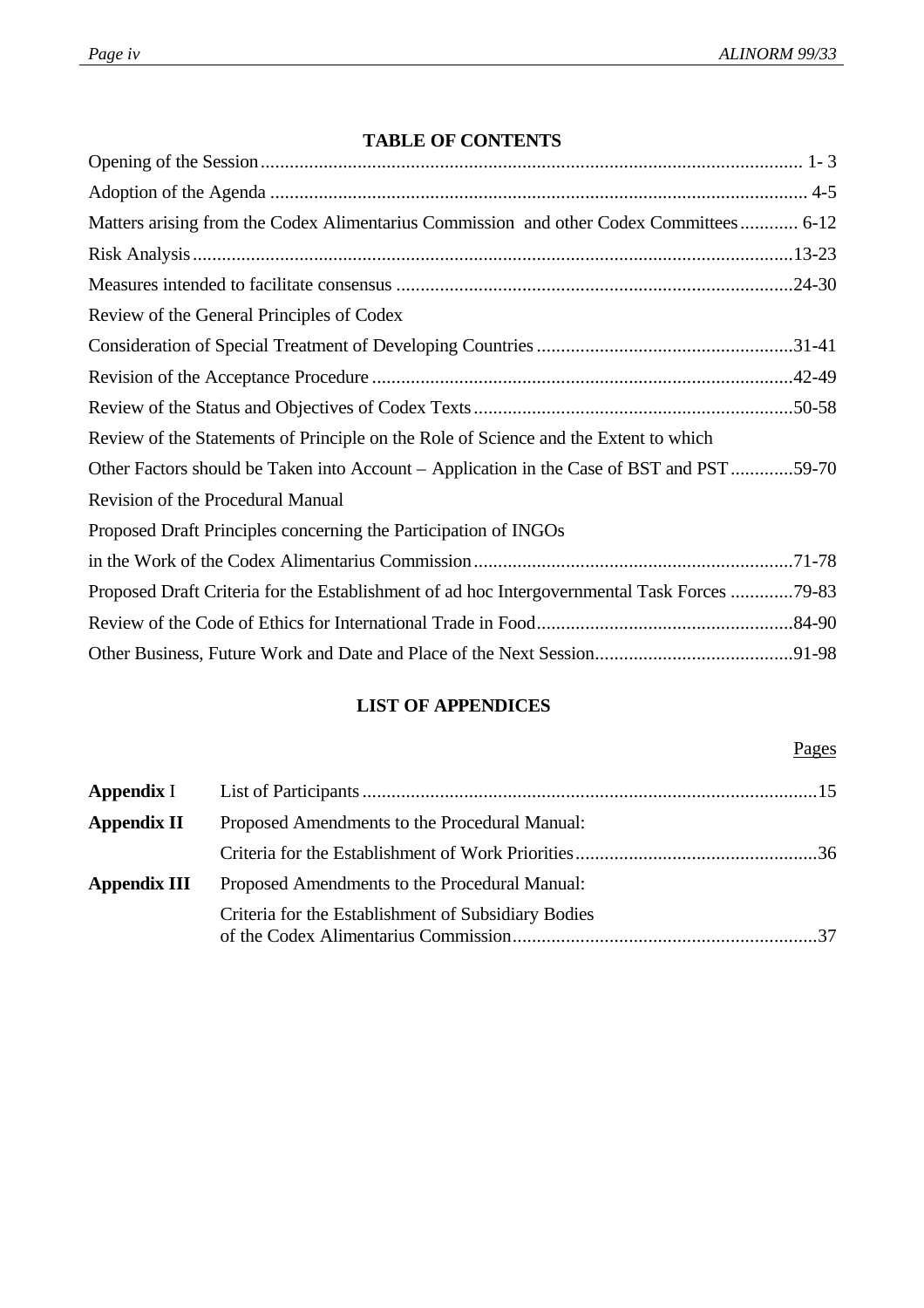## TABLE OF CONTENTS

Opening of the Session ..... 1- 3

Adoption of the Agenda ..... 4-5

Matters arising from the Codex Alimentarius Commission and other Codex Committees ..... 6-12

Risk Analysis ..... 13-23

Measures intended to facilitate consensus ..... 24-30

Review of the General Principles of Codex

Consideration of Special Treatment of Developing Countries ..... 31-41

Revision of the Acceptance Procedure ..... 42-49

Review of the Status and Objectives of Codex Texts ..... 50-58

Review of the Statements of Principle on the Role of Science and the Extent to which

Other Factors should be Taken into Account – Application in the Case of BST and PST ..... 59-70

Revision of the Procedural Manual

Proposed Draft Principles concerning the Participation of INGOs

in the Work of the Codex Alimentarius Commission ..... 71-78

Proposed Draft Criteria for the Establishment of ad hoc Intergovernmental Task Forces ..... 79-83

Review of the Code of Ethics for International Trade in Food ..... 84-90

Other Business, Future Work and Date and Place of the Next Session ..... 91-98

## LIST OF APPENDICES

| | | Pages |
|---|---|---|
| **Appendix** I | List of Participants | 15 |
| **Appendix II** | Proposed Amendments to the Procedural Manual: Criteria for the Establishment of Work Priorities | 36 |
| **Appendix III** | Proposed Amendments to the Procedural Manual: Criteria for the Establishment of Subsidiary Bodies of the Codex Alimentarius Commission | 37 |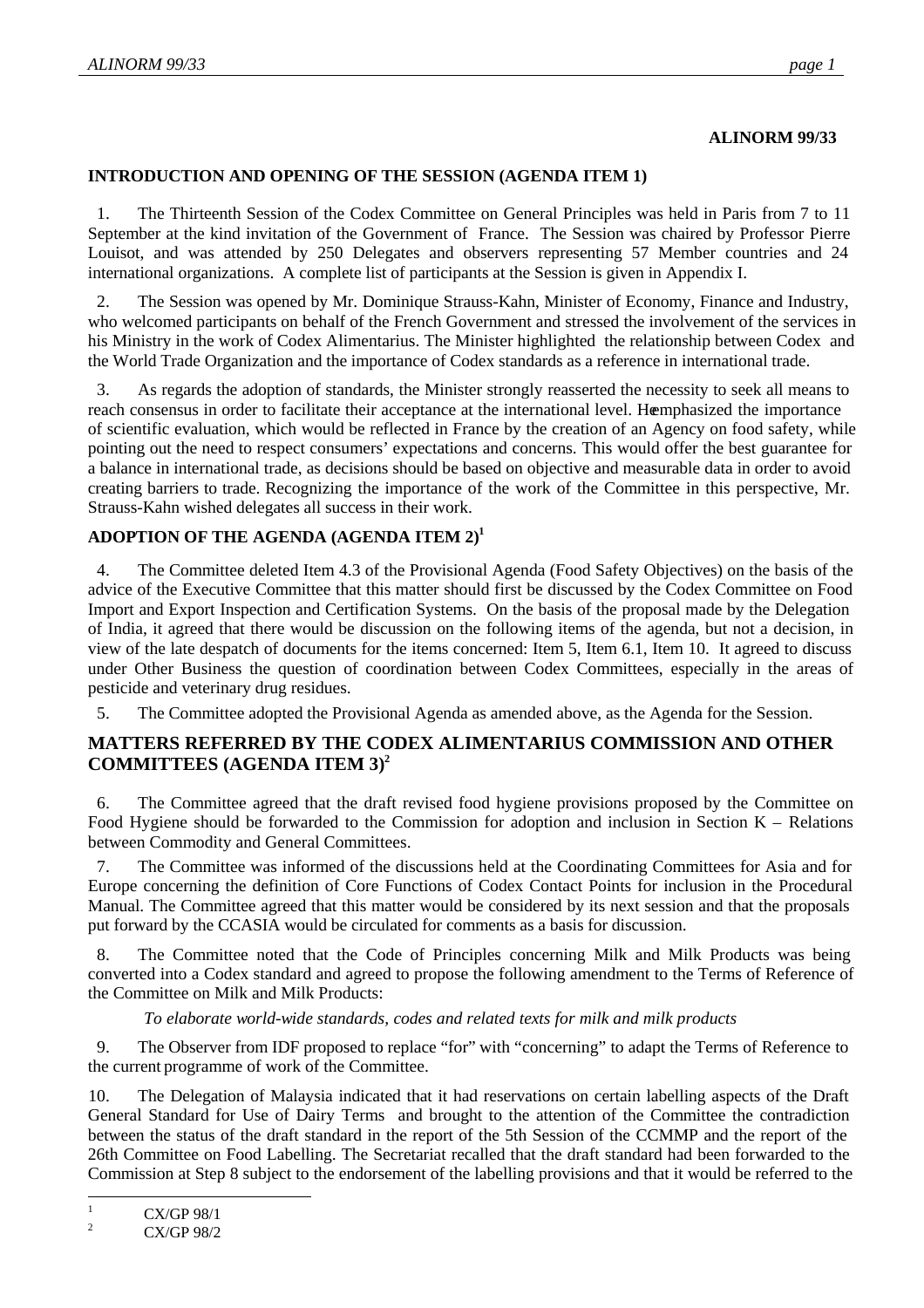**ALINORM 99/33**

## INTRODUCTION AND OPENING OF THE SESSION (AGENDA ITEM 1)

1. The Thirteenth Session of the Codex Committee on General Principles was held in Paris from 7 to 11 September at the kind invitation of the Government of France. The Session was chaired by Professor Pierre Louisot, and was attended by 250 Delegates and observers representing 57 Member countries and 24 international organizations. A complete list of participants at the Session is given in Appendix I.

2. The Session was opened by Mr. Dominique Strauss-Kahn, Minister of Economy, Finance and Industry, who welcomed participants on behalf of the French Government and stressed the involvement of the services in his Ministry in the work of Codex Alimentarius. The Minister highlighted the relationship between Codex and the World Trade Organization and the importance of Codex standards as a reference in international trade.

3. As regards the adoption of standards, the Minister strongly reasserted the necessity to seek all means to reach consensus in order to facilitate their acceptance at the international level. He emphasized the importance of scientific evaluation, which would be reflected in France by the creation of an Agency on food safety, while pointing out the need to respect consumers' expectations and concerns. This would offer the best guarantee for a balance in international trade, as decisions should be based on objective and measurable data in order to avoid creating barriers to trade. Recognizing the importance of the work of the Committee in this perspective, Mr. Strauss-Kahn wished delegates all success in their work.

## ADOPTION OF THE AGENDA (AGENDA ITEM 2)[1]

4. The Committee deleted Item 4.3 of the Provisional Agenda (Food Safety Objectives) on the basis of the advice of the Executive Committee that this matter should first be discussed by the Codex Committee on Food Import and Export Inspection and Certification Systems. On the basis of the proposal made by the Delegation of India, it agreed that there would be discussion on the following items of the agenda, but not a decision, in view of the late despatch of documents for the items concerned: Item 5, Item 6.1, Item 10. It agreed to discuss under Other Business the question of coordination between Codex Committees, especially in the areas of pesticide and veterinary drug residues.

5. The Committee adopted the Provisional Agenda as amended above, as the Agenda for the Session.

## MATTERS REFERRED BY THE CODEX ALIMENTARIUS COMMISSION AND OTHER COMMITTEES (AGENDA ITEM 3)[2]

6. The Committee agreed that the draft revised food hygiene provisions proposed by the Committee on Food Hygiene should be forwarded to the Commission for adoption and inclusion in Section K – Relations between Commodity and General Committees.

7. The Committee was informed of the discussions held at the Coordinating Committees for Asia and for Europe concerning the definition of Core Functions of Codex Contact Points for inclusion in the Procedural Manual. The Committee agreed that this matter would be considered by its next session and that the proposals put forward by the CCASIA would be circulated for comments as a basis for discussion.

8. The Committee noted that the Code of Principles concerning Milk and Milk Products was being converted into a Codex standard and agreed to propose the following amendment to the Terms of Reference of the Committee on Milk and Milk Products:

*To elaborate world-wide standards, codes and related texts for milk and milk products*

9. The Observer from IDF proposed to replace "for" with "concerning" to adapt the Terms of Reference to the current programme of work of the Committee.

10. The Delegation of Malaysia indicated that it had reservations on certain labelling aspects of the Draft General Standard for Use of Dairy Terms and brought to the attention of the Committee the contradiction between the status of the draft standard in the report of the 5th Session of the CCMMP and the report of the 26th Committee on Food Labelling. The Secretariat recalled that the draft standard had been forwarded to the Commission at Step 8 subject to the endorsement of the labelling provisions and that it would be referred to the

[1] CX/GP 98/1

[2] CX/GP 98/2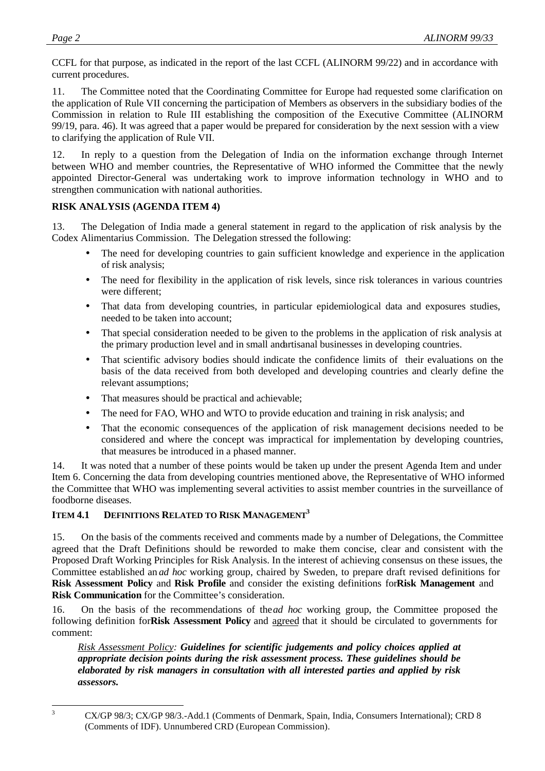CCFL for that purpose, as indicated in the report of the last CCFL (ALINORM 99/22) and in accordance with current procedures.

11. The Committee noted that the Coordinating Committee for Europe had requested some clarification on the application of Rule VII concerning the participation of Members as observers in the subsidiary bodies of the Commission in relation to Rule III establishing the composition of the Executive Committee (ALINORM 99/19, para. 46). It was agreed that a paper would be prepared for consideration by the next session with a view to clarifying the application of Rule VII.

12. In reply to a question from the Delegation of India on the information exchange through Internet between WHO and member countries, the Representative of WHO informed the Committee that the newly appointed Director-General was undertaking work to improve information technology in WHO and to strengthen communication with national authorities.

## RISK ANALYSIS (AGENDA ITEM 4)

13. The Delegation of India made a general statement in regard to the application of risk analysis by the Codex Alimentarius Commission. The Delegation stressed the following:

- The need for developing countries to gain sufficient knowledge and experience in the application of risk analysis;
- The need for flexibility in the application of risk levels, since risk tolerances in various countries were different;
- That data from developing countries, in particular epidemiological data and exposures studies, needed to be taken into account;
- That special consideration needed to be given to the problems in the application of risk analysis at the primary production level and in small and artisanal businesses in developing countries.
- That scientific advisory bodies should indicate the confidence limits of their evaluations on the basis of the data received from both developed and developing countries and clearly define the relevant assumptions;
- That measures should be practical and achievable;
- The need for FAO, WHO and WTO to provide education and training in risk analysis; and
- That the economic consequences of the application of risk management decisions needed to be considered and where the concept was impractical for implementation by developing countries, that measures be introduced in a phased manner.

14. It was noted that a number of these points would be taken up under the present Agenda Item and under Item 6. Concerning the data from developing countries mentioned above, the Representative of WHO informed the Committee that WHO was implementing several activities to assist member countries in the surveillance of foodborne diseases.

### ITEM 4.1 DEFINITIONS RELATED TO RISK MANAGEMENT[3]

15. On the basis of the comments received and comments made by a number of Delegations, the Committee agreed that the Draft Definitions should be reworded to make them concise, clear and consistent with the Proposed Draft Working Principles for Risk Analysis. In the interest of achieving consensus on these issues, the Committee established an *ad hoc* working group, chaired by Sweden, to prepare draft revised definitions for **Risk Assessment Policy** and **Risk Profile** and consider the existing definitions for **Risk Management** and **Risk Communication** for the Committee's consideration.

16. On the basis of the recommendations of the *ad hoc* working group, the Committee proposed the following definition for **Risk Assessment Policy** and agreed that it should be circulated to governments for comment:

*Risk Assessment Policy:* ***Guidelines for scientific judgements and policy choices applied at appropriate decision points during the risk assessment process. These guidelines should be elaborated by risk managers in consultation with all interested parties and applied by risk assessors.***

---

[3] CX/GP 98/3; CX/GP 98/3.-Add.1 (Comments of Denmark, Spain, India, Consumers International); CRD 8 (Comments of IDF). Unnumbered CRD (European Commission).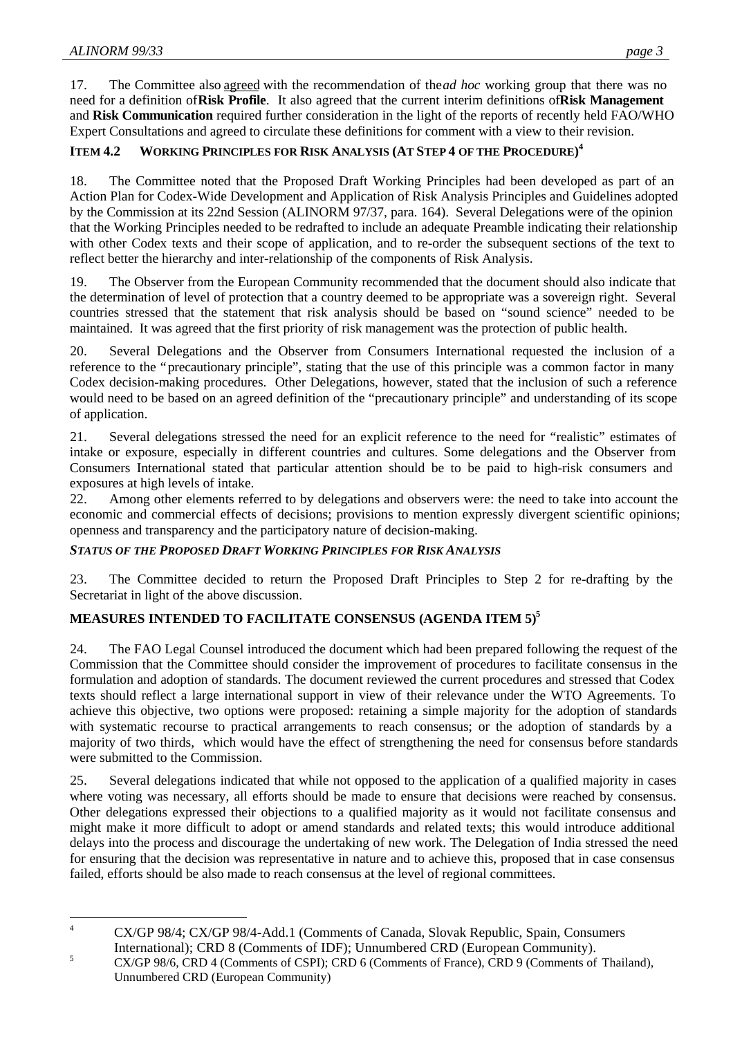17. The Committee also agreed with the recommendation of the *ad hoc* working group that there was no need for a definition of **Risk Profile**. It also agreed that the current interim definitions of **Risk Management** and **Risk Communication** required further consideration in the light of the reports of recently held FAO/WHO Expert Consultations and agreed to circulate these definitions for comment with a view to their revision.

### ITEM 4.2 WORKING PRINCIPLES FOR RISK ANALYSIS (AT STEP 4 OF THE PROCEDURE)[4]

18. The Committee noted that the Proposed Draft Working Principles had been developed as part of an Action Plan for Codex-Wide Development and Application of Risk Analysis Principles and Guidelines adopted by the Commission at its 22nd Session (ALINORM 97/37, para. 164). Several Delegations were of the opinion that the Working Principles needed to be redrafted to include an adequate Preamble indicating their relationship with other Codex texts and their scope of application, and to re-order the subsequent sections of the text to reflect better the hierarchy and inter-relationship of the components of Risk Analysis.

19. The Observer from the European Community recommended that the document should also indicate that the determination of level of protection that a country deemed to be appropriate was a sovereign right. Several countries stressed that the statement that risk analysis should be based on "sound science" needed to be maintained. It was agreed that the first priority of risk management was the protection of public health.

20. Several Delegations and the Observer from Consumers International requested the inclusion of a reference to the "precautionary principle", stating that the use of this principle was a common factor in many Codex decision-making procedures. Other Delegations, however, stated that the inclusion of such a reference would need to be based on an agreed definition of the "precautionary principle" and understanding of its scope of application.

21. Several delegations stressed the need for an explicit reference to the need for "realistic" estimates of intake or exposure, especially in different countries and cultures. Some delegations and the Observer from Consumers International stated that particular attention should be to be paid to high-risk consumers and exposures at high levels of intake.

22. Among other elements referred to by delegations and observers were: the need to take into account the economic and commercial effects of decisions; provisions to mention expressly divergent scientific opinions; openness and transparency and the participatory nature of decision-making.

#### *STATUS OF THE PROPOSED DRAFT WORKING PRINCIPLES FOR RISK ANALYSIS*

23. The Committee decided to return the Proposed Draft Principles to Step 2 for re-drafting by the Secretariat in light of the above discussion.

## MEASURES INTENDED TO FACILITATE CONSENSUS (AGENDA ITEM 5)[5]

24. The FAO Legal Counsel introduced the document which had been prepared following the request of the Commission that the Committee should consider the improvement of procedures to facilitate consensus in the formulation and adoption of standards. The document reviewed the current procedures and stressed that Codex texts should reflect a large international support in view of their relevance under the WTO Agreements. To achieve this objective, two options were proposed: retaining a simple majority for the adoption of standards with systematic recourse to practical arrangements to reach consensus; or the adoption of standards by a majority of two thirds, which would have the effect of strengthening the need for consensus before standards were submitted to the Commission.

25. Several delegations indicated that while not opposed to the application of a qualified majority in cases where voting was necessary, all efforts should be made to ensure that decisions were reached by consensus. Other delegations expressed their objections to a qualified majority as it would not facilitate consensus and might make it more difficult to adopt or amend standards and related texts; this would introduce additional delays into the process and discourage the undertaking of new work. The Delegation of India stressed the need for ensuring that the decision was representative in nature and to achieve this, proposed that in case consensus failed, efforts should be also made to reach consensus at the level of regional committees.

---

[4] CX/GP 98/4; CX/GP 98/4-Add.1 (Comments of Canada, Slovak Republic, Spain, Consumers International); CRD 8 (Comments of IDF); Unnumbered CRD (European Community).

[5] CX/GP 98/6, CRD 4 (Comments of CSPI); CRD 6 (Comments of France), CRD 9 (Comments of Thailand), Unnumbered CRD (European Community)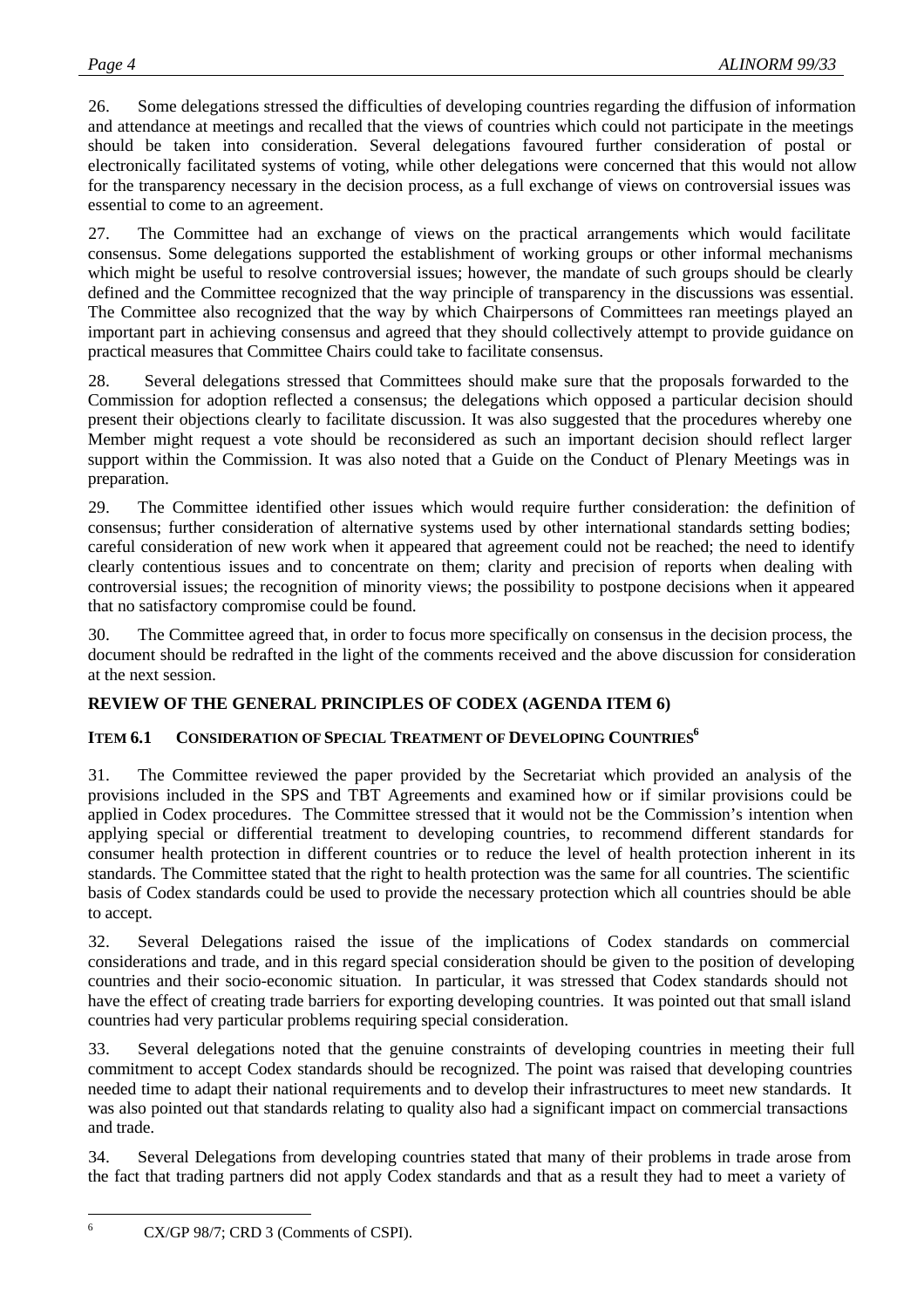26. Some delegations stressed the difficulties of developing countries regarding the diffusion of information and attendance at meetings and recalled that the views of countries which could not participate in the meetings should be taken into consideration. Several delegations favoured further consideration of postal or electronically facilitated systems of voting, while other delegations were concerned that this would not allow for the transparency necessary in the decision process, as a full exchange of views on controversial issues was essential to come to an agreement.

27. The Committee had an exchange of views on the practical arrangements which would facilitate consensus. Some delegations supported the establishment of working groups or other informal mechanisms which might be useful to resolve controversial issues; however, the mandate of such groups should be clearly defined and the Committee recognized that the way principle of transparency in the discussions was essential. The Committee also recognized that the way by which Chairpersons of Committees ran meetings played an important part in achieving consensus and agreed that they should collectively attempt to provide guidance on practical measures that Committee Chairs could take to facilitate consensus.

28. Several delegations stressed that Committees should make sure that the proposals forwarded to the Commission for adoption reflected a consensus; the delegations which opposed a particular decision should present their objections clearly to facilitate discussion. It was also suggested that the procedures whereby one Member might request a vote should be reconsidered as such an important decision should reflect larger support within the Commission. It was also noted that a Guide on the Conduct of Plenary Meetings was in preparation.

29. The Committee identified other issues which would require further consideration: the definition of consensus; further consideration of alternative systems used by other international standards setting bodies; careful consideration of new work when it appeared that agreement could not be reached; the need to identify clearly contentious issues and to concentrate on them; clarity and precision of reports when dealing with controversial issues; the recognition of minority views; the possibility to postpone decisions when it appeared that no satisfactory compromise could be found.

30. The Committee agreed that, in order to focus more specifically on consensus in the decision process, the document should be redrafted in the light of the comments received and the above discussion for consideration at the next session.

## REVIEW OF THE GENERAL PRINCIPLES OF CODEX (AGENDA ITEM 6)

### ITEM 6.1 CONSIDERATION OF SPECIAL TREATMENT OF DEVELOPING COUNTRIES[6]

31. The Committee reviewed the paper provided by the Secretariat which provided an analysis of the provisions included in the SPS and TBT Agreements and examined how or if similar provisions could be applied in Codex procedures. The Committee stressed that it would not be the Commission's intention when applying special or differential treatment to developing countries, to recommend different standards for consumer health protection in different countries or to reduce the level of health protection inherent in its standards. The Committee stated that the right to health protection was the same for all countries. The scientific basis of Codex standards could be used to provide the necessary protection which all countries should be able to accept.

32. Several Delegations raised the issue of the implications of Codex standards on commercial considerations and trade, and in this regard special consideration should be given to the position of developing countries and their socio-economic situation. In particular, it was stressed that Codex standards should not have the effect of creating trade barriers for exporting developing countries. It was pointed out that small island countries had very particular problems requiring special consideration.

33. Several delegations noted that the genuine constraints of developing countries in meeting their full commitment to accept Codex standards should be recognized. The point was raised that developing countries needed time to adapt their national requirements and to develop their infrastructures to meet new standards. It was also pointed out that standards relating to quality also had a significant impact on commercial transactions and trade.

34. Several Delegations from developing countries stated that many of their problems in trade arose from the fact that trading partners did not apply Codex standards and that as a result they had to meet a variety of

---

[6] CX/GP 98/7; CRD 3 (Comments of CSPI).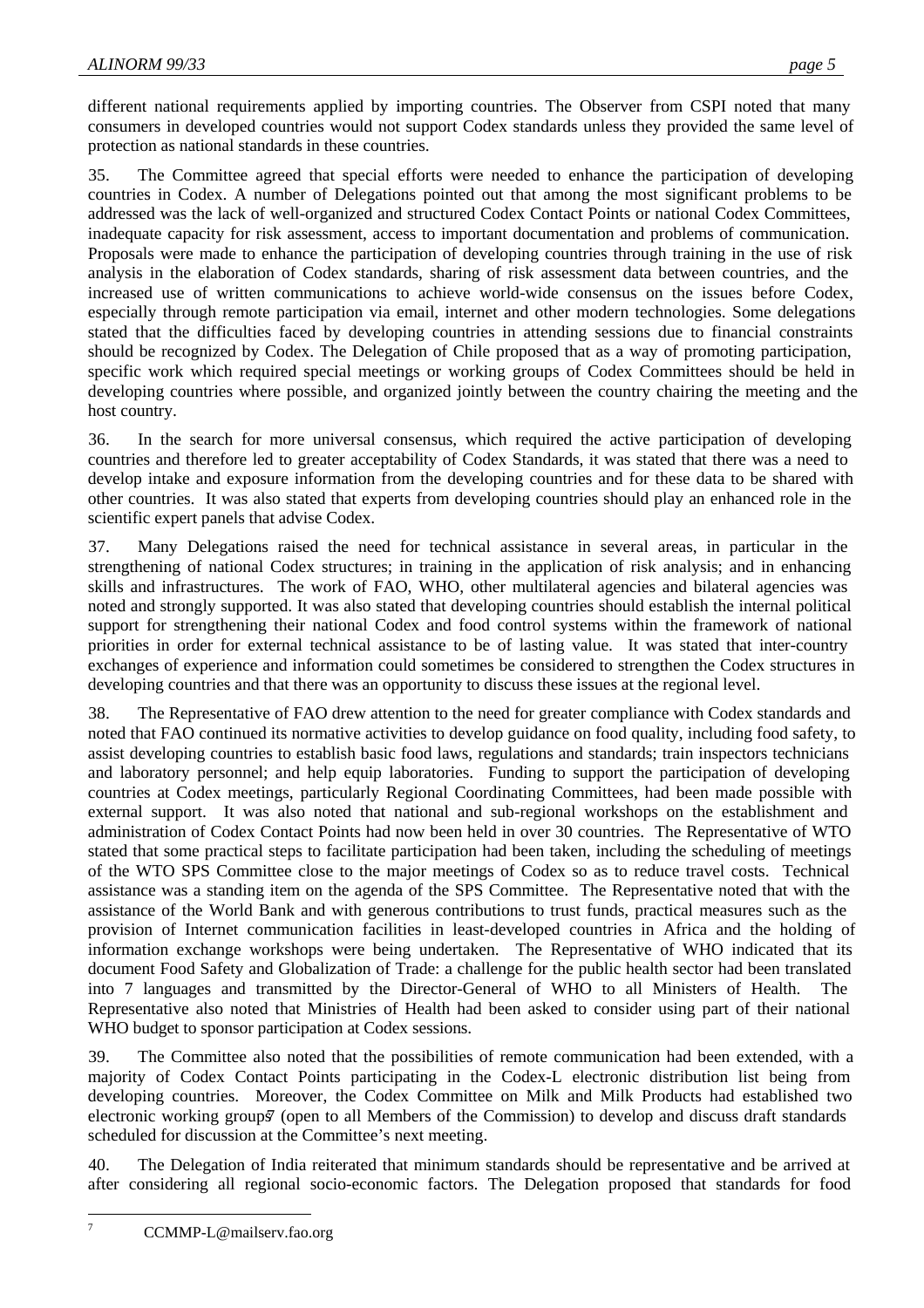different national requirements applied by importing countries. The Observer from CSPI noted that many consumers in developed countries would not support Codex standards unless they provided the same level of protection as national standards in these countries.

35. The Committee agreed that special efforts were needed to enhance the participation of developing countries in Codex. A number of Delegations pointed out that among the most significant problems to be addressed was the lack of well-organized and structured Codex Contact Points or national Codex Committees, inadequate capacity for risk assessment, access to important documentation and problems of communication. Proposals were made to enhance the participation of developing countries through training in the use of risk analysis in the elaboration of Codex standards, sharing of risk assessment data between countries, and the increased use of written communications to achieve world-wide consensus on the issues before Codex, especially through remote participation via email, internet and other modern technologies. Some delegations stated that the difficulties faced by developing countries in attending sessions due to financial constraints should be recognized by Codex. The Delegation of Chile proposed that as a way of promoting participation, specific work which required special meetings or working groups of Codex Committees should be held in developing countries where possible, and organized jointly between the country chairing the meeting and the host country.

36. In the search for more universal consensus, which required the active participation of developing countries and therefore led to greater acceptability of Codex Standards, it was stated that there was a need to develop intake and exposure information from the developing countries and for these data to be shared with other countries. It was also stated that experts from developing countries should play an enhanced role in the scientific expert panels that advise Codex.

37. Many Delegations raised the need for technical assistance in several areas, in particular in the strengthening of national Codex structures; in training in the application of risk analysis; and in enhancing skills and infrastructures. The work of FAO, WHO, other multilateral agencies and bilateral agencies was noted and strongly supported. It was also stated that developing countries should establish the internal political support for strengthening their national Codex and food control systems within the framework of national priorities in order for external technical assistance to be of lasting value. It was stated that inter-country exchanges of experience and information could sometimes be considered to strengthen the Codex structures in developing countries and that there was an opportunity to discuss these issues at the regional level.

38. The Representative of FAO drew attention to the need for greater compliance with Codex standards and noted that FAO continued its normative activities to develop guidance on food quality, including food safety, to assist developing countries to establish basic food laws, regulations and standards; train inspectors technicians and laboratory personnel; and help equip laboratories. Funding to support the participation of developing countries at Codex meetings, particularly Regional Coordinating Committees, had been made possible with external support. It was also noted that national and sub-regional workshops on the establishment and administration of Codex Contact Points had now been held in over 30 countries. The Representative of WTO stated that some practical steps to facilitate participation had been taken, including the scheduling of meetings of the WTO SPS Committee close to the major meetings of Codex so as to reduce travel costs. Technical assistance was a standing item on the agenda of the SPS Committee. The Representative noted that with the assistance of the World Bank and with generous contributions to trust funds, practical measures such as the provision of Internet communication facilities in least-developed countries in Africa and the holding of information exchange workshops were being undertaken. The Representative of WHO indicated that its document Food Safety and Globalization of Trade: a challenge for the public health sector had been translated into 7 languages and transmitted by the Director-General of WHO to all Ministers of Health. The Representative also noted that Ministries of Health had been asked to consider using part of their national WHO budget to sponsor participation at Codex sessions.

39. The Committee also noted that the possibilities of remote communication had been extended, with a majority of Codex Contact Points participating in the Codex-L electronic distribution list being from developing countries. Moreover, the Codex Committee on Milk and Milk Products had established two electronic working groups[7] (open to all Members of the Commission) to develop and discuss draft standards scheduled for discussion at the Committee's next meeting.

40. The Delegation of India reiterated that minimum standards should be representative and be arrived at after considering all regional socio-economic factors. The Delegation proposed that standards for food

[7] CCMMP-L@mailserv.fao.org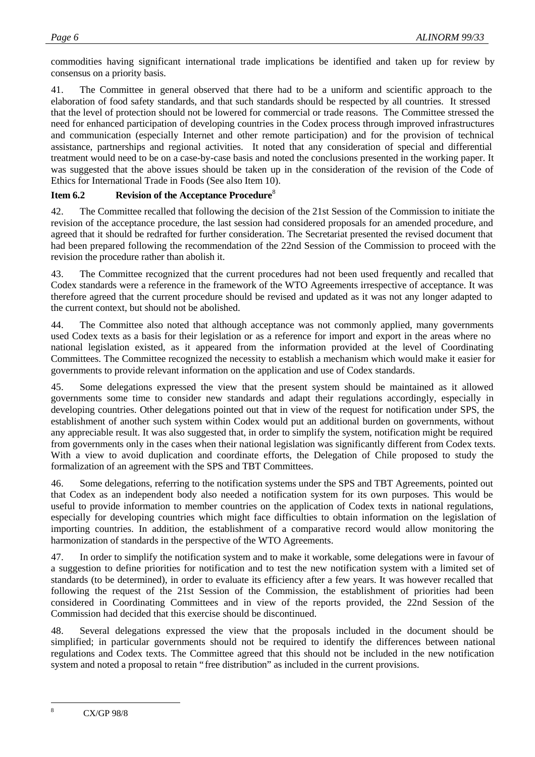commodities having significant international trade implications be identified and taken up for review by consensus on a priority basis.

41. The Committee in general observed that there had to be a uniform and scientific approach to the elaboration of food safety standards, and that such standards should be respected by all countries. It stressed that the level of protection should not be lowered for commercial or trade reasons. The Committee stressed the need for enhanced participation of developing countries in the Codex process through improved infrastructures and communication (especially Internet and other remote participation) and for the provision of technical assistance, partnerships and regional activities. It noted that any consideration of special and differential treatment would need to be on a case-by-case basis and noted the conclusions presented in the working paper. It was suggested that the above issues should be taken up in the consideration of the revision of the Code of Ethics for International Trade in Foods (See also Item 10).

### Item 6.2 Revision of the Acceptance Procedure[8]

42. The Committee recalled that following the decision of the 21st Session of the Commission to initiate the revision of the acceptance procedure, the last session had considered proposals for an amended procedure, and agreed that it should be redrafted for further consideration. The Secretariat presented the revised document that had been prepared following the recommendation of the 22nd Session of the Commission to proceed with the revision the procedure rather than abolish it.

43. The Committee recognized that the current procedures had not been used frequently and recalled that Codex standards were a reference in the framework of the WTO Agreements irrespective of acceptance. It was therefore agreed that the current procedure should be revised and updated as it was not any longer adapted to the current context, but should not be abolished.

44. The Committee also noted that although acceptance was not commonly applied, many governments used Codex texts as a basis for their legislation or as a reference for import and export in the areas where no national legislation existed, as it appeared from the information provided at the level of Coordinating Committees. The Committee recognized the necessity to establish a mechanism which would make it easier for governments to provide relevant information on the application and use of Codex standards.

45. Some delegations expressed the view that the present system should be maintained as it allowed governments some time to consider new standards and adapt their regulations accordingly, especially in developing countries. Other delegations pointed out that in view of the request for notification under SPS, the establishment of another such system within Codex would put an additional burden on governments, without any appreciable result. It was also suggested that, in order to simplify the system, notification might be required from governments only in the cases when their national legislation was significantly different from Codex texts. With a view to avoid duplication and coordinate efforts, the Delegation of Chile proposed to study the formalization of an agreement with the SPS and TBT Committees.

46. Some delegations, referring to the notification systems under the SPS and TBT Agreements, pointed out that Codex as an independent body also needed a notification system for its own purposes. This would be useful to provide information to member countries on the application of Codex texts in national regulations, especially for developing countries which might face difficulties to obtain information on the legislation of importing countries. In addition, the establishment of a comparative record would allow monitoring the harmonization of standards in the perspective of the WTO Agreements.

47. In order to simplify the notification system and to make it workable, some delegations were in favour of a suggestion to define priorities for notification and to test the new notification system with a limited set of standards (to be determined), in order to evaluate its efficiency after a few years. It was however recalled that following the request of the 21st Session of the Commission, the establishment of priorities had been considered in Coordinating Committees and in view of the reports provided, the 22nd Session of the Commission had decided that this exercise should be discontinued.

48. Several delegations expressed the view that the proposals included in the document should be simplified; in particular governments should not be required to identify the differences between national regulations and Codex texts. The Committee agreed that this should not be included in the new notification system and noted a proposal to retain "free distribution" as included in the current provisions.

---

[8] CX/GP 98/8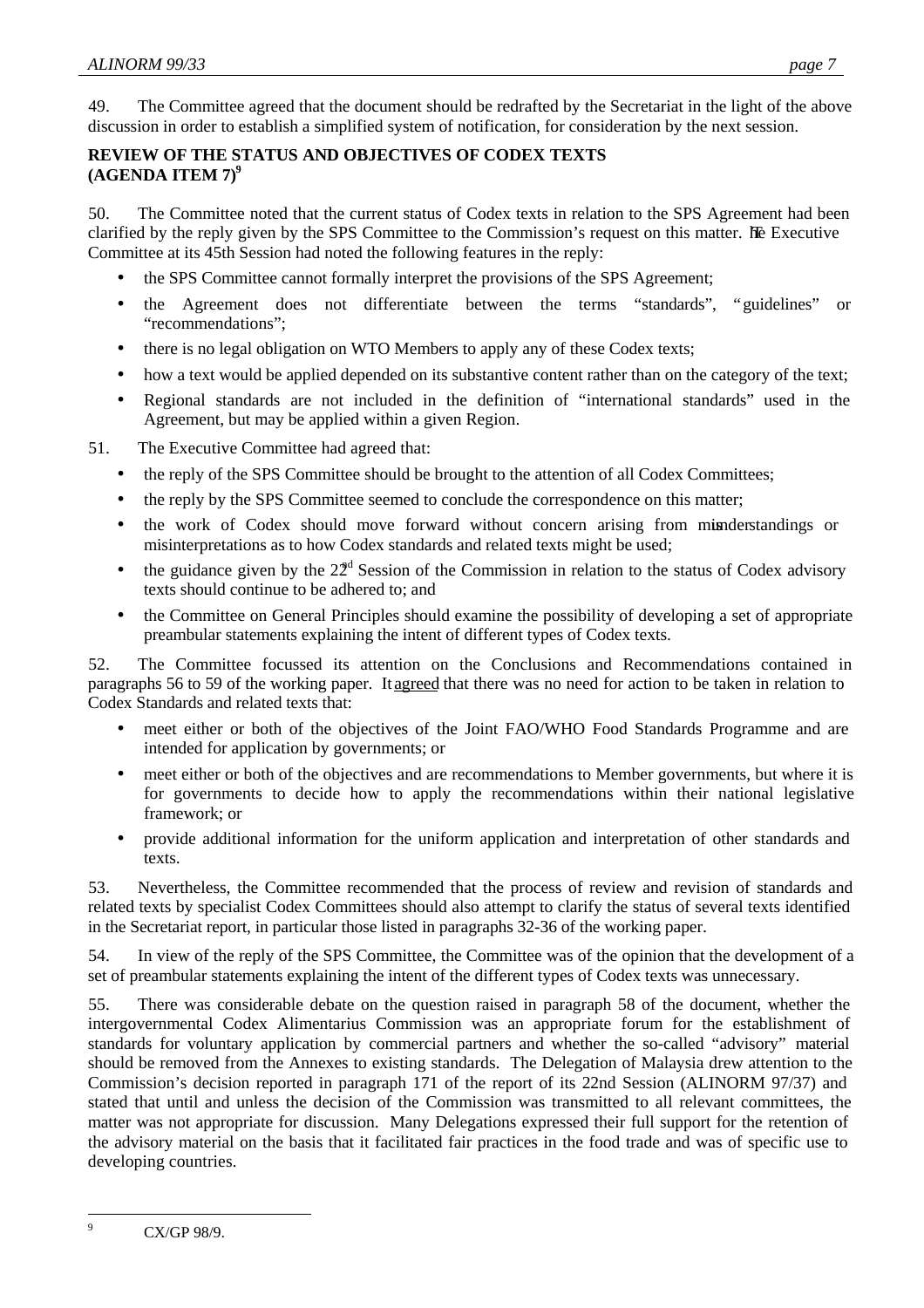49. The Committee agreed that the document should be redrafted by the Secretariat in the light of the above discussion in order to establish a simplified system of notification, for consideration by the next session.

## REVIEW OF THE STATUS AND OBJECTIVES OF CODEX TEXTS (AGENDA ITEM 7)[9]

50. The Committee noted that the current status of Codex texts in relation to the SPS Agreement had been clarified by the reply given by the SPS Committee to the Commission's request on this matter. The Executive Committee at its 45th Session had noted the following features in the reply:

- the SPS Committee cannot formally interpret the provisions of the SPS Agreement;
- the Agreement does not differentiate between the terms "standards", "guidelines" or "recommendations";
- there is no legal obligation on WTO Members to apply any of these Codex texts;
- how a text would be applied depended on its substantive content rather than on the category of the text;
- Regional standards are not included in the definition of "international standards" used in the Agreement, but may be applied within a given Region.

51. The Executive Committee had agreed that:

- the reply of the SPS Committee should be brought to the attention of all Codex Committees;
- the reply by the SPS Committee seemed to conclude the correspondence on this matter;
- the work of Codex should move forward without concern arising from misunderstandings or misinterpretations as to how Codex standards and related texts might be used;
- the guidance given by the 22[nd] Session of the Commission in relation to the status of Codex advisory texts should continue to be adhered to; and
- the Committee on General Principles should examine the possibility of developing a set of appropriate preambular statements explaining the intent of different types of Codex texts.

52. The Committee focussed its attention on the Conclusions and Recommendations contained in paragraphs 56 to 59 of the working paper. It agreed that there was no need for action to be taken in relation to Codex Standards and related texts that:

- meet either or both of the objectives of the Joint FAO/WHO Food Standards Programme and are intended for application by governments; or
- meet either or both of the objectives and are recommendations to Member governments, but where it is for governments to decide how to apply the recommendations within their national legislative framework; or
- provide additional information for the uniform application and interpretation of other standards and texts.

53. Nevertheless, the Committee recommended that the process of review and revision of standards and related texts by specialist Codex Committees should also attempt to clarify the status of several texts identified in the Secretariat report, in particular those listed in paragraphs 32-36 of the working paper.

54. In view of the reply of the SPS Committee, the Committee was of the opinion that the development of a set of preambular statements explaining the intent of the different types of Codex texts was unnecessary.

55. There was considerable debate on the question raised in paragraph 58 of the document, whether the intergovernmental Codex Alimentarius Commission was an appropriate forum for the establishment of standards for voluntary application by commercial partners and whether the so-called "advisory" material should be removed from the Annexes to existing standards. The Delegation of Malaysia drew attention to the Commission's decision reported in paragraph 171 of the report of its 22nd Session (ALINORM 97/37) and stated that until and unless the decision of the Commission was transmitted to all relevant committees, the matter was not appropriate for discussion. Many Delegations expressed their full support for the retention of the advisory material on the basis that it facilitated fair practices in the food trade and was of specific use to developing countries.

---

[9] CX/GP 98/9.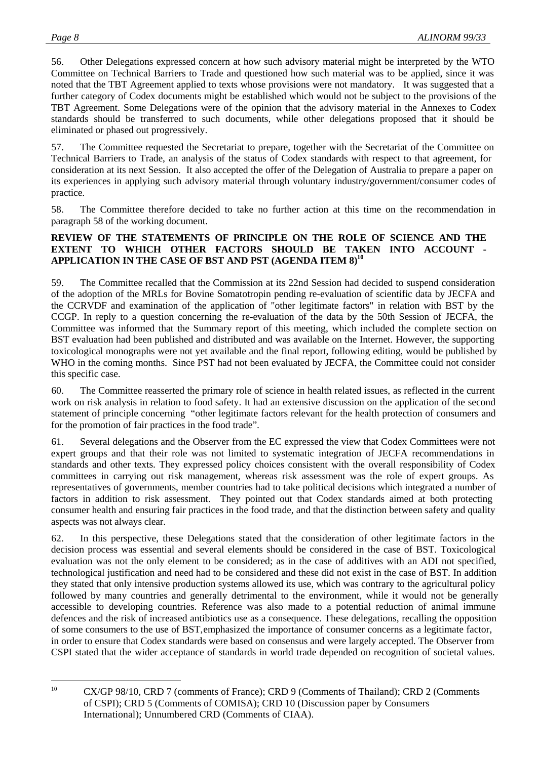56. Other Delegations expressed concern at how such advisory material might be interpreted by the WTO Committee on Technical Barriers to Trade and questioned how such material was to be applied, since it was noted that the TBT Agreement applied to texts whose provisions were not mandatory. It was suggested that a further category of Codex documents might be established which would not be subject to the provisions of the TBT Agreement. Some Delegations were of the opinion that the advisory material in the Annexes to Codex standards should be transferred to such documents, while other delegations proposed that it should be eliminated or phased out progressively.

57. The Committee requested the Secretariat to prepare, together with the Secretariat of the Committee on Technical Barriers to Trade, an analysis of the status of Codex standards with respect to that agreement, for consideration at its next Session. It also accepted the offer of the Delegation of Australia to prepare a paper on its experiences in applying such advisory material through voluntary industry/government/consumer codes of practice.

58. The Committee therefore decided to take no further action at this time on the recommendation in paragraph 58 of the working document.

## REVIEW OF THE STATEMENTS OF PRINCIPLE ON THE ROLE OF SCIENCE AND THE EXTENT TO WHICH OTHER FACTORS SHOULD BE TAKEN INTO ACCOUNT - APPLICATION IN THE CASE OF BST AND PST (AGENDA ITEM 8)[10]

59. The Committee recalled that the Commission at its 22nd Session had decided to suspend consideration of the adoption of the MRLs for Bovine Somatotropin pending re-evaluation of scientific data by JECFA and the CCRVDF and examination of the application of "other legitimate factors" in relation with BST by the CCGP. In reply to a question concerning the re-evaluation of the data by the 50th Session of JECFA, the Committee was informed that the Summary report of this meeting, which included the complete section on BST evaluation had been published and distributed and was available on the Internet. However, the supporting toxicological monographs were not yet available and the final report, following editing, would be published by WHO in the coming months. Since PST had not been evaluated by JECFA, the Committee could not consider this specific case.

60. The Committee reasserted the primary role of science in health related issues, as reflected in the current work on risk analysis in relation to food safety. It had an extensive discussion on the application of the second statement of principle concerning "other legitimate factors relevant for the health protection of consumers and for the promotion of fair practices in the food trade".

61. Several delegations and the Observer from the EC expressed the view that Codex Committees were not expert groups and that their role was not limited to systematic integration of JECFA recommendations in standards and other texts. They expressed policy choices consistent with the overall responsibility of Codex committees in carrying out risk management, whereas risk assessment was the role of expert groups. As representatives of governments, member countries had to take political decisions which integrated a number of factors in addition to risk assessment. They pointed out that Codex standards aimed at both protecting consumer health and ensuring fair practices in the food trade, and that the distinction between safety and quality aspects was not always clear.

62. In this perspective, these Delegations stated that the consideration of other legitimate factors in the decision process was essential and several elements should be considered in the case of BST. Toxicological evaluation was not the only element to be considered; as in the case of additives with an ADI not specified, technological justification and need had to be considered and these did not exist in the case of BST. In addition they stated that only intensive production systems allowed its use, which was contrary to the agricultural policy followed by many countries and generally detrimental to the environment, while it would not be generally accessible to developing countries. Reference was also made to a potential reduction of animal immune defences and the risk of increased antibiotics use as a consequence. These delegations, recalling the opposition of some consumers to the use of BST, emphasized the importance of consumer concerns as a legitimate factor, in order to ensure that Codex standards were based on consensus and were largely accepted. The Observer from CSPI stated that the wider acceptance of standards in world trade depended on recognition of societal values.

---

[10] CX/GP 98/10, CRD 7 (comments of France); CRD 9 (Comments of Thailand); CRD 2 (Comments of CSPI); CRD 5 (Comments of COMISA); CRD 10 (Discussion paper by Consumers International); Unnumbered CRD (Comments of CIAA).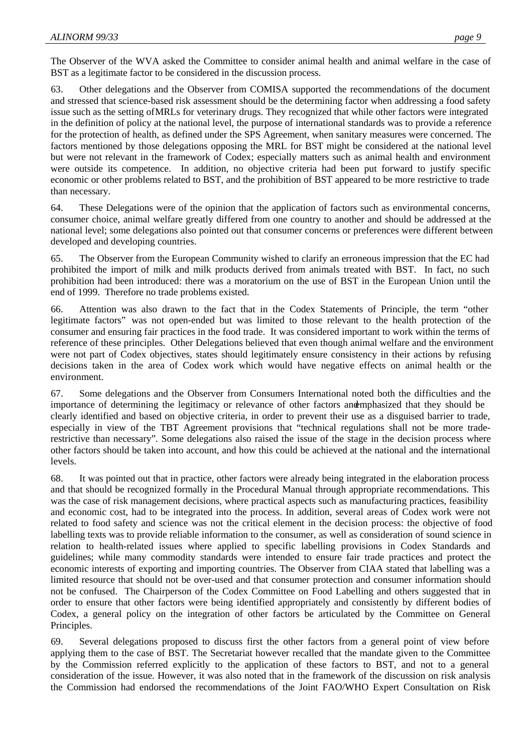The Observer of the WVA asked the Committee to consider animal health and animal welfare in the case of BST as a legitimate factor to be considered in the discussion process.

63. Other delegations and the Observer from COMISA supported the recommendations of the document and stressed that science-based risk assessment should be the determining factor when addressing a food safety issue such as the setting of MRLs for veterinary drugs. They recognized that while other factors were integrated in the definition of policy at the national level, the purpose of international standards was to provide a reference for the protection of health, as defined under the SPS Agreement, when sanitary measures were concerned. The factors mentioned by those delegations opposing the MRL for BST might be considered at the national level but were not relevant in the framework of Codex; especially matters such as animal health and environment were outside its competence. In addition, no objective criteria had been put forward to justify specific economic or other problems related to BST, and the prohibition of BST appeared to be more restrictive to trade than necessary.

64. These Delegations were of the opinion that the application of factors such as environmental concerns, consumer choice, animal welfare greatly differed from one country to another and should be addressed at the national level; some delegations also pointed out that consumer concerns or preferences were different between developed and developing countries.

65. The Observer from the European Community wished to clarify an erroneous impression that the EC had prohibited the import of milk and milk products derived from animals treated with BST. In fact, no such prohibition had been introduced: there was a moratorium on the use of BST in the European Union until the end of 1999. Therefore no trade problems existed.

66. Attention was also drawn to the fact that in the Codex Statements of Principle, the term "other legitimate factors" was not open-ended but was limited to those relevant to the health protection of the consumer and ensuring fair practices in the food trade. It was considered important to work within the terms of reference of these principles. Other Delegations believed that even though animal welfare and the environment were not part of Codex objectives, states should legitimately ensure consistency in their actions by refusing decisions taken in the area of Codex work which would have negative effects on animal health or the environment.

67. Some delegations and the Observer from Consumers International noted both the difficulties and the importance of determining the legitimacy or relevance of other factors and emphasized that they should be clearly identified and based on objective criteria, in order to prevent their use as a disguised barrier to trade, especially in view of the TBT Agreement provisions that "technical regulations shall not be more trade-restrictive than necessary". Some delegations also raised the issue of the stage in the decision process where other factors should be taken into account, and how this could be achieved at the national and the international levels.

68. It was pointed out that in practice, other factors were already being integrated in the elaboration process and that should be recognized formally in the Procedural Manual through appropriate recommendations. This was the case of risk management decisions, where practical aspects such as manufacturing practices, feasibility and economic cost, had to be integrated into the process. In addition, several areas of Codex work were not related to food safety and science was not the critical element in the decision process: the objective of food labelling texts was to provide reliable information to the consumer, as well as consideration of sound science in relation to health-related issues where applied to specific labelling provisions in Codex Standards and guidelines; while many commodity standards were intended to ensure fair trade practices and protect the economic interests of exporting and importing countries. The Observer from CIAA stated that labelling was a limited resource that should not be over-used and that consumer protection and consumer information should not be confused. The Chairperson of the Codex Committee on Food Labelling and others suggested that in order to ensure that other factors were being identified appropriately and consistently by different bodies of Codex, a general policy on the integration of other factors be articulated by the Committee on General Principles.

69. Several delegations proposed to discuss first the other factors from a general point of view before applying them to the case of BST. The Secretariat however recalled that the mandate given to the Committee by the Commission referred explicitly to the application of these factors to BST, and not to a general consideration of the issue. However, it was also noted that in the framework of the discussion on risk analysis the Commission had endorsed the recommendations of the Joint FAO/WHO Expert Consultation on Risk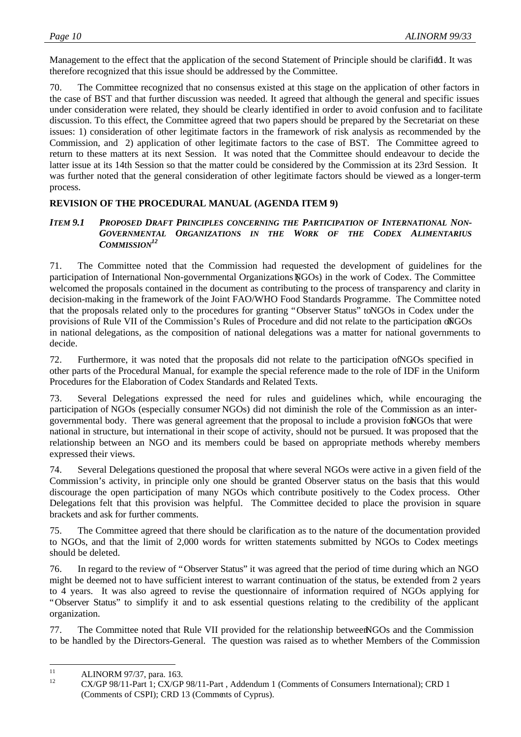Management to the effect that the application of the second Statement of Principle should be clarified[11]. It was therefore recognized that this issue should be addressed by the Committee.

70. The Committee recognized that no consensus existed at this stage on the application of other factors in the case of BST and that further discussion was needed. It agreed that although the general and specific issues under consideration were related, they should be clearly identified in order to avoid confusion and to facilitate discussion. To this effect, the Committee agreed that two papers should be prepared by the Secretariat on these issues: 1) consideration of other legitimate factors in the framework of risk analysis as recommended by the Commission, and 2) application of other legitimate factors to the case of BST. The Committee agreed to return to these matters at its next Session. It was noted that the Committee should endeavour to decide the latter issue at its 14th Session so that the matter could be considered by the Commission at its 23rd Session. It was further noted that the general consideration of other legitimate factors should be viewed as a longer-term process.

## REVISION OF THE PROCEDURAL MANUAL (AGENDA ITEM 9)

### *ITEM 9.1 PROPOSED DRAFT PRINCIPLES CONCERNING THE PARTICIPATION OF INTERNATIONAL NON-GOVERNMENTAL ORGANIZATIONS IN THE WORK OF THE CODEX ALIMENTARIUS COMMISSION*[12]

71. The Committee noted that the Commission had requested the development of guidelines for the participation of International Non-governmental Organizations (NGOs) in the work of Codex. The Committee welcomed the proposals contained in the document as contributing to the process of transparency and clarity in decision-making in the framework of the Joint FAO/WHO Food Standards Programme. The Committee noted that the proposals related only to the procedures for granting "Observer Status" to NGOs in Codex under the provisions of Rule VII of the Commission's Rules of Procedure and did not relate to the participation of NGOs in national delegations, as the composition of national delegations was a matter for national governments to decide.

72. Furthermore, it was noted that the proposals did not relate to the participation of NGOs specified in other parts of the Procedural Manual, for example the special reference made to the role of IDF in the Uniform Procedures for the Elaboration of Codex Standards and Related Texts.

73. Several Delegations expressed the need for rules and guidelines which, while encouraging the participation of NGOs (especially consumer NGOs) did not diminish the role of the Commission as an inter-governmental body. There was general agreement that the proposal to include a provision for NGOs that were national in structure, but international in their scope of activity, should not be pursued. It was proposed that the relationship between an NGO and its members could be based on appropriate methods whereby members expressed their views.

74. Several Delegations questioned the proposal that where several NGOs were active in a given field of the Commission's activity, in principle only one should be granted Observer status on the basis that this would discourage the open participation of many NGOs which contribute positively to the Codex process. Other Delegations felt that this provision was helpful. The Committee decided to place the provision in square brackets and ask for further comments.

75. The Committee agreed that there should be clarification as to the nature of the documentation provided to NGOs, and that the limit of 2,000 words for written statements submitted by NGOs to Codex meetings should be deleted.

76. In regard to the review of "Observer Status" it was agreed that the period of time during which an NGO might be deemed not to have sufficient interest to warrant continuation of the status, be extended from 2 years to 4 years. It was also agreed to revise the questionnaire of information required of NGOs applying for "Observer Status" to simplify it and to ask essential questions relating to the credibility of the applicant organization.

77. The Committee noted that Rule VII provided for the relationship between NGOs and the Commission to be handled by the Directors-General. The question was raised as to whether Members of the Commission

---

[11] ALINORM 97/37, para. 163.

[12] CX/GP 98/11-Part 1; CX/GP 98/11-Part , Addendum 1 (Comments of Consumers International); CRD 1 (Comments of CSPI); CRD 13 (Comments of Cyprus).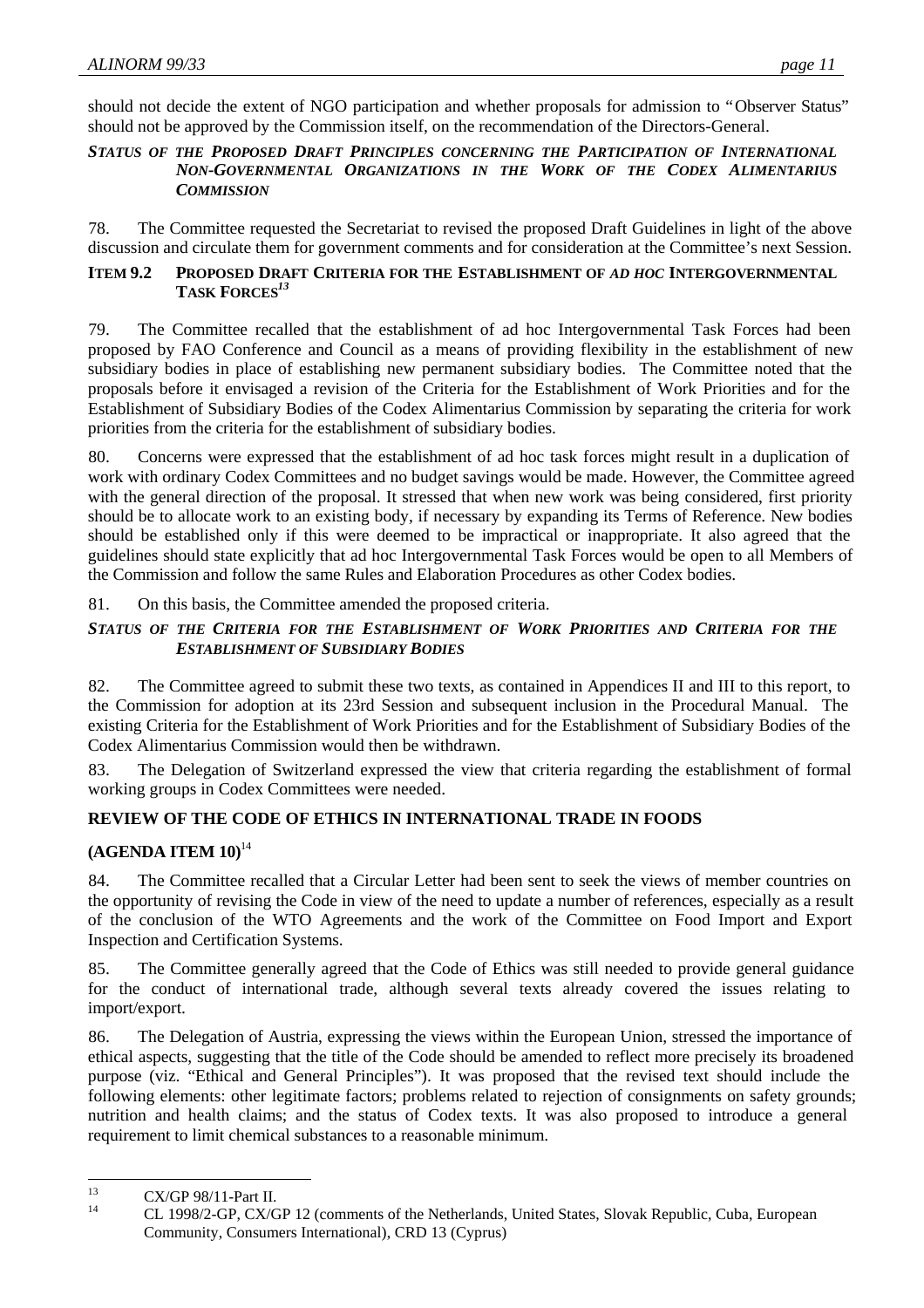should not decide the extent of NGO participation and whether proposals for admission to "Observer Status" should not be approved by the Commission itself, on the recommendation of the Directors-General.

***STATUS OF THE PROPOSED DRAFT PRINCIPLES CONCERNING THE PARTICIPATION OF INTERNATIONAL NON-GOVERNMENTAL ORGANIZATIONS IN THE WORK OF THE CODEX ALIMENTARIUS COMMISSION***

78. The Committee requested the Secretariat to revised the proposed Draft Guidelines in light of the above discussion and circulate them for government comments and for consideration at the Committee's next Session.

### ITEM 9.2 PROPOSED DRAFT CRITERIA FOR THE ESTABLISHMENT OF *AD HOC* INTERGOVERNMENTAL TASK FORCES[13]

79. The Committee recalled that the establishment of ad hoc Intergovernmental Task Forces had been proposed by FAO Conference and Council as a means of providing flexibility in the establishment of new subsidiary bodies in place of establishing new permanent subsidiary bodies. The Committee noted that the proposals before it envisaged a revision of the Criteria for the Establishment of Work Priorities and for the Establishment of Subsidiary Bodies of the Codex Alimentarius Commission by separating the criteria for work priorities from the criteria for the establishment of subsidiary bodies.

80. Concerns were expressed that the establishment of ad hoc task forces might result in a duplication of work with ordinary Codex Committees and no budget savings would be made. However, the Committee agreed with the general direction of the proposal. It stressed that when new work was being considered, first priority should be to allocate work to an existing body, if necessary by expanding its Terms of Reference. New bodies should be established only if this were deemed to be impractical or inappropriate. It also agreed that the guidelines should state explicitly that ad hoc Intergovernmental Task Forces would be open to all Members of the Commission and follow the same Rules and Elaboration Procedures as other Codex bodies.

81. On this basis, the Committee amended the proposed criteria.

***STATUS OF THE CRITERIA FOR THE ESTABLISHMENT OF WORK PRIORITIES AND CRITERIA FOR THE ESTABLISHMENT OF SUBSIDIARY BODIES***

82. The Committee agreed to submit these two texts, as contained in Appendices II and III to this report, to the Commission for adoption at its 23rd Session and subsequent inclusion in the Procedural Manual. The existing Criteria for the Establishment of Work Priorities and for the Establishment of Subsidiary Bodies of the Codex Alimentarius Commission would then be withdrawn.

83. The Delegation of Switzerland expressed the view that criteria regarding the establishment of formal working groups in Codex Committees were needed.

## REVIEW OF THE CODE OF ETHICS IN INTERNATIONAL TRADE IN FOODS

## (AGENDA ITEM 10)[14]

84. The Committee recalled that a Circular Letter had been sent to seek the views of member countries on the opportunity of revising the Code in view of the need to update a number of references, especially as a result of the conclusion of the WTO Agreements and the work of the Committee on Food Import and Export Inspection and Certification Systems.

85. The Committee generally agreed that the Code of Ethics was still needed to provide general guidance for the conduct of international trade, although several texts already covered the issues relating to import/export.

86. The Delegation of Austria, expressing the views within the European Union, stressed the importance of ethical aspects, suggesting that the title of the Code should be amended to reflect more precisely its broadened purpose (viz. "Ethical and General Principles"). It was proposed that the revised text should include the following elements: other legitimate factors; problems related to rejection of consignments on safety grounds; nutrition and health claims; and the status of Codex texts. It was also proposed to introduce a general requirement to limit chemical substances to a reasonable minimum.

---

[13] CX/GP 98/11-Part II.

[14] CL 1998/2-GP, CX/GP 12 (comments of the Netherlands, United States, Slovak Republic, Cuba, European Community, Consumers International), CRD 13 (Cyprus)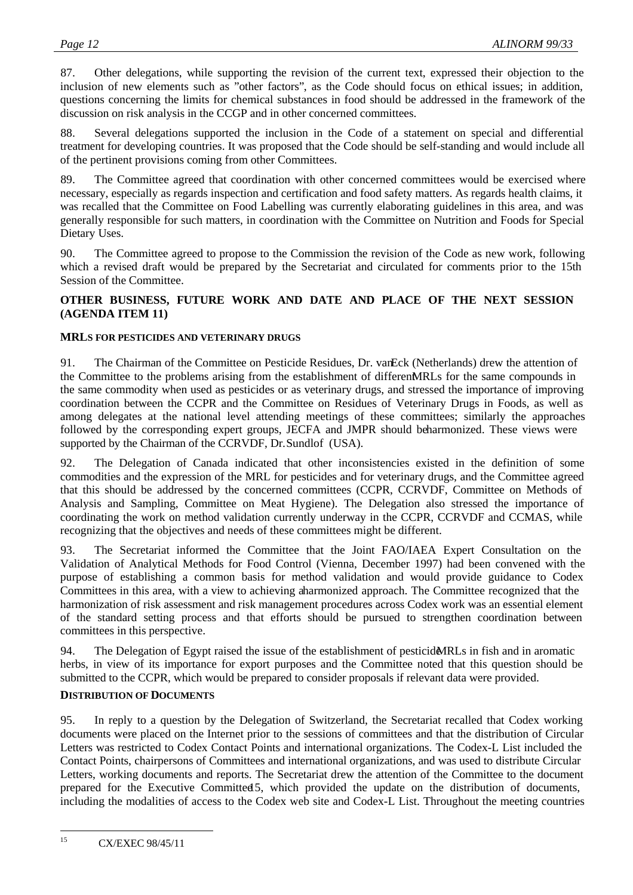87. Other delegations, while supporting the revision of the current text, expressed their objection to the inclusion of new elements such as "other factors", as the Code should focus on ethical issues; in addition, questions concerning the limits for chemical substances in food should be addressed in the framework of the discussion on risk analysis in the CCGP and in other concerned committees.

88. Several delegations supported the inclusion in the Code of a statement on special and differential treatment for developing countries. It was proposed that the Code should be self-standing and would include all of the pertinent provisions coming from other Committees.

89. The Committee agreed that coordination with other concerned committees would be exercised where necessary, especially as regards inspection and certification and food safety matters. As regards health claims, it was recalled that the Committee on Food Labelling was currently elaborating guidelines in this area, and was generally responsible for such matters, in coordination with the Committee on Nutrition and Foods for Special Dietary Uses.

90. The Committee agreed to propose to the Commission the revision of the Code as new work, following which a revised draft would be prepared by the Secretariat and circulated for comments prior to the 15th Session of the Committee.

## OTHER BUSINESS, FUTURE WORK AND DATE AND PLACE OF THE NEXT SESSION (AGENDA ITEM 11)

### MRLS FOR PESTICIDES AND VETERINARY DRUGS

91. The Chairman of the Committee on Pesticide Residues, Dr. van Eck (Netherlands) drew the attention of the Committee to the problems arising from the establishment of different MRLs for the same compounds in the same commodity when used as pesticides or as veterinary drugs, and stressed the importance of improving coordination between the CCPR and the Committee on Residues of Veterinary Drugs in Foods, as well as among delegates at the national level attending meetings of these committees; similarly the approaches followed by the corresponding expert groups, JECFA and JMPR should be harmonized. These views were supported by the Chairman of the CCRVDF, Dr. Sundlof (USA).

92. The Delegation of Canada indicated that other inconsistencies existed in the definition of some commodities and the expression of the MRL for pesticides and for veterinary drugs, and the Committee agreed that this should be addressed by the concerned committees (CCPR, CCRVDF, Committee on Methods of Analysis and Sampling, Committee on Meat Hygiene). The Delegation also stressed the importance of coordinating the work on method validation currently underway in the CCPR, CCRVDF and CCMAS, while recognizing that the objectives and needs of these committees might be different.

93. The Secretariat informed the Committee that the Joint FAO/IAEA Expert Consultation on the Validation of Analytical Methods for Food Control (Vienna, December 1997) had been convened with the purpose of establishing a common basis for method validation and would provide guidance to Codex Committees in this area, with a view to achieving a harmonized approach. The Committee recognized that the harmonization of risk assessment and risk management procedures across Codex work was an essential element of the standard setting process and that efforts should be pursued to strengthen coordination between committees in this perspective.

94. The Delegation of Egypt raised the issue of the establishment of pesticide MRLs in fish and in aromatic herbs, in view of its importance for export purposes and the Committee noted that this question should be submitted to the CCPR, which would be prepared to consider proposals if relevant data were provided.

### DISTRIBUTION OF DOCUMENTS

95. In reply to a question by the Delegation of Switzerland, the Secretariat recalled that Codex working documents were placed on the Internet prior to the sessions of committees and that the distribution of Circular Letters was restricted to Codex Contact Points and international organizations. The Codex-L List included the Contact Points, chairpersons of Committees and international organizations, and was used to distribute Circular Letters, working documents and reports. The Secretariat drew the attention of the Committee to the document prepared for the Executive Committee[15], which provided the update on the distribution of documents, including the modalities of access to the Codex web site and Codex-L List. Throughout the meeting countries

---

[15] CX/EXEC 98/45/11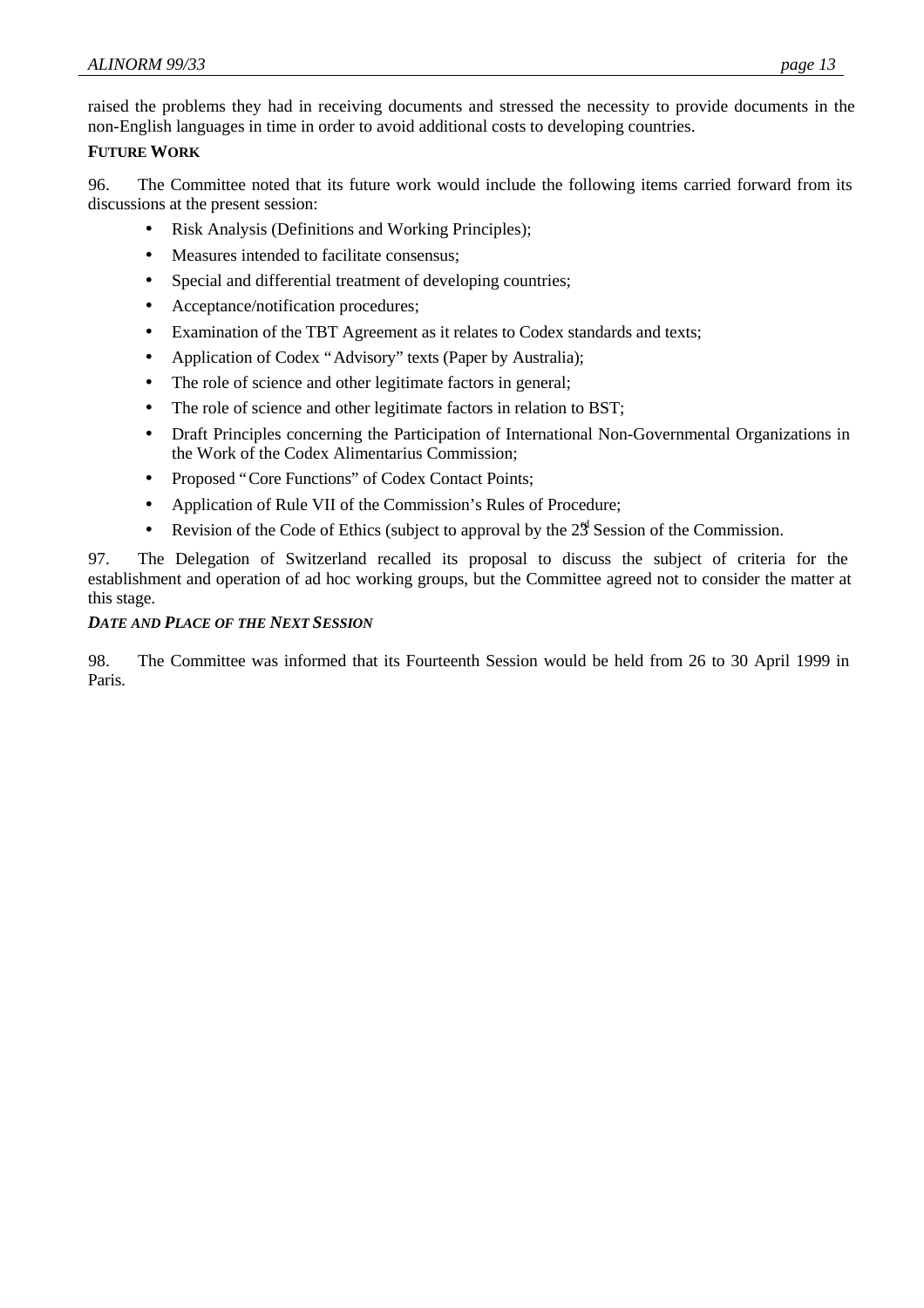raised the problems they had in receiving documents and stressed the necessity to provide documents in the non-English languages in time in order to avoid additional costs to developing countries.

**FUTURE WORK**

96. The Committee noted that its future work would include the following items carried forward from its discussions at the present session:

- Risk Analysis (Definitions and Working Principles);
- Measures intended to facilitate consensus;
- Special and differential treatment of developing countries;
- Acceptance/notification procedures;
- Examination of the TBT Agreement as it relates to Codex standards and texts;
- Application of Codex "Advisory" texts (Paper by Australia);
- The role of science and other legitimate factors in general;
- The role of science and other legitimate factors in relation to BST;
- Draft Principles concerning the Participation of International Non-Governmental Organizations in the Work of the Codex Alimentarius Commission;
- Proposed "Core Functions" of Codex Contact Points;
- Application of Rule VII of the Commission's Rules of Procedure;
- Revision of the Code of Ethics (subject to approval by the 23rd Session of the Commission.

97. The Delegation of Switzerland recalled its proposal to discuss the subject of criteria for the establishment and operation of ad hoc working groups, but the Committee agreed not to consider the matter at this stage.

***DATE AND PLACE OF THE NEXT SESSION***

98. The Committee was informed that its Fourteenth Session would be held from 26 to 30 April 1999 in Paris.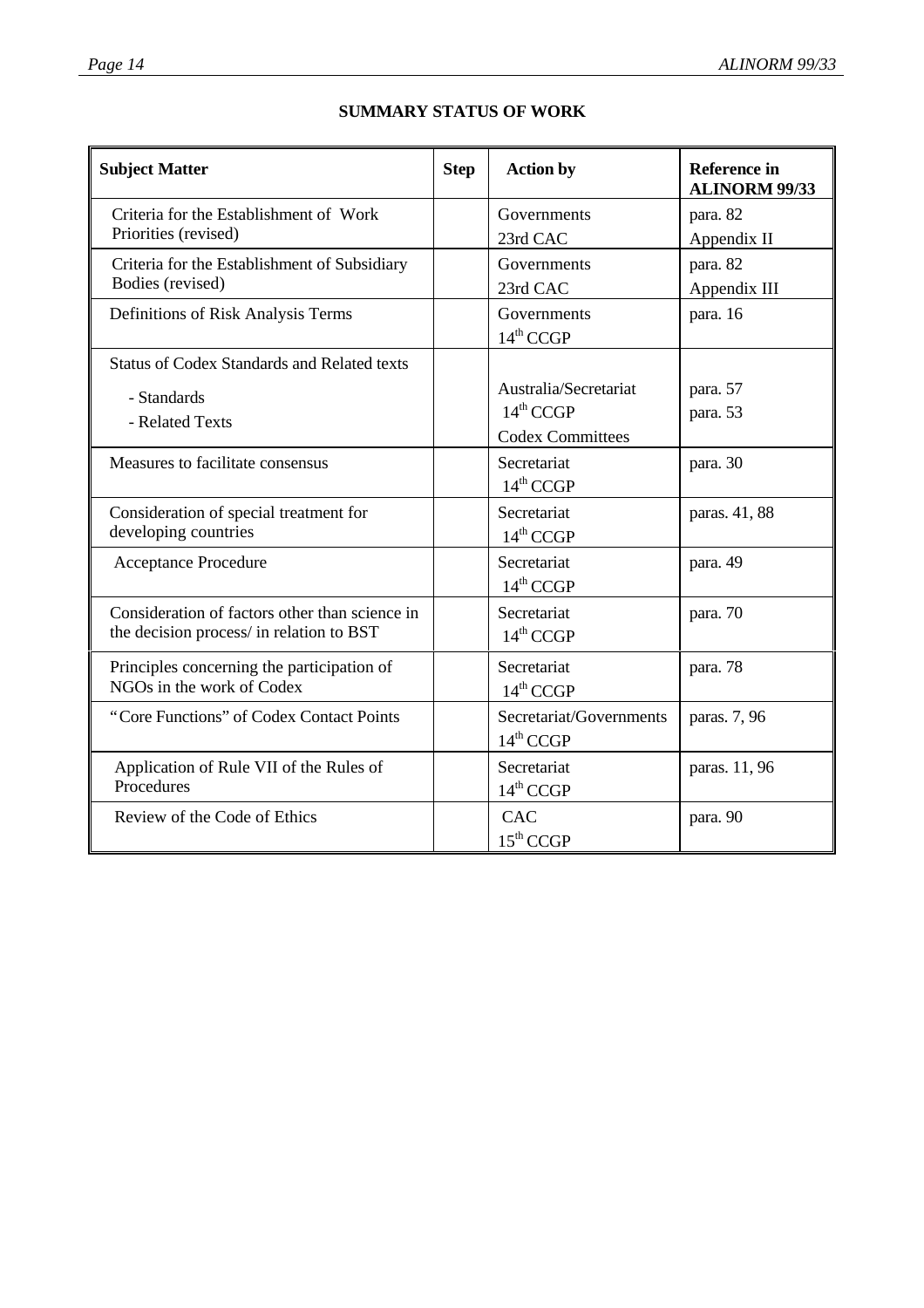## SUMMARY STATUS OF WORK

| Subject Matter | Step | Action by | Reference in ALINORM 99/33 |
|---|---|---|---|
| Criteria for the Establishment of Work Priorities (revised) | | Governments<br>23rd CAC | para. 82<br>Appendix II |
| Criteria for the Establishment of Subsidiary Bodies (revised) | | Governments<br>23rd CAC | para. 82<br>Appendix III |
| Definitions of Risk Analysis Terms | | Governments<br>14th CCGP | para. 16 |
| Status of Codex Standards and Related texts<br>- Standards<br>- Related Texts | | Australia/Secretariat<br>14th CCGP<br>Codex Committees | para. 57<br>para. 53 |
| Measures to facilitate consensus | | Secretariat<br>14th CCGP | para. 30 |
| Consideration of special treatment for developing countries | | Secretariat<br>14th CCGP | paras. 41, 88 |
| Acceptance Procedure | | Secretariat<br>14th CCGP | para. 49 |
| Consideration of factors other than science in the decision process/ in relation to BST | | Secretariat<br>14th CCGP | para. 70 |
| Principles concerning the participation of NGOs in the work of Codex | | Secretariat<br>14th CCGP | para. 78 |
| "Core Functions" of Codex Contact Points | | Secretariat/Governments<br>14th CCGP | paras. 7, 96 |
| Application of Rule VII of the Rules of Procedures | | Secretariat<br>14th CCGP | paras. 11, 96 |
| Review of the Code of Ethics | | CAC<br>15th CCGP | para. 90 |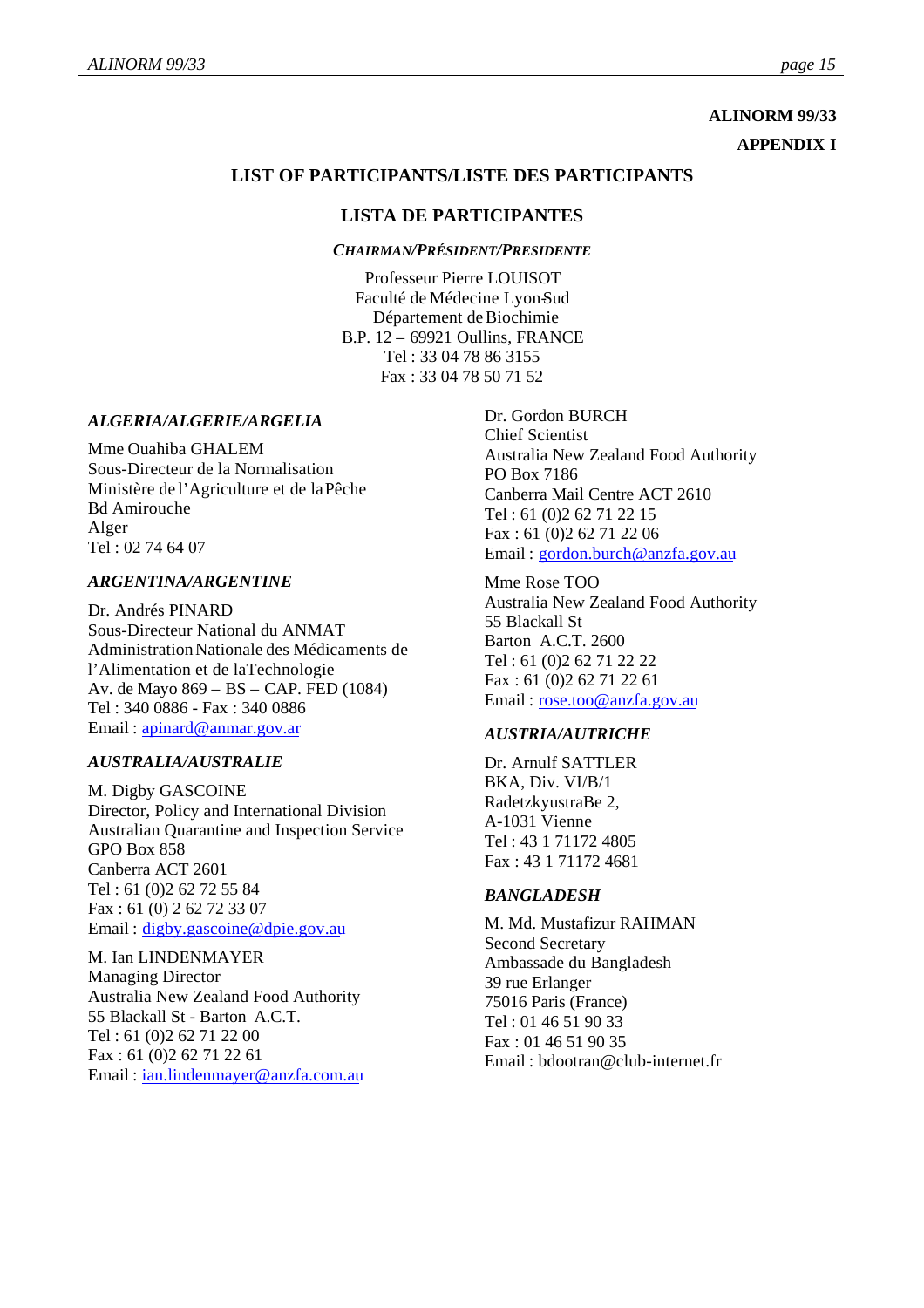**ALINORM 99/33**

**APPENDIX I**

## LIST OF PARTICIPANTS/LISTE DES PARTICIPANTS

## LISTA DE PARTICIPANTES

***CHAIRMAN/PRÉSIDENT/PRESIDENTE***

Professeur Pierre LOUISOT
Faculté de Médecine Lyon-Sud
Département de Biochimie
B.P. 12 – 69921 Oullins, FRANCE
Tel : 33 04 78 86 3155
Fax : 33 04 78 50 71 52

***ALGERIA/ALGERIE/ARGELIA***

Mme Ouahiba GHALEM
Sous-Directeur de la Normalisation
Ministère de l'Agriculture et de la Pêche
Bd Amirouche
Alger
Tel : 02 74 64 07

***ARGENTINA/ARGENTINE***

Dr. Andrés PINARD
Sous-Directeur National du ANMAT
Administration Nationale des Médicaments de l'Alimentation et de la Technologie
Av. de Mayo 869 – BS – CAP. FED (1084)
Tel : 340 0886 - Fax : 340 0886
Email : apinard@anmar.gov.ar

***AUSTRALIA/AUSTRALIE***

M. Digby GASCOINE
Director, Policy and International Division
Australian Quarantine and Inspection Service
GPO Box 858
Canberra ACT 2601
Tel : 61 (0)2 62 72 55 84
Fax : 61 (0) 2 62 72 33 07
Email : digby.gascoine@dpie.gov.au

M. Ian LINDENMAYER
Managing Director
Australia New Zealand Food Authority
55 Blackall St - Barton A.C.T.
Tel : 61 (0)2 62 71 22 00
Fax : 61 (0)2 62 71 22 61
Email : ian.lindenmayer@anzfa.com.au

Dr. Gordon BURCH
Chief Scientist
Australia New Zealand Food Authority
PO Box 7186
Canberra Mail Centre ACT 2610
Tel : 61 (0)2 62 71 22 15
Fax : 61 (0)2 62 71 22 06
Email : gordon.burch@anzfa.gov.au

Mme Rose TOO
Australia New Zealand Food Authority
55 Blackall St
Barton A.C.T. 2600
Tel : 61 (0)2 62 71 22 22
Fax : 61 (0)2 62 71 22 61
Email : rose.too@anzfa.gov.au

***AUSTRIA/AUTRICHE***

Dr. Arnulf SATTLER
BKA, Div. VI/B/1
RadetzkyustraBe 2,
A-1031 Vienne
Tel : 43 1 71172 4805
Fax : 43 1 71172 4681

***BANGLADESH***

M. Md. Mustafizur RAHMAN
Second Secretary
Ambassade du Bangladesh
39 rue Erlanger
75016 Paris (France)
Tel : 01 46 51 90 33
Fax : 01 46 51 90 35
Email : bdootran@club-internet.fr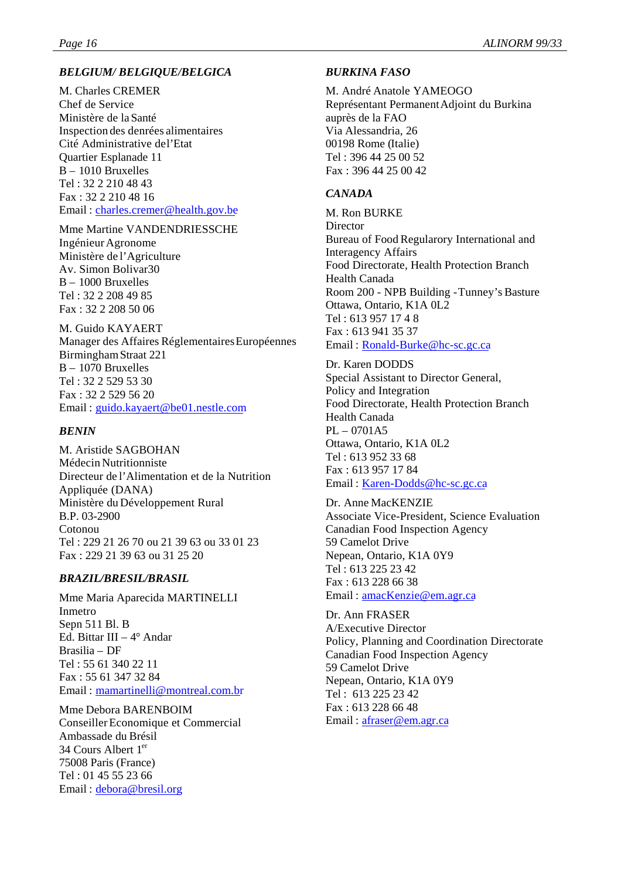***BELGIUM/ BELGIQUE/BELGICA***

M. Charles CREMER
Chef de Service
Ministère de la Santé
Inspection des denrées alimentaires
Cité Administrative del'Etat
Quartier Esplanade 11
B – 1010 Bruxelles
Tel : 32 2 210 48 43
Fax : 32 2 210 48 16
Email : charles.cremer@health.gov.be

Mme Martine VANDENDRIESSCHE
Ingénieur Agronome
Ministère de l'Agriculture
Av. Simon Bolivar30
B – 1000 Bruxelles
Tel : 32 2 208 49 85
Fax : 32 2 208 50 06

M. Guido KAYAERT
Manager des Affaires Réglementaires Européennes
Birmingham Straat 221
B – 1070 Bruxelles
Tel : 32 2 529 53 30
Fax : 32 2 529 56 20
Email : guido.kayaert@be01.nestle.com

***BENIN***

M. Aristide SAGBOHAN
Médecin Nutritionniste
Directeur de l'Alimentation et de la Nutrition Appliquée (DANA)
Ministère du Développement Rural
B.P. 03-2900
Cotonou
Tel : 229 21 26 70 ou 21 39 63 ou 33 01 23
Fax : 229 21 39 63 ou 31 25 20

***BRAZIL/BRESIL/BRASIL***

Mme Maria Aparecida MARTINELLI
Inmetro
Sepn 511 Bl. B
Ed. Bittar III – 4° Andar
Brasilia – DF
Tel : 55 61 340 22 11
Fax : 55 61 347 32 84
Email : mamartinelli@montreal.com.br

Mme Debora BARENBOIM
Conseiller Economique et Commercial
Ambassade du Brésil
34 Cours Albert 1er
75008 Paris (France)
Tel : 01 45 55 23 66
Email : debora@bresil.org

***BURKINA FASO***

M. André Anatole YAMEOGO
Représentant Permanent Adjoint du Burkina auprès de la FAO
Via Alessandria, 26
00198 Rome (Italie)
Tel : 396 44 25 00 52
Fax : 396 44 25 00 42

***CANADA***

M. Ron BURKE
Director
Bureau of Food Regularory International and Interagency Affairs
Food Directorate, Health Protection Branch
Health Canada
Room 200 - NPB Building -Tunney's Basture
Ottawa, Ontario, K1A 0L2
Tel : 613 957 17 4 8
Fax : 613 941 35 37
Email : Ronald-Burke@hc-sc.gc.ca

Dr. Karen DODDS
Special Assistant to Director General, Policy and Integration
Food Directorate, Health Protection Branch
Health Canada
PL – 0701A5
Ottawa, Ontario, K1A 0L2
Tel : 613 952 33 68
Fax : 613 957 17 84
Email : Karen-Dodds@hc-sc.gc.ca

Dr. Anne MacKENZIE
Associate Vice-President, Science Evaluation
Canadian Food Inspection Agency
59 Camelot Drive
Nepean, Ontario, K1A 0Y9
Tel : 613 225 23 42
Fax : 613 228 66 38
Email : amacKenzie@em.agr.ca

Dr. Ann FRASER
A/Executive Director
Policy, Planning and Coordination Directorate
Canadian Food Inspection Agency
59 Camelot Drive
Nepean, Ontario, K1A 0Y9
Tel : 613 225 23 42
Fax : 613 228 66 48
Email : afraser@em.agr.ca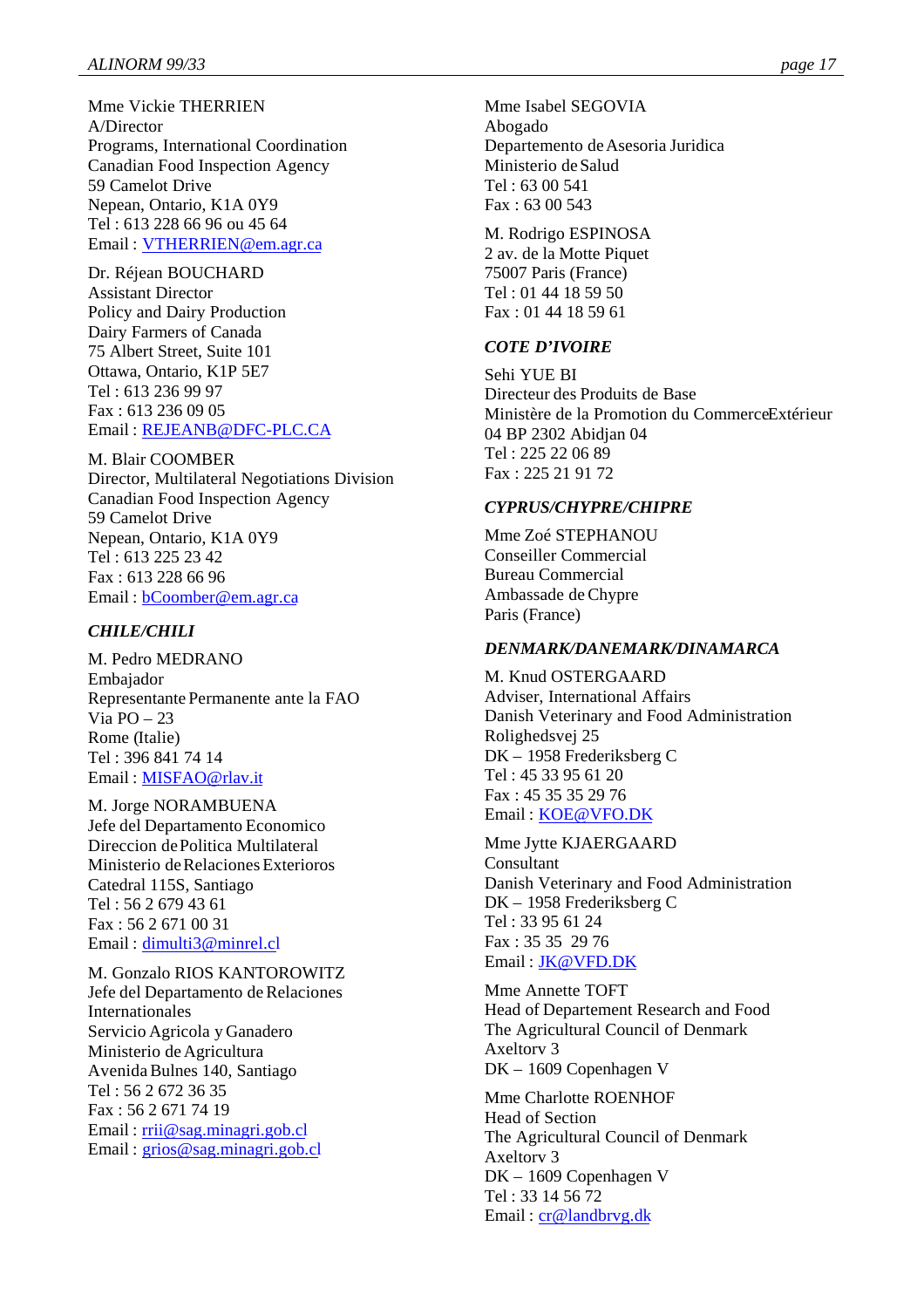Mme Vickie THERRIEN
A/Director
Programs, International Coordination
Canadian Food Inspection Agency
59 Camelot Drive
Nepean, Ontario, K1A 0Y9
Tel : 613 228 66 96 ou 45 64
Email : VTHERRIEN@em.agr.ca

Dr. Réjean BOUCHARD
Assistant Director
Policy and Dairy Production
Dairy Farmers of Canada
75 Albert Street, Suite 101
Ottawa, Ontario, K1P 5E7
Tel : 613 236 99 97
Fax : 613 236 09 05
Email : REJEANB@DFC-PLC.CA

M. Blair COOMBER
Director, Multilateral Negotiations Division
Canadian Food Inspection Agency
59 Camelot Drive
Nepean, Ontario, K1A 0Y9
Tel : 613 225 23 42
Fax : 613 228 66 96
Email : bCoomber@em.agr.ca

### *CHILE/CHILI*

M. Pedro MEDRANO
Embajador
Representante Permanente ante la FAO
Via PO – 23
Rome (Italie)
Tel : 396 841 74 14
Email : MISFAO@rlav.it

M. Jorge NORAMBUENA
Jefe del Departamento Economico
Direccion de Politica Multilateral
Ministerio de Relaciones Exterioros
Catedral 115S, Santiago
Tel : 56 2 679 43 61
Fax : 56 2 671 00 31
Email : dimulti3@minrel.cl

M. Gonzalo RIOS KANTOROWITZ
Jefe del Departamento de Relaciones Internationales
Servicio Agricola y Ganadero
Ministerio de Agricultura
Avenida Bulnes 140, Santiago
Tel : 56 2 672 36 35
Fax : 56 2 671 74 19
Email : rrii@sag.minagri.gob.cl
Email : grios@sag.minagri.gob.cl

Mme Isabel SEGOVIA
Abogado
Departemento de Asesoria Juridica
Ministerio de Salud
Tel : 63 00 541
Fax : 63 00 543

M. Rodrigo ESPINOSA
2 av. de la Motte Piquet
75007 Paris (France)
Tel : 01 44 18 59 50
Fax : 01 44 18 59 61

### *COTE D'IVOIRE*

Sehi YUE BI
Directeur des Produits de Base
Ministère de la Promotion du Commerce Extérieur
04 BP 2302 Abidjan 04
Tel : 225 22 06 89
Fax : 225 21 91 72

### *CYPRUS/CHYPRE/CHIPRE*

Mme Zoé STEPHANOU
Conseiller Commercial
Bureau Commercial
Ambassade de Chypre
Paris (France)

### *DENMARK/DANEMARK/DINAMARCA*

M. Knud OSTERGAARD
Adviser, International Affairs
Danish Veterinary and Food Administration
Rolighedsvej 25
DK – 1958 Frederiksberg C
Tel : 45 33 95 61 20
Fax : 45 35 35 29 76
Email : KOE@VFO.DK

Mme Jytte KJAERGAARD
Consultant
Danish Veterinary and Food Administration
DK – 1958 Frederiksberg C
Tel : 33 95 61 24
Fax : 35 35 29 76
Email : JK@VFD.DK

Mme Annette TOFT
Head of Departement Research and Food
The Agricultural Council of Denmark
Axeltorv 3
DK – 1609 Copenhagen V

Mme Charlotte ROENHOF
Head of Section
The Agricultural Council of Denmark
Axeltorv 3
DK – 1609 Copenhagen V
Tel : 33 14 56 72
Email : cr@landbrvg.dk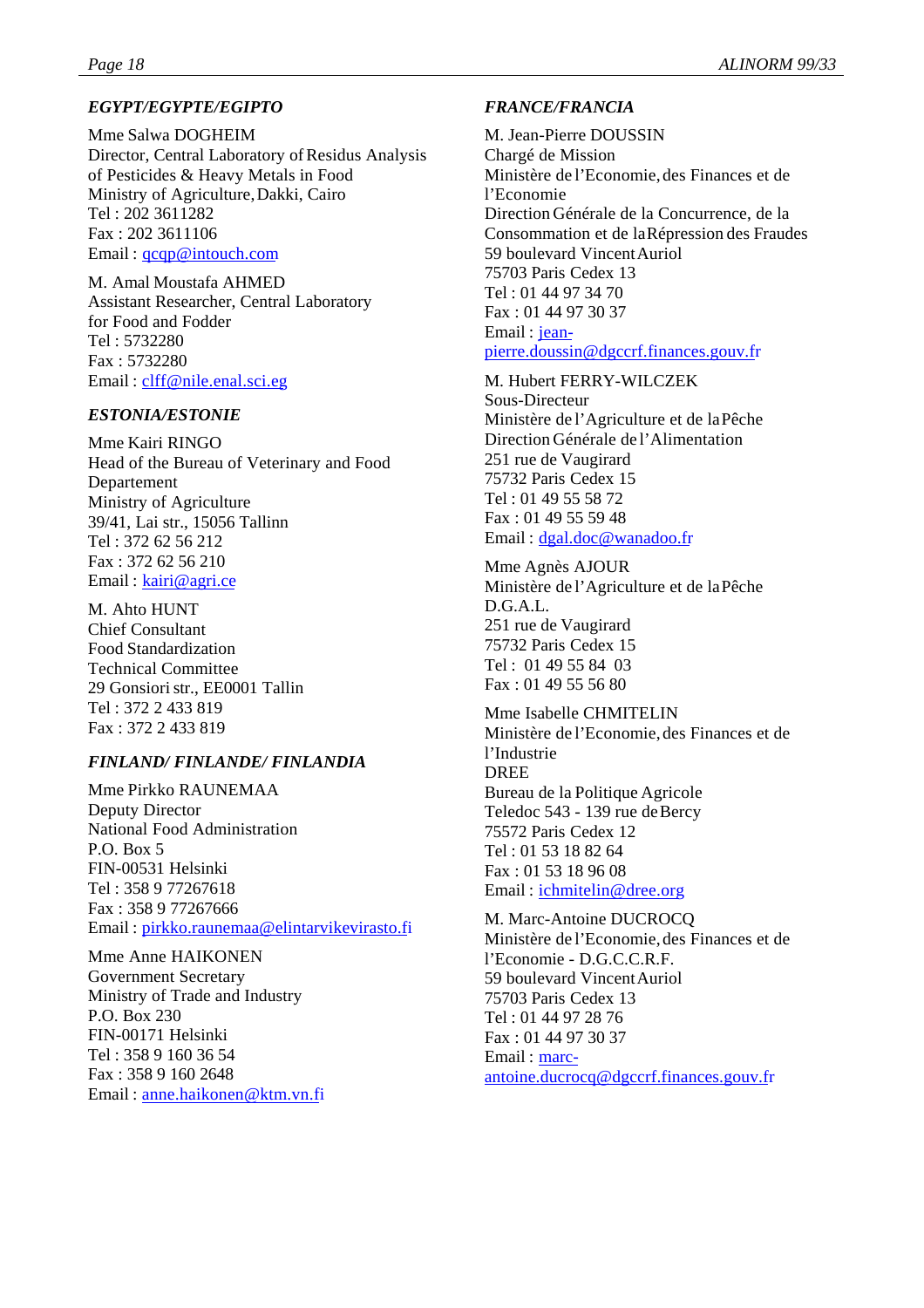### *EGYPT/EGYPTE/EGIPTO*

Mme Salwa DOGHEIM
Director, Central Laboratory of Residus Analysis of Pesticides & Heavy Metals in Food
Ministry of Agriculture, Dakki, Cairo
Tel : 202 3611282
Fax : 202 3611106
Email : qcqp@intouch.com

M. Amal Moustafa AHMED
Assistant Researcher, Central Laboratory for Food and Fodder
Tel : 5732280
Fax : 5732280
Email : clff@nile.enal.sci.eg

### *ESTONIA/ESTONIE*

Mme Kairi RINGO
Head of the Bureau of Veterinary and Food Departement
Ministry of Agriculture
39/41, Lai str., 15056 Tallinn
Tel : 372 62 56 212
Fax : 372 62 56 210
Email : kairi@agri.ce

M. Ahto HUNT
Chief Consultant
Food Standardization
Technical Committee
29 Gonsiori str., EE0001 Tallin
Tel : 372 2 433 819
Fax : 372 2 433 819

### *FINLAND/ FINLANDE/ FINLANDIA*

Mme Pirkko RAUNEMAA
Deputy Director
National Food Administration
P.O. Box 5
FIN-00531 Helsinki
Tel : 358 9 77267618
Fax : 358 9 77267666
Email : pirkko.raunemaa@elintarvikevirasto.fi

Mme Anne HAIKONEN
Government Secretary
Ministry of Trade and Industry
P.O. Box 230
FIN-00171 Helsinki
Tel : 358 9 160 36 54
Fax : 358 9 160 2648
Email : anne.haikonen@ktm.vn.fi

### *FRANCE/FRANCIA*

M. Jean-Pierre DOUSSIN
Chargé de Mission
Ministère de l'Economie, des Finances et de l'Economie
Direction Générale de la Concurrence, de la Consommation et de la Répression des Fraudes
59 boulevard Vincent Auriol
75703 Paris Cedex 13
Tel : 01 44 97 34 70
Fax : 01 44 97 30 37
Email : jean-pierre.doussin@dgccrf.finances.gouv.fr

M. Hubert FERRY-WILCZEK
Sous-Directeur
Ministère de l'Agriculture et de la Pêche
Direction Générale de l'Alimentation
251 rue de Vaugirard
75732 Paris Cedex 15
Tel : 01 49 55 58 72
Fax : 01 49 55 59 48
Email : dgal.doc@wanadoo.fr

Mme Agnès AJOUR
Ministère de l'Agriculture et de la Pêche
D.G.A.L.
251 rue de Vaugirard
75732 Paris Cedex 15
Tel : 01 49 55 84 03
Fax : 01 49 55 56 80

Mme Isabelle CHMITELIN
Ministère de l'Economie, des Finances et de l'Industrie
DREE
Bureau de la Politique Agricole
Teledoc 543 - 139 rue de Bercy
75572 Paris Cedex 12
Tel : 01 53 18 82 64
Fax : 01 53 18 96 08
Email : ichmitelin@dree.org

M. Marc-Antoine DUCROCQ
Ministère de l'Economie, des Finances et de l'Economie - D.G.C.C.R.F.
59 boulevard Vincent Auriol
75703 Paris Cedex 13
Tel : 01 44 97 28 76
Fax : 01 44 97 30 37
Email : marc-antoine.ducrocq@dgccrf.finances.gouv.fr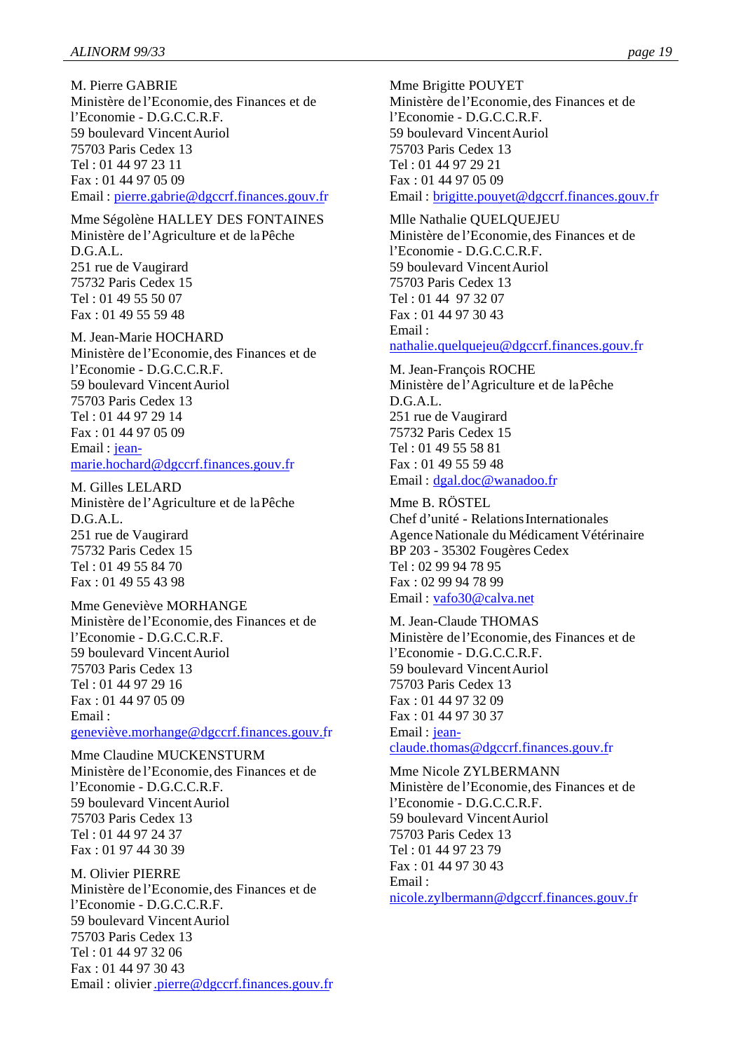M. Pierre GABRIE
Ministère de l'Economie, des Finances et de l'Economie - D.G.C.C.R.F.
59 boulevard Vincent Auriol
75703 Paris Cedex 13
Tel : 01 44 97 23 11
Fax : 01 44 97 05 09
Email : pierre.gabrie@dgccrf.finances.gouv.fr

Mme Ségolène HALLEY DES FONTAINES
Ministère de l'Agriculture et de la Pêche
D.G.A.L.
251 rue de Vaugirard
75732 Paris Cedex 15
Tel : 01 49 55 50 07
Fax : 01 49 55 59 48

M. Jean-Marie HOCHARD
Ministère de l'Economie, des Finances et de l'Economie - D.G.C.C.R.F.
59 boulevard Vincent Auriol
75703 Paris Cedex 13
Tel : 01 44 97 29 14
Fax : 01 44 97 05 09
Email : jean-marie.hochard@dgccrf.finances.gouv.fr

M. Gilles LELARD
Ministère de l'Agriculture et de la Pêche
D.G.A.L.
251 rue de Vaugirard
75732 Paris Cedex 15
Tel : 01 49 55 84 70
Fax : 01 49 55 43 98

Mme Geneviève MORHANGE
Ministère de l'Economie, des Finances et de l'Economie - D.G.C.C.R.F.
59 boulevard Vincent Auriol
75703 Paris Cedex 13
Tel : 01 44 97 29 16
Fax : 01 44 97 05 09
Email : geneviève.morhange@dgccrf.finances.gouv.fr

Mme Claudine MUCKENSTURM
Ministère de l'Economie, des Finances et de l'Economie - D.G.C.C.R.F.
59 boulevard Vincent Auriol
75703 Paris Cedex 13
Tel : 01 44 97 24 37
Fax : 01 97 44 30 39

M. Olivier PIERRE
Ministère de l'Economie, des Finances et de l'Economie - D.G.C.C.R.F.
59 boulevard Vincent Auriol
75703 Paris Cedex 13
Tel : 01 44 97 32 06
Fax : 01 44 97 30 43
Email : olivier.pierre@dgccrf.finances.gouv.fr

Mme Brigitte POUYET
Ministère de l'Economie, des Finances et de l'Economie - D.G.C.C.R.F.
59 boulevard Vincent Auriol
75703 Paris Cedex 13
Tel : 01 44 97 29 21
Fax : 01 44 97 05 09
Email : brigitte.pouyet@dgccrf.finances.gouv.fr

Mlle Nathalie QUELQUEJEU
Ministère de l'Economie, des Finances et de l'Economie - D.G.C.C.R.F.
59 boulevard Vincent Auriol
75703 Paris Cedex 13
Tel : 01 44 97 32 07
Fax : 01 44 97 30 43
Email : nathalie.quelquejeu@dgccrf.finances.gouv.fr

M. Jean-François ROCHE
Ministère de l'Agriculture et de la Pêche
D.G.A.L.
251 rue de Vaugirard
75732 Paris Cedex 15
Tel : 01 49 55 58 81
Fax : 01 49 55 59 48
Email : dgal.doc@wanadoo.fr

Mme B. RÖSTEL
Chef d'unité - Relations Internationales
Agence Nationale du Médicament Vétérinaire
BP 203 - 35302 Fougères Cedex
Tel : 02 99 94 78 95
Fax : 02 99 94 78 99
Email : vafo30@calva.net

M. Jean-Claude THOMAS
Ministère de l'Economie, des Finances et de l'Economie - D.G.C.C.R.F.
59 boulevard Vincent Auriol
75703 Paris Cedex 13
Fax : 01 44 97 32 09
Fax : 01 44 97 30 37
Email : jean-claude.thomas@dgccrf.finances.gouv.fr

Mme Nicole ZYLBERMANN
Ministère de l'Economie, des Finances et de l'Economie - D.G.C.C.R.F.
59 boulevard Vincent Auriol
75703 Paris Cedex 13
Tel : 01 44 97 23 79
Fax : 01 44 97 30 43
Email : nicole.zylbermann@dgccrf.finances.gouv.fr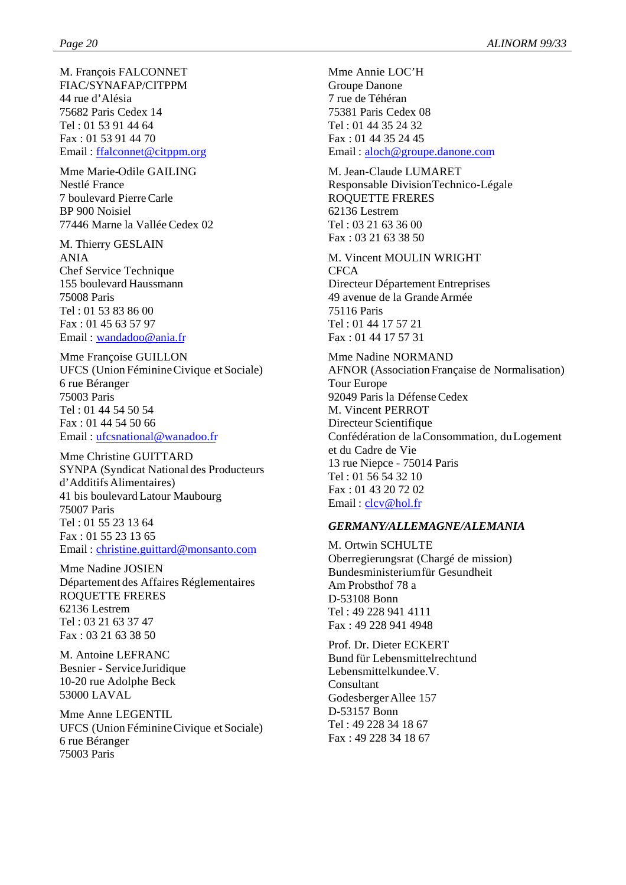M. François FALCONNET
FIAC/SYNAFAP/CITPPM
44 rue d'Alésia
75682 Paris Cedex 14
Tel : 01 53 91 44 64
Fax : 01 53 91 44 70
Email : ffalconnet@citppm.org

Mme Marie-Odile GAILING
Nestlé France
7 boulevard Pierre Carle
BP 900 Noisiel
77446 Marne la Vallée Cedex 02

M. Thierry GESLAIN
ANIA
Chef Service Technique
155 boulevard Haussmann
75008 Paris
Tel : 01 53 83 86 00
Fax : 01 45 63 57 97
Email : wandadoo@ania.fr

Mme Françoise GUILLON
UFCS (Union Féminine Civique et Sociale)
6 rue Béranger
75003 Paris
Tel : 01 44 54 50 54
Fax : 01 44 54 50 66
Email : ufcsnational@wanadoo.fr

Mme Christine GUITTARD
SYNPA (Syndicat National des Producteurs d'Additifs Alimentaires)
41 bis boulevard Latour Maubourg
75007 Paris
Tel : 01 55 23 13 64
Fax : 01 55 23 13 65
Email : christine.guittard@monsanto.com

Mme Nadine JOSIEN
Département des Affaires Réglementaires
ROQUETTE FRERES
62136 Lestrem
Tel : 03 21 63 37 47
Fax : 03 21 63 38 50

M. Antoine LEFRANC
Besnier - Service Juridique
10-20 rue Adolphe Beck
53000 LAVAL

Mme Anne LEGENTIL
UFCS (Union Féminine Civique et Sociale)
6 rue Béranger
75003 Paris

Mme Annie LOC'H
Groupe Danone
7 rue de Téhéran
75381 Paris Cedex 08
Tel : 01 44 35 24 32
Fax : 01 44 35 24 45
Email : aloch@groupe.danone.com

M. Jean-Claude LUMARET
Responsable Division Technico-Légale
ROQUETTE FRERES
62136 Lestrem
Tel : 03 21 63 36 00
Fax : 03 21 63 38 50

M. Vincent MOULIN WRIGHT
CFCA
Directeur Département Entreprises
49 avenue de la Grande Armée
75116 Paris
Tel : 01 44 17 57 21
Fax : 01 44 17 57 31

Mme Nadine NORMAND
AFNOR (Association Française de Normalisation)
Tour Europe
92049 Paris la Défense Cedex
M. Vincent PERROT
Directeur Scientifique
Confédération de la Consommation, du Logement et du Cadre de Vie
13 rue Niepce - 75014 Paris
Tel : 01 56 54 32 10
Fax : 01 43 20 72 02
Email : clcv@hol.fr

***GERMANY/ALLEMAGNE/ALEMANIA***

M. Ortwin SCHULTE
Oberregierungsrat (Chargé de mission)
Bundesministerium für Gesundheit
Am Probsthof 78 a
D-53108 Bonn
Tel : 49 228 941 4111
Fax : 49 228 941 4948

Prof. Dr. Dieter ECKERT
Bund für Lebensmittelrecht und Lebensmittelkunde.V.
Consultant
Godesberger Allee 157
D-53157 Bonn
Tel : 49 228 34 18 67
Fax : 49 228 34 18 67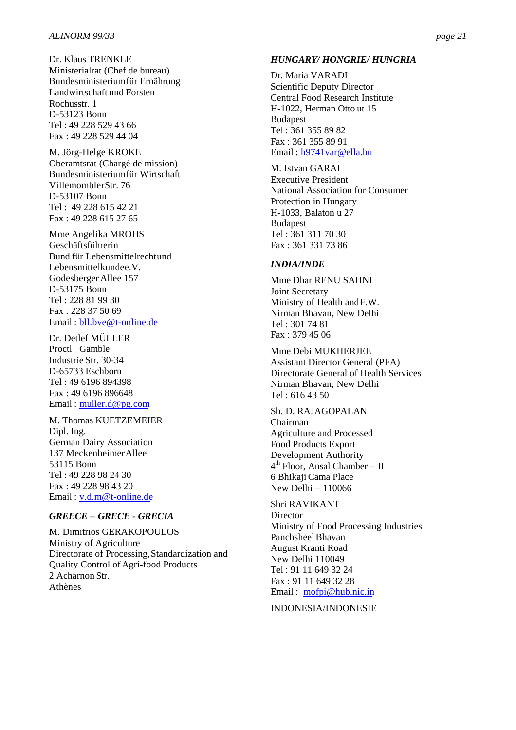Dr. Klaus TRENKLE
Ministerialrat (Chef de bureau)
Bundesministeriumfür Ernährung
Landwirtschaft und Forsten
Rochusstr. 1
D-53123 Bonn
Tel : 49 228 529 43 66
Fax : 49 228 529 44 04

M. Jörg-Helge KROKE
Oberamtsrat (Chargé de mission)
Bundesministeriumfür Wirtschaft
VillemomblerStr. 76
D-53107 Bonn
Tel : 49 228 615 42 21
Fax : 49 228 615 27 65

Mme Angelika MROHS
Geschäftsführerin
Bund für Lebensmittelrechtund
Lebensmittelkundee.V.
Godesberger Allee 157
D-53175 Bonn
Tel : 228 81 99 30
Fax : 228 37 50 69
Email : bll.bve@t-online.de

Dr. Detlef MÜLLER
Proctl Gamble
Industrie Str. 30-34
D-65733 Eschborn
Tel : 49 6196 894398
Fax : 49 6196 896648
Email : muller.d@pg.com

M. Thomas KUETZEMEIER
Dipl. Ing.
German Dairy Association
137 MeckenheimerAllee
53115 Bonn
Tel : 49 228 98 24 30
Fax : 49 228 98 43 20
Email : v.d.m@t-online.de

### *GREECE – GRECE - GRECIA*

M. Dimitrios GERAKOPOULOS
Ministry of Agriculture
Directorate of Processing,Standardization and
Quality Control of Agri-food Products
2 Acharnon Str.
Athènes

### *HUNGARY/ HONGRIE/ HUNGRIA*

Dr. Maria VARADI
Scientific Deputy Director
Central Food Research Institute
H-1022, Herman Otto ut 15
Budapest
Tel : 361 355 89 82
Fax : 361 355 89 91
Email : h9741var@ella.hu

M. Istvan GARAI
Executive President
National Association for Consumer
Protection in Hungary
H-1033, Balaton u 27
Budapest
Tel : 361 311 70 30
Fax : 361 331 73 86

### *INDIA/INDE*

Mme Dhar RENU SAHNI
Joint Secretary
Ministry of Health and F.W.
Nirman Bhavan, New Delhi
Tel : 301 74 81
Fax : 379 45 06

Mme Debi MUKHERJEE
Assistant Director General (PFA)
Directorate General of Health Services
Nirman Bhavan, New Delhi
Tel : 616 43 50

Sh. D. RAJAGOPALAN
Chairman
Agriculture and Processed
Food Products Export
Development Authority
4th Floor, Ansal Chamber – II
6 Bhikaji Cama Place
New Delhi – 110066

Shri RAVIKANT
Director
Ministry of Food Processing Industries
Panchsheel Bhavan
August Kranti Road
New Delhi 110049
Tel : 91 11 649 32 24
Fax : 91 11 649 32 28
Email : mofpi@hub.nic.in

INDONESIA/INDONESIE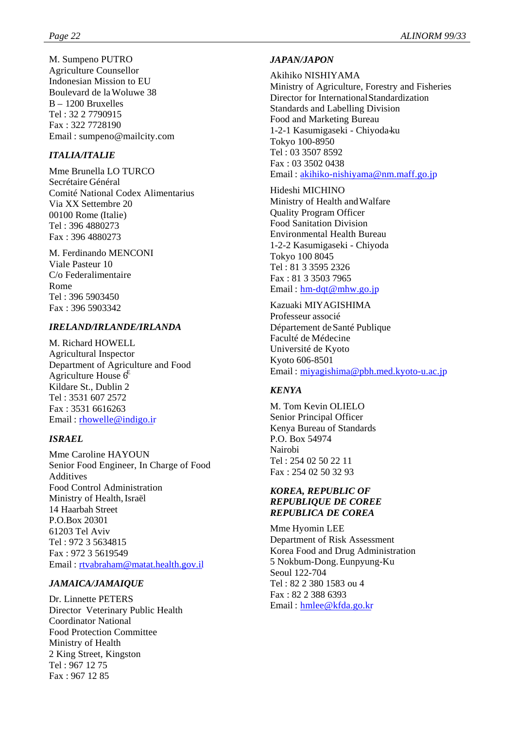M. Sumpeno PUTRO
Agriculture Counsellor
Indonesian Mission to EU
Boulevard de la Woluwe 38
B – 1200 Bruxelles
Tel : 32 2 7790915
Fax : 322 7728190
Email : sumpeno@mailcity.com

***ITALIA/ITALIE***

Mme Brunella LO TURCO
Secrétaire Général
Comité National Codex Alimentarius
Via XX Settembre 20
00100 Rome (Italie)
Tel : 396 4880273
Fax : 396 4880273

M. Ferdinando MENCONI
Viale Pasteur 10
C/o Federalimentaire
Rome
Tel : 396 5903450
Fax : 396 5903342

***IRELAND/IRLANDE/IRLANDA***

M. Richard HOWELL
Agricultural Inspector
Department of Agriculture and Food
Agriculture House 6[E]
Kildare St., Dublin 2
Tel : 3531 607 2572
Fax : 3531 6616263
Email : rhowelle@indigo.ir

***ISRAEL***

Mme Caroline HAYOUN
Senior Food Engineer, In Charge of Food Additives
Food Control Administration
Ministry of Health, Israël
14 Haarbah Street
P.O.Box 20301
61203 Tel Aviv
Tel : 972 3 5634815
Fax : 972 3 5619549
Email : rtvabraham@matat.health.gov.il

***JAMAICA/JAMAIQUE***

Dr. Linnette PETERS
Director Veterinary Public Health
Coordinator National
Food Protection Committee
Ministry of Health
2 King Street, Kingston
Tel : 967 12 75
Fax : 967 12 85

***JAPAN/JAPON***

Akihiko NISHIYAMA
Ministry of Agriculture, Forestry and Fisheries
Director for International Standardization
Standards and Labelling Division
Food and Marketing Bureau
1-2-1 Kasumigaseki - Chiyoda-ku
Tokyo 100-8950
Tel : 03 3507 8592
Fax : 03 3502 0438
Email : akihiko-nishiyama@nm.maff.go.jp

Hideshi MICHINO
Ministry of Health and Walfare
Quality Program Officer
Food Sanitation Division
Environmental Health Bureau
1-2-2 Kasumigaseki - Chiyoda
Tokyo 100 8045
Tel : 81 3 3595 2326
Fax : 81 3 3503 7965
Email : hm-dqt@mhw.go.jp

Kazuaki MIYAGISHIMA
Professeur associé
Département de Santé Publique
Faculté de Médecine
Université de Kyoto
Kyoto 606-8501
Email : miyagishima@pbh.med.kyoto-u.ac.jp

***KENYA***

M. Tom Kevin OLIELO
Senior Principal Officer
Kenya Bureau of Standards
P.O. Box 54974
Nairobi
Tel : 254 02 50 22 11
Fax : 254 02 50 32 93

***KOREA, REPUBLIC OF***
***REPUBLIQUE DE COREE***
***REPUBLICA DE COREA***

Mme Hyomin LEE
Department of Risk Assessment
Korea Food and Drug Administration
5 Nokbum-Dong. Eunpyung-Ku
Seoul 122-704
Tel : 82 2 380 1583 ou 4
Fax : 82 2 388 6393
Email : hmlee@kfda.go.kr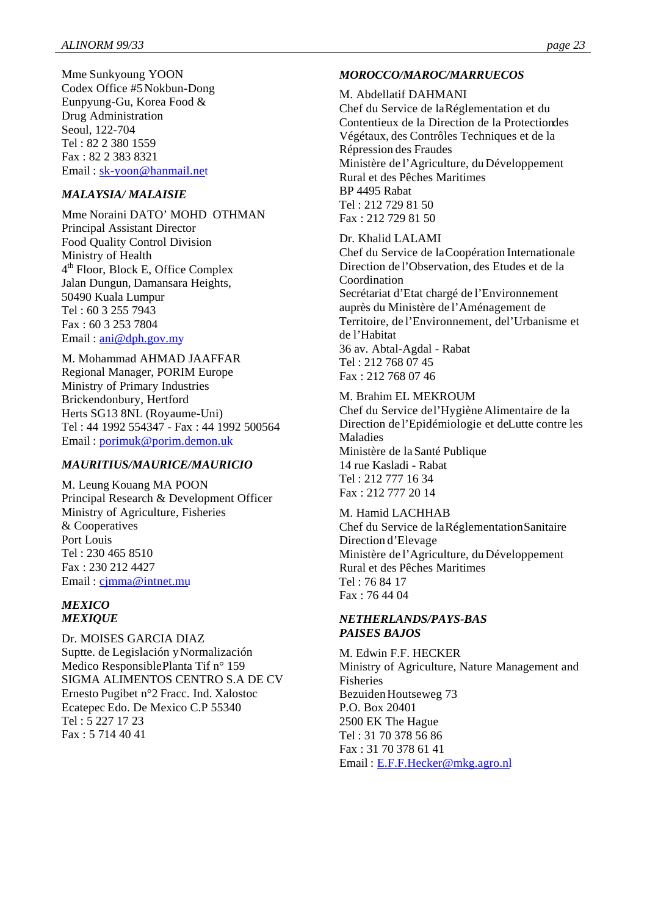Mme Sunkyoung YOON
Codex Office #5 Nokbun-Dong
Eunpyung-Gu, Korea Food &
Drug Administration
Seoul, 122-704
Tel : 82 2 380 1559
Fax : 82 2 383 8321
Email : sk-yoon@hanmail.net

*MALAYSIA/ MALAISIE*

Mme Noraini DATO' MOHD OTHMAN
Principal Assistant Director
Food Quality Control Division
Ministry of Health
4th Floor, Block E, Office Complex
Jalan Dungun, Damansara Heights,
50490 Kuala Lumpur
Tel : 60 3 255 7943
Fax : 60 3 253 7804
Email : ani@dph.gov.my

M. Mohammad AHMAD JAAFFAR
Regional Manager, PORIM Europe
Ministry of Primary Industries
Brickendonbury, Hertford
Herts SG13 8NL (Royaume-Uni)
Tel : 44 1992 554347 - Fax : 44 1992 500564
Email : porimuk@porim.demon.uk

*MAURITIUS/MAURICE/MAURICIO*

M. Leung Kouang MA POON
Principal Research & Development Officer
Ministry of Agriculture, Fisheries
& Cooperatives
Port Louis
Tel : 230 465 8510
Fax : 230 212 4427
Email : cjmma@intnet.mu

*MEXICO*
*MEXIQUE*

Dr. MOISES GARCIA DIAZ
Suptte. de Legislación y Normalización
Medico Responsible Planta Tif n° 159
SIGMA ALIMENTOS CENTRO S.A DE CV
Ernesto Pugibet n°2 Fracc. Ind. Xalostoc
Ecatepec Edo. De Mexico C.P 55340
Tel : 5 227 17 23
Fax : 5 714 40 41

*MOROCCO/MAROC/MARRUECOS*

M. Abdellatif DAHMANI
Chef du Service de la Réglementation et du Contentieux de la Direction de la Protection des Végétaux, des Contrôles Techniques et de la Répression des Fraudes
Ministère de l'Agriculture, du Développement Rural et des Pêches Maritimes
BP 4495 Rabat
Tel : 212 729 81 50
Fax : 212 729 81 50

Dr. Khalid LALAMI
Chef du Service de la Coopération Internationale
Direction de l'Observation, des Etudes et de la Coordination
Secrétariat d'Etat chargé de l'Environnement auprès du Ministère de l'Aménagement de Territoire, de l'Environnement, del'Urbanisme et de l'Habitat
36 av. Abtal-Agdal - Rabat
Tel : 212 768 07 45
Fax : 212 768 07 46

M. Brahim EL MEKROUM
Chef du Service del'Hygiène Alimentaire de la Direction de l'Epidémiologie et deLutte contre les Maladies
Ministère de la Santé Publique
14 rue Kasladi - Rabat
Tel : 212 777 16 34
Fax : 212 777 20 14

M. Hamid LACHHAB
Chef du Service de la Réglementation Sanitaire
Direction d'Elevage
Ministère de l'Agriculture, du Développement Rural et des Pêches Maritimes
Tel : 76 84 17
Fax : 76 44 04

*NETHERLANDS/PAYS-BAS*
*PAISES BAJOS*

M. Edwin F.F. HECKER
Ministry of Agriculture, Nature Management and Fisheries
Bezuiden Houtseweg 73
P.O. Box 20401
2500 EK The Hague
Tel : 31 70 378 56 86
Fax : 31 70 378 61 41
Email : E.F.F.Hecker@mkg.agro.nl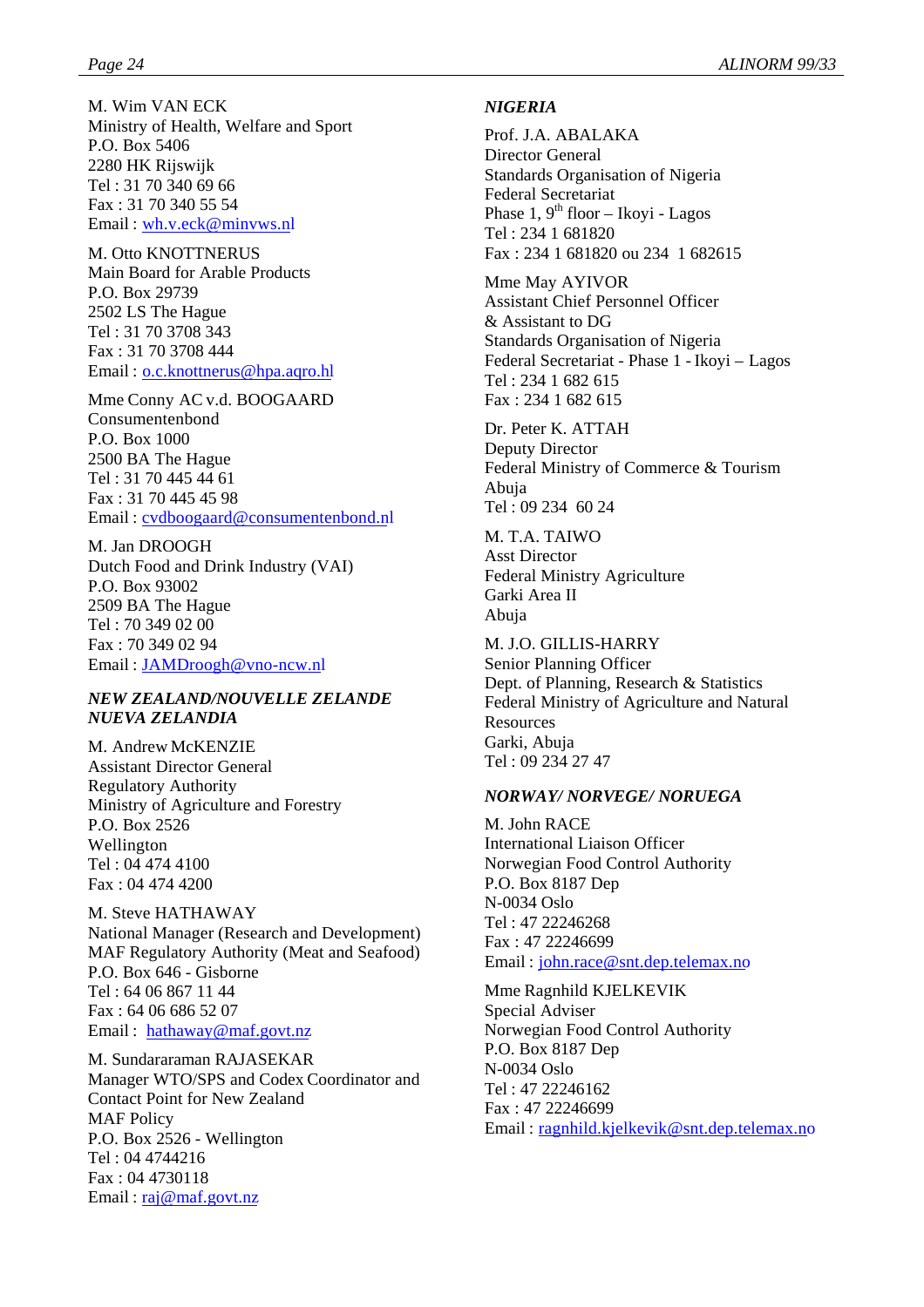M. Wim VAN ECK
Ministry of Health, Welfare and Sport
P.O. Box 5406
2280 HK Rijswijk
Tel : 31 70 340 69 66
Fax : 31 70 340 55 54
Email : wh.v.eck@minvws.nl

M. Otto KNOTTNERUS
Main Board for Arable Products
P.O. Box 29739
2502 LS The Hague
Tel : 31 70 3708 343
Fax : 31 70 3708 444
Email : o.c.knottnerus@hpa.aqro.hl

Mme Conny AC v.d. BOOGAARD
Consumentenbond
P.O. Box 1000
2500 BA The Hague
Tel : 31 70 445 44 61
Fax : 31 70 445 45 98
Email : cvdboogaard@consumentenbond.nl

M. Jan DROOGH
Dutch Food and Drink Industry (VAI)
P.O. Box 93002
2509 BA The Hague
Tel : 70 349 02 00
Fax : 70 349 02 94
Email : JAMDroogh@vno-ncw.nl

***NEW ZEALAND/NOUVELLE ZELANDE***
***NUEVA ZELANDIA***

M. Andrew McKENZIE
Assistant Director General
Regulatory Authority
Ministry of Agriculture and Forestry
P.O. Box 2526
Wellington
Tel : 04 474 4100
Fax : 04 474 4200

M. Steve HATHAWAY
National Manager (Research and Development)
MAF Regulatory Authority (Meat and Seafood)
P.O. Box 646 - Gisborne
Tel : 64 06 867 11 44
Fax : 64 06 686 52 07
Email : hathaway@maf.govt.nz

M. Sundararaman RAJASEKAR
Manager WTO/SPS and Codex Coordinator and Contact Point for New Zealand
MAF Policy
P.O. Box 2526 - Wellington
Tel : 04 4744216
Fax : 04 4730118
Email : raj@maf.govt.nz

***NIGERIA***

Prof. J.A. ABALAKA
Director General
Standards Organisation of Nigeria
Federal Secretariat
Phase 1, 9th floor – Ikoyi - Lagos
Tel : 234 1 681820
Fax : 234 1 681820 ou 234 1 682615

Mme May AYIVOR
Assistant Chief Personnel Officer
& Assistant to DG
Standards Organisation of Nigeria
Federal Secretariat - Phase 1 - Ikoyi – Lagos
Tel : 234 1 682 615
Fax : 234 1 682 615

Dr. Peter K. ATTAH
Deputy Director
Federal Ministry of Commerce & Tourism
Abuja
Tel : 09 234 60 24

M. T.A. TAIWO
Asst Director
Federal Ministry Agriculture
Garki Area II
Abuja

M. J.O. GILLIS-HARRY
Senior Planning Officer
Dept. of Planning, Research & Statistics
Federal Ministry of Agriculture and Natural Resources
Garki, Abuja
Tel : 09 234 27 47

***NORWAY/ NORVEGE/ NORUEGA***

M. John RACE
International Liaison Officer
Norwegian Food Control Authority
P.O. Box 8187 Dep
N-0034 Oslo
Tel : 47 22246268
Fax : 47 22246699
Email : john.race@snt.dep.telemax.no

Mme Ragnhild KJELKEVIK
Special Adviser
Norwegian Food Control Authority
P.O. Box 8187 Dep
N-0034 Oslo
Tel : 47 22246162
Fax : 47 22246699
Email : ragnhild.kjelkevik@snt.dep.telemax.no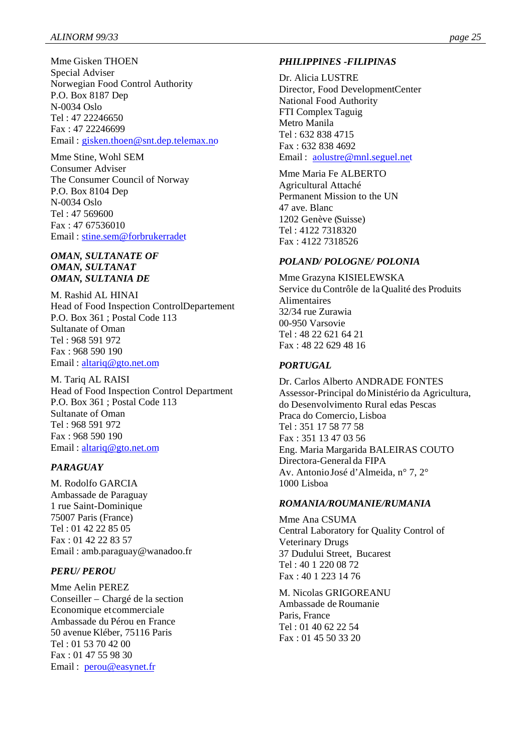Mme Gisken THOEN
Special Adviser
Norwegian Food Control Authority
P.O. Box 8187 Dep
N-0034 Oslo
Tel : 47 22246650
Fax : 47 22246699
Email : gisken.thoen@snt.dep.telemax.no

Mme Stine, Wohl SEM
Consumer Adviser
The Consumer Council of Norway
P.O. Box 8104 Dep
N-0034 Oslo
Tel : 47 569600
Fax : 47 67536010
Email : stine.sem@forbrukerradet

***OMAN, SULTANATE OF***
***OMAN, SULTANAT***
***OMAN, SULTANIA DE***

M. Rashid AL HINAI
Head of Food Inspection ControlDepartement
P.O. Box 361 ; Postal Code 113
Sultanate of Oman
Tel : 968 591 972
Fax : 968 590 190
Email : altariq@gto.net.om

M. Tariq AL RAISI
Head of Food Inspection Control Department
P.O. Box 361 ; Postal Code 113
Sultanate of Oman
Tel : 968 591 972
Fax : 968 590 190
Email : altariq@gto.net.om

***PARAGUAY***

M. Rodolfo GARCIA
Ambassade de Paraguay
1 rue Saint-Dominique
75007 Paris (France)
Tel : 01 42 22 85 05
Fax : 01 42 22 83 57
Email : amb.paraguay@wanadoo.fr

***PERU/ PEROU***

Mme Aelin PEREZ
Conseiller – Chargé de la section
Economique etcommerciale
Ambassade du Pérou en France
50 avenue Kléber, 75116 Paris
Tel : 01 53 70 42 00
Fax : 01 47 55 98 30
Email : perou@easynet.fr

***PHILIPPINES -FILIPINAS***

Dr. Alicia LUSTRE
Director, Food DevelopmentCenter
National Food Authority
FTI Complex Taguig
Metro Manila
Tel : 632 838 4715
Fax : 632 838 4692
Email : aolustre@mnl.seguel.net

Mme Maria Fe ALBERTO
Agricultural Attaché
Permanent Mission to the UN
47 ave. Blanc
1202 Genève (Suisse)
Tel : 4122 7318320
Fax : 4122 7318526

***POLAND/ POLOGNE/ POLONIA***

Mme Grazyna KISIELEWSKA
Service du Contrôle de la Qualité des Produits Alimentaires
32/34 rue Zurawia
00-950 Varsovie
Tel : 48 22 621 64 21
Fax : 48 22 629 48 16

***PORTUGAL***

Dr. Carlos Alberto ANDRADE FONTES
Assessor-Principal do Ministério da Agricultura, do Desenvolvimento Rural edas Pescas
Praca do Comercio, Lisboa
Tel : 351 17 58 77 58
Fax : 351 13 47 03 56
Eng. Maria Margarida BALEIRAS COUTO
Directora-General da FIPA
Av. Antonio José d'Almeida, n° 7, 2°
1000 Lisboa

***ROMANIA/ROUMANIE/RUMANIA***

Mme Ana CSUMA
Central Laboratory for Quality Control of Veterinary Drugs
37 Dudului Street, Bucarest
Tel : 40 1 220 08 72
Fax : 40 1 223 14 76

M. Nicolas GRIGOREANU
Ambassade de Roumanie
Paris, France
Tel : 01 40 62 22 54
Fax : 01 45 50 33 20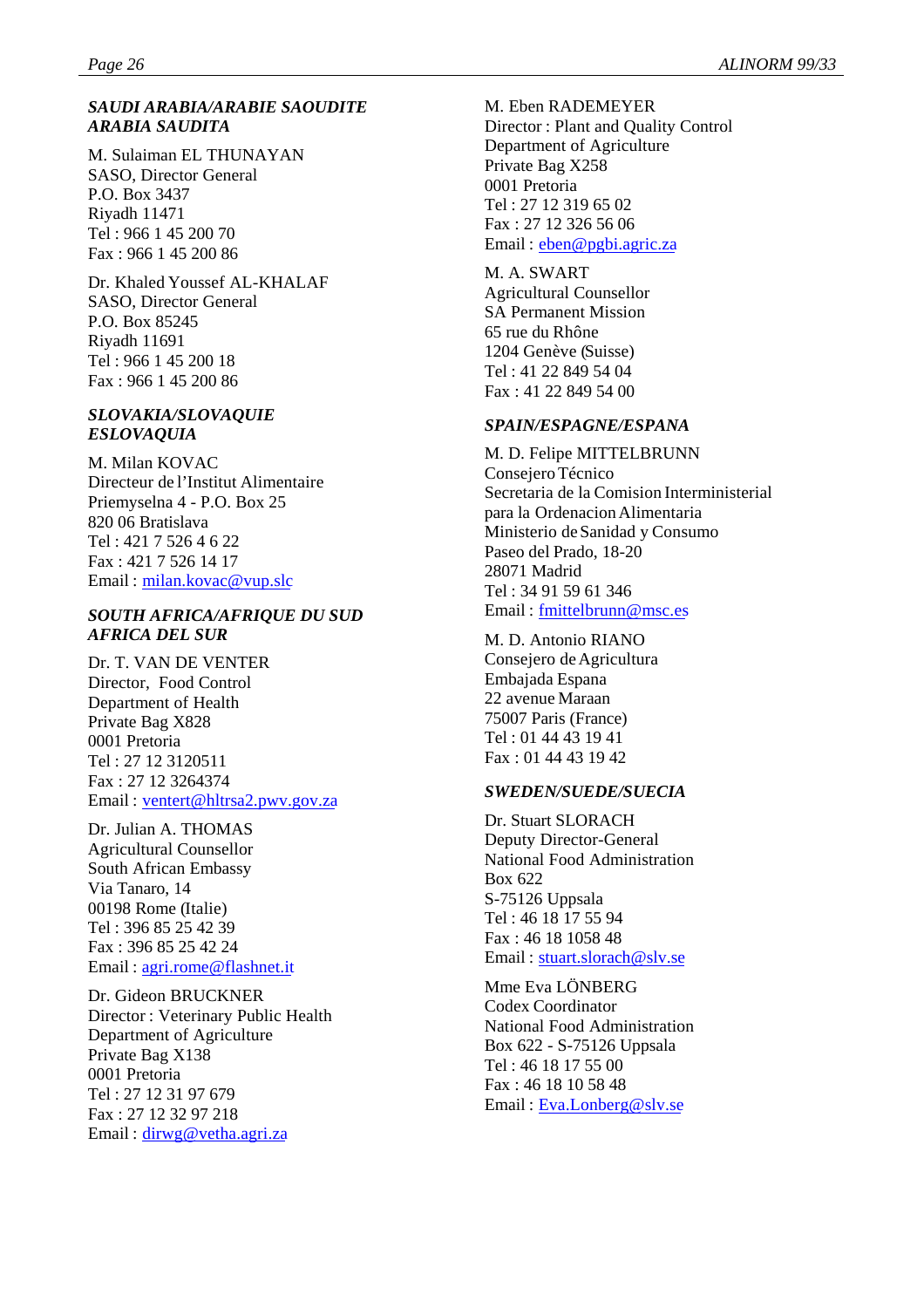***SAUDI ARABIA/ARABIE SAOUDITE ARABIA SAUDITA***

M. Sulaiman EL THUNAYAN
SASO, Director General
P.O. Box 3437
Riyadh 11471
Tel : 966 1 45 200 70
Fax : 966 1 45 200 86

Dr. Khaled Youssef AL-KHALAF
SASO, Director General
P.O. Box 85245
Riyadh 11691
Tel : 966 1 45 200 18
Fax : 966 1 45 200 86

***SLOVAKIA/SLOVAQUIE ESLOVAQUIA***

M. Milan KOVAC
Directeur de l'Institut Alimentaire
Priemyselna 4 - P.O. Box 25
820 06 Bratislava
Tel : 421 7 526 4 6 22
Fax : 421 7 526 14 17
Email : milan.kovac@vup.slc

***SOUTH AFRICA/AFRIQUE DU SUD AFRICA DEL SUR***

Dr. T. VAN DE VENTER
Director, Food Control
Department of Health
Private Bag X828
0001 Pretoria
Tel : 27 12 3120511
Fax : 27 12 3264374
Email : ventert@hltrsa2.pwv.gov.za

Dr. Julian A. THOMAS
Agricultural Counsellor
South African Embassy
Via Tanaro, 14
00198 Rome (Italie)
Tel : 396 85 25 42 39
Fax : 396 85 25 42 24
Email : agri.rome@flashnet.it

Dr. Gideon BRUCKNER
Director : Veterinary Public Health
Department of Agriculture
Private Bag X138
0001 Pretoria
Tel : 27 12 31 97 679
Fax : 27 12 32 97 218
Email : dirwg@vetha.agri.za

M. Eben RADEMEYER
Director : Plant and Quality Control
Department of Agriculture
Private Bag X258
0001 Pretoria
Tel : 27 12 319 65 02
Fax : 27 12 326 56 06
Email : eben@pgbi.agric.za

M. A. SWART
Agricultural Counsellor
SA Permanent Mission
65 rue du Rhône
1204 Genève (Suisse)
Tel : 41 22 849 54 04
Fax : 41 22 849 54 00

***SPAIN/ESPAGNE/ESPANA***

M. D. Felipe MITTELBRUNN
Consejero Técnico
Secretaria de la Comision Interministerial para la Ordenacion Alimentaria
Ministerio de Sanidad y Consumo
Paseo del Prado, 18-20
28071 Madrid
Tel : 34 91 59 61 346
Email : fmittelbrunn@msc.es

M. D. Antonio RIANO
Consejero de Agricultura
Embajada Espana
22 avenue Maraan
75007 Paris (France)
Tel : 01 44 43 19 41
Fax : 01 44 43 19 42

***SWEDEN/SUEDE/SUECIA***

Dr. Stuart SLORACH
Deputy Director-General
National Food Administration
Box 622
S-75126 Uppsala
Tel : 46 18 17 55 94
Fax : 46 18 1058 48
Email : stuart.slorach@slv.se

Mme Eva LÖNBERG
Codex Coordinator
National Food Administration
Box 622 - S-75126 Uppsala
Tel : 46 18 17 55 00
Fax : 46 18 10 58 48
Email : Eva.Lonberg@slv.se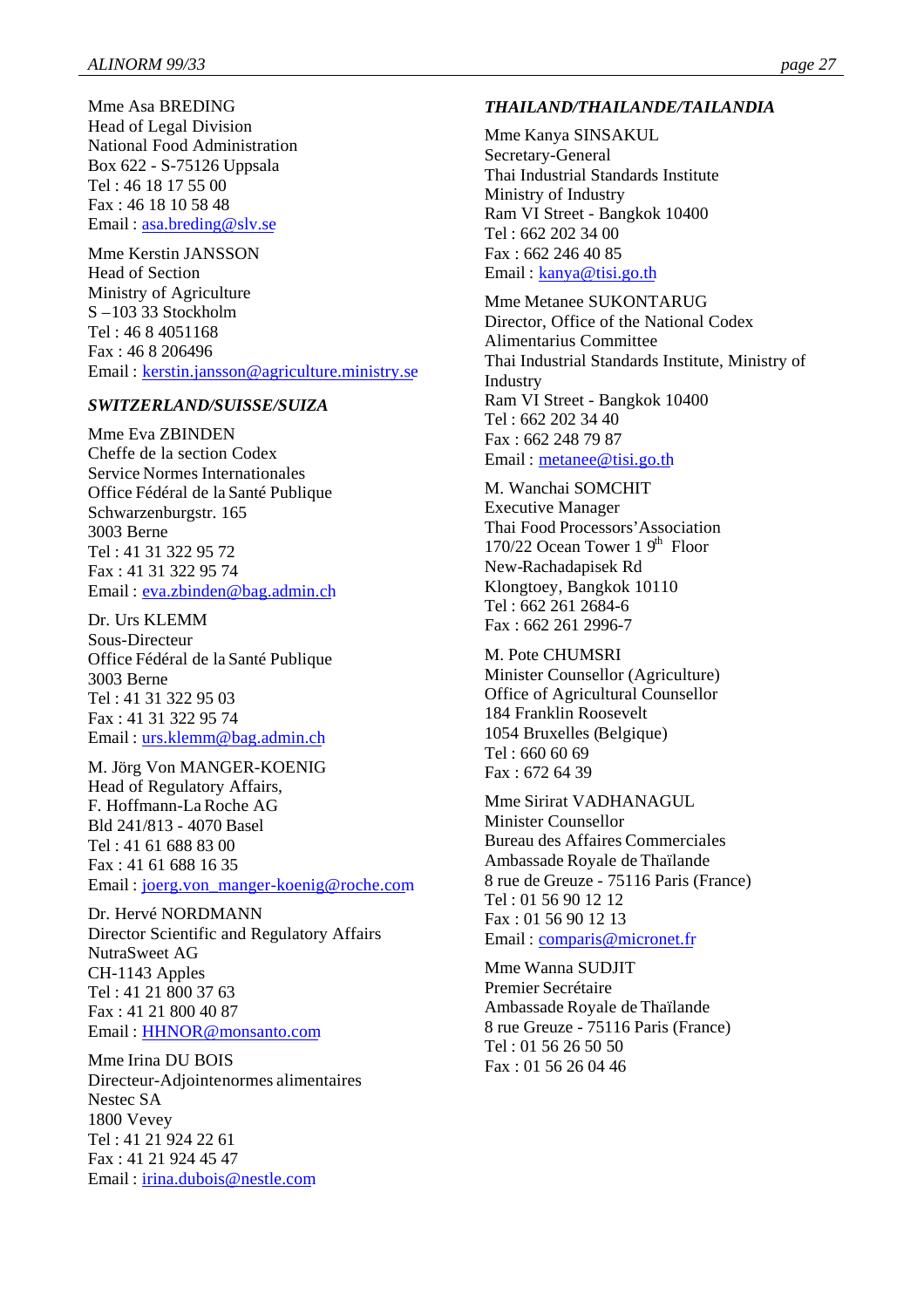Mme Asa BREDING
Head of Legal Division
National Food Administration
Box 622 - S-75126 Uppsala
Tel : 46 18 17 55 00
Fax : 46 18 10 58 48
Email : asa.breding@slv.se

Mme Kerstin JANSSON
Head of Section
Ministry of Agriculture
S –103 33 Stockholm
Tel : 46 8 4051168
Fax : 46 8 206496
Email : kerstin.jansson@agriculture.ministry.se

***SWITZERLAND/SUISSE/SUIZA***

Mme Eva ZBINDEN
Cheffe de la section Codex
Service Normes Internationales
Office Fédéral de la Santé Publique
Schwarzenburgstr. 165
3003 Berne
Tel : 41 31 322 95 72
Fax : 41 31 322 95 74
Email : eva.zbinden@bag.admin.ch

Dr. Urs KLEMM
Sous-Directeur
Office Fédéral de la Santé Publique
3003 Berne
Tel : 41 31 322 95 03
Fax : 41 31 322 95 74
Email : urs.klemm@bag.admin.ch

M. Jörg Von MANGER-KOENIG
Head of Regulatory Affairs,
F. Hoffmann-La Roche AG
Bld 241/813 - 4070 Basel
Tel : 41 61 688 83 00
Fax : 41 61 688 16 35
Email : joerg.von_manger-koenig@roche.com

Dr. Hervé NORDMANN
Director Scientific and Regulatory Affairs
NutraSweet AG
CH-1143 Apples
Tel : 41 21 800 37 63
Fax : 41 21 800 40 87
Email : HHNOR@monsanto.com

Mme Irina DU BOIS
Directeur-Adjointenormes alimentaires
Nestec SA
1800 Vevey
Tel : 41 21 924 22 61
Fax : 41 21 924 45 47
Email : irina.dubois@nestle.com

***THAILAND/THAILANDE/TAILANDIA***

Mme Kanya SINSAKUL
Secretary-General
Thai Industrial Standards Institute
Ministry of Industry
Ram VI Street - Bangkok 10400
Tel : 662 202 34 00
Fax : 662 246 40 85
Email : kanya@tisi.go.th

Mme Metanee SUKONTARUG
Director, Office of the National Codex Alimentarius Committee
Thai Industrial Standards Institute, Ministry of Industry
Ram VI Street - Bangkok 10400
Tel : 662 202 34 40
Fax : 662 248 79 87
Email : metanee@tisi.go.th

M. Wanchai SOMCHIT
Executive Manager
Thai Food Processors'Association
170/22 Ocean Tower 1 9th Floor
New-Rachadapisek Rd
Klongtoey, Bangkok 10110
Tel : 662 261 2684-6
Fax : 662 261 2996-7

M. Pote CHUMSRI
Minister Counsellor (Agriculture)
Office of Agricultural Counsellor
184 Franklin Roosevelt
1054 Bruxelles (Belgique)
Tel : 660 60 69
Fax : 672 64 39

Mme Sirirat VADHANAGUL
Minister Counsellor
Bureau des Affaires Commerciales
Ambassade Royale de Thaïlande
8 rue de Greuze - 75116 Paris (France)
Tel : 01 56 90 12 12
Fax : 01 56 90 12 13
Email : comparis@micronet.fr

Mme Wanna SUDJIT
Premier Secrétaire
Ambassade Royale de Thaïlande
8 rue Greuze - 75116 Paris (France)
Tel : 01 56 26 50 50
Fax : 01 56 26 04 46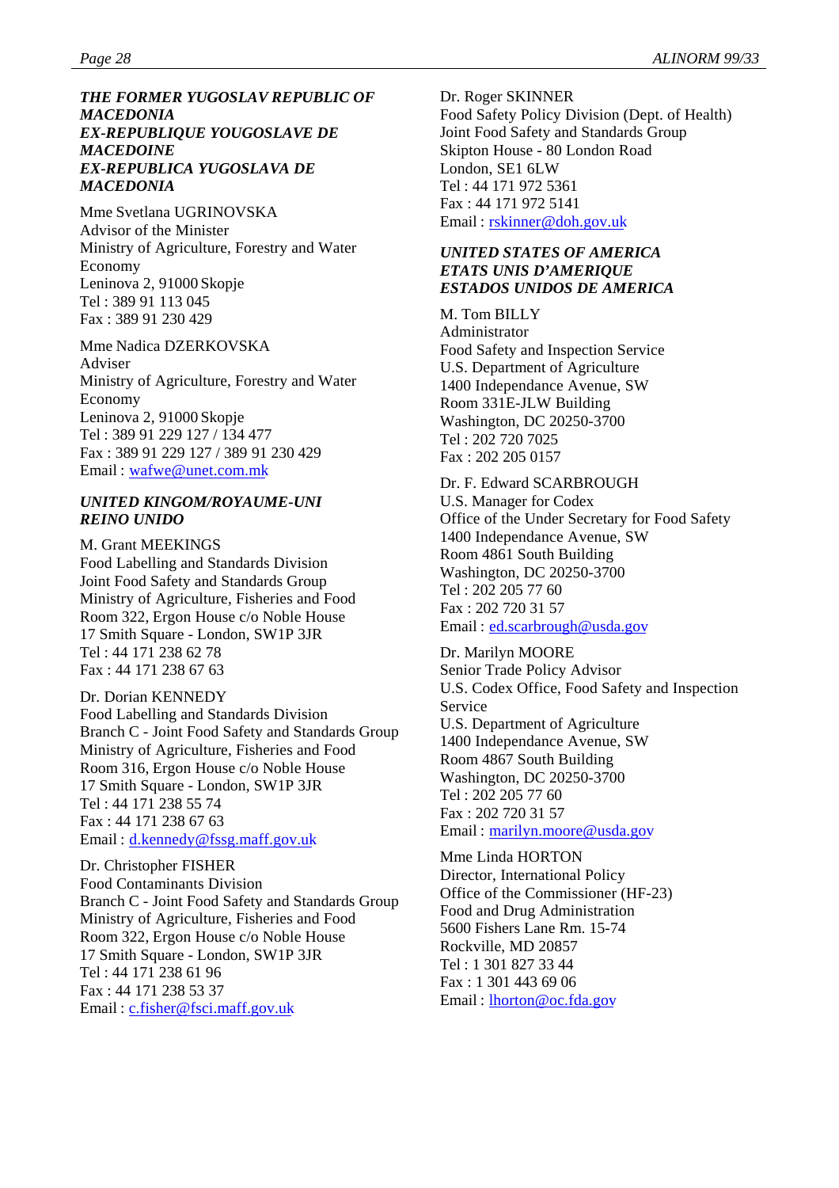***THE FORMER YUGOSLAV REPUBLIC OF MACEDONIA***
***EX-REPUBLIQUE YOUGOSLAVE DE MACEDOINE***
***EX-REPUBLICA YUGOSLAVA DE MACEDONIA***

Mme Svetlana UGRINOVSKA
Advisor of the Minister
Ministry of Agriculture, Forestry and Water Economy
Leninova 2, 91000 Skopje
Tel : 389 91 113 045
Fax : 389 91 230 429

Mme Nadica DZERKOVSKA
Adviser
Ministry of Agriculture, Forestry and Water Economy
Leninova 2, 91000 Skopje
Tel : 389 91 229 127 / 134 477
Fax : 389 91 229 127 / 389 91 230 429
Email : wafwe@unet.com.mk

***UNITED KINGOM/ROYAUME-UNI***
***REINO UNIDO***

M. Grant MEEKINGS
Food Labelling and Standards Division
Joint Food Safety and Standards Group
Ministry of Agriculture, Fisheries and Food
Room 322, Ergon House c/o Noble House
17 Smith Square - London, SW1P 3JR
Tel : 44 171 238 62 78
Fax : 44 171 238 67 63

Dr. Dorian KENNEDY
Food Labelling and Standards Division
Branch C - Joint Food Safety and Standards Group
Ministry of Agriculture, Fisheries and Food
Room 316, Ergon House c/o Noble House
17 Smith Square - London, SW1P 3JR
Tel : 44 171 238 55 74
Fax : 44 171 238 67 63
Email : d.kennedy@fssg.maff.gov.uk

Dr. Christopher FISHER
Food Contaminants Division
Branch C - Joint Food Safety and Standards Group
Ministry of Agriculture, Fisheries and Food
Room 322, Ergon House c/o Noble House
17 Smith Square - London, SW1P 3JR
Tel : 44 171 238 61 96
Fax : 44 171 238 53 37
Email : c.fisher@fsci.maff.gov.uk

Dr. Roger SKINNER
Food Safety Policy Division (Dept. of Health)
Joint Food Safety and Standards Group
Skipton House - 80 London Road
London, SE1 6LW
Tel : 44 171 972 5361
Fax : 44 171 972 5141
Email : rskinner@doh.gov.uk

***UNITED STATES OF AMERICA***
***ETATS UNIS D'AMERIQUE***
***ESTADOS UNIDOS DE AMERICA***

M. Tom BILLY
Administrator
Food Safety and Inspection Service
U.S. Department of Agriculture
1400 Independance Avenue, SW
Room 331E-JLW Building
Washington, DC 20250-3700
Tel : 202 720 7025
Fax : 202 205 0157

Dr. F. Edward SCARBROUGH
U.S. Manager for Codex
Office of the Under Secretary for Food Safety
1400 Independance Avenue, SW
Room 4861 South Building
Washington, DC 20250-3700
Tel : 202 205 77 60
Fax : 202 720 31 57
Email : ed.scarbrough@usda.gov

Dr. Marilyn MOORE
Senior Trade Policy Advisor
U.S. Codex Office, Food Safety and Inspection Service
U.S. Department of Agriculture
1400 Independance Avenue, SW
Room 4867 South Building
Washington, DC 20250-3700
Tel : 202 205 77 60
Fax : 202 720 31 57
Email : marilyn.moore@usda.gov

Mme Linda HORTON
Director, International Policy
Office of the Commissioner (HF-23)
Food and Drug Administration
5600 Fishers Lane Rm. 15-74
Rockville, MD 20857
Tel : 1 301 827 33 44
Fax : 1 301 443 69 06
Email : lhorton@oc.fda.gov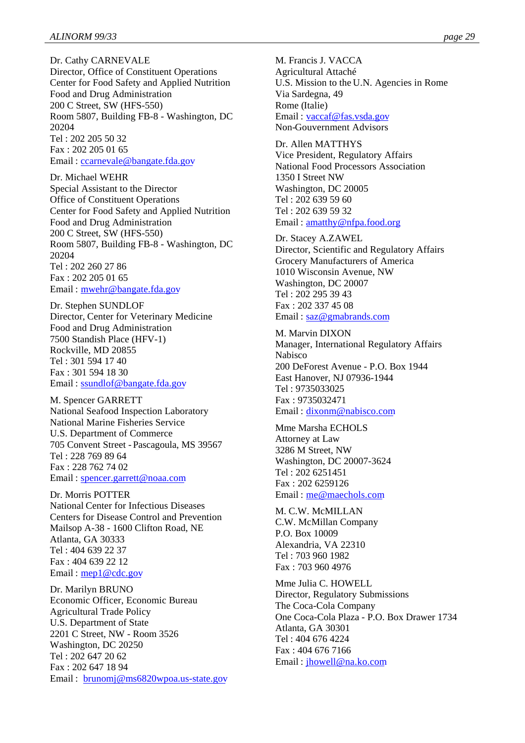Dr. Cathy CARNEVALE
Director, Office of Constituent Operations
Center for Food Safety and Applied Nutrition
Food and Drug Administration
200 C Street, SW (HFS-550)
Room 5807, Building FB-8 - Washington, DC 20204
Tel : 202 205 50 32
Fax : 202 205 01 65
Email : ccarnevale@bangate.fda.gov

Dr. Michael WEHR
Special Assistant to the Director
Office of Constituent Operations
Center for Food Safety and Applied Nutrition
Food and Drug Administration
200 C Street, SW (HFS-550)
Room 5807, Building FB-8 - Washington, DC 20204
Tel : 202 260 27 86
Fax : 202 205 01 65
Email : mwehr@bangate.fda.gov

Dr. Stephen SUNDLOF
Director, Center for Veterinary Medicine
Food and Drug Administration
7500 Standish Place (HFV-1)
Rockville, MD 20855
Tel : 301 594 17 40
Fax : 301 594 18 30
Email : ssundlof@bangate.fda.gov

M. Spencer GARRETT
National Seafood Inspection Laboratory
National Marine Fisheries Service
U.S. Department of Commerce
705 Convent Street - Pascagoula, MS 39567
Tel : 228 769 89 64
Fax : 228 762 74 02
Email : spencer.garrett@noaa.com

Dr. Morris POTTER
National Center for Infectious Diseases
Centers for Disease Control and Prevention
Mailsop A-38 - 1600 Clifton Road, NE
Atlanta, GA 30333
Tel : 404 639 22 37
Fax : 404 639 22 12
Email : mep1@cdc.gov

Dr. Marilyn BRUNO
Economic Officer, Economic Bureau
Agricultural Trade Policy
U.S. Department of State
2201 C Street, NW - Room 3526
Washington, DC 20250
Tel : 202 647 20 62
Fax : 202 647 18 94
Email : brunomj@ms6820wpoa.us-state.gov

M. Francis J. VACCA
Agricultural Attaché
U.S. Mission to the U.N. Agencies in Rome
Via Sardegna, 49
Rome (Italie)
Email : vaccaf@fas.vsda.gov
Non-Gouvernment Advisors

Dr. Allen MATTHYS
Vice President, Regulatory Affairs
National Food Processors Association
1350 I Street NW
Washington, DC 20005
Tel : 202 639 59 60
Tel : 202 639 59 32
Email : amatthy@nfpa.food.org

Dr. Stacey A.ZAWEL
Director, Scientific and Regulatory Affairs
Grocery Manufacturers of America
1010 Wisconsin Avenue, NW
Washington, DC 20007
Tel : 202 295 39 43
Fax : 202 337 45 08
Email : saz@gmabrands.com

M. Marvin DIXON
Manager, International Regulatory Affairs
Nabisco
200 DeForest Avenue - P.O. Box 1944
East Hanover, NJ 07936-1944
Tel : 9735033025
Fax : 9735032471
Email : dixonm@nabisco.com

Mme Marsha ECHOLS
Attorney at Law
3286 M Street, NW
Washington, DC 20007-3624
Tel : 202 6251451
Fax : 202 6259126
Email : me@maechols.com

M. C.W. McMILLAN
C.W. McMillan Company
P.O. Box 10009
Alexandria, VA 22310
Tel : 703 960 1982
Fax : 703 960 4976

Mme Julia C. HOWELL
Director, Regulatory Submissions
The Coca-Cola Company
One Coca-Cola Plaza - P.O. Box Drawer 1734
Atlanta, GA 30301
Tel : 404 676 4224
Fax : 404 676 7166
Email : jhowell@na.ko.com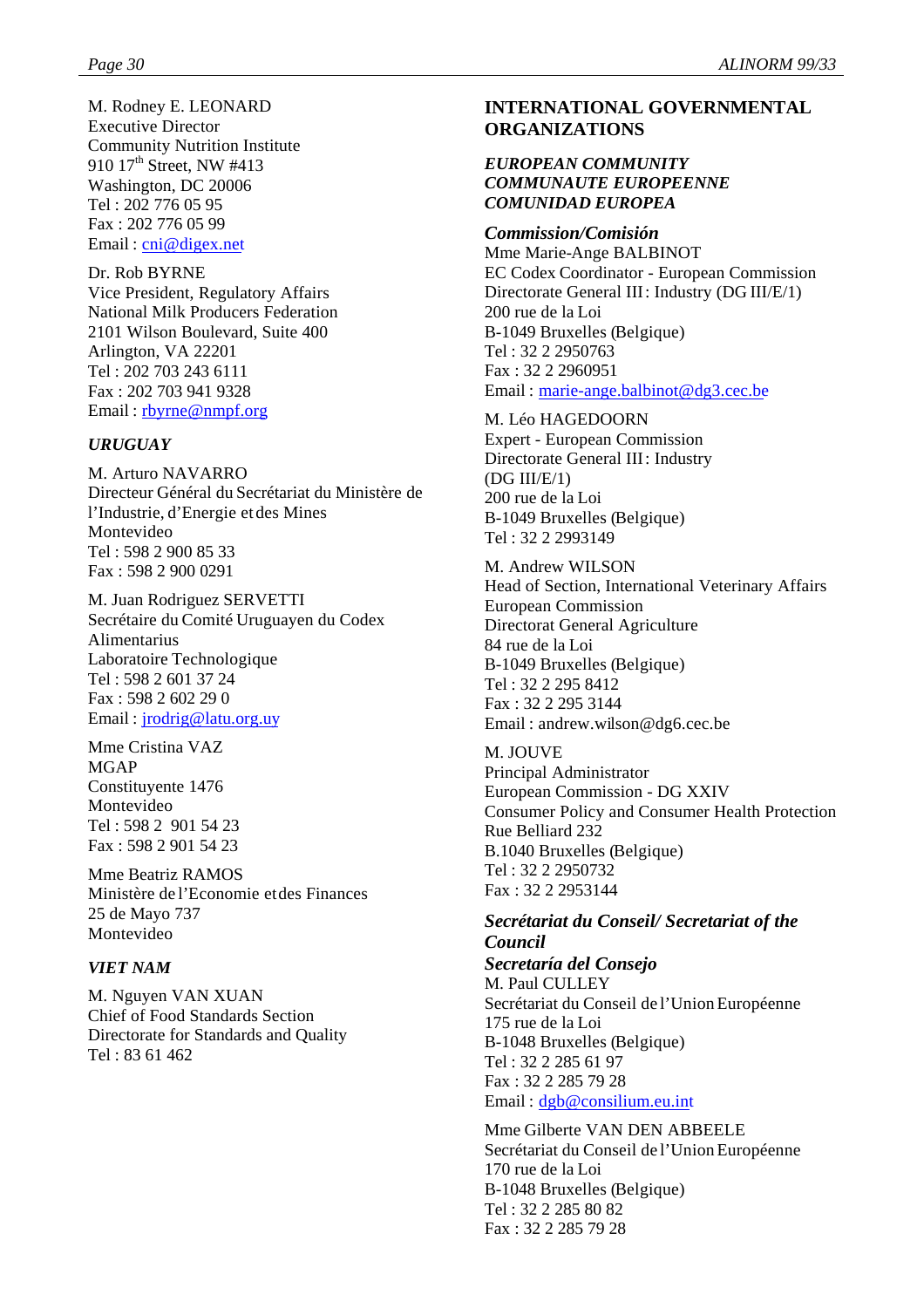M. Rodney E. LEONARD
Executive Director
Community Nutrition Institute
910 17th Street, NW #413
Washington, DC 20006
Tel : 202 776 05 95
Fax : 202 776 05 99
Email : cni@digex.net

Dr. Rob BYRNE
Vice President, Regulatory Affairs
National Milk Producers Federation
2101 Wilson Boulevard, Suite 400
Arlington, VA 22201
Tel : 202 703 243 6111
Fax : 202 703 941 9328
Email : rbyrne@nmpf.org

*URUGUAY*

M. Arturo NAVARRO
Directeur Général du Secrétariat du Ministère de l'Industrie, d'Energie et des Mines
Montevideo
Tel : 598 2 900 85 33
Fax : 598 2 900 0291

M. Juan Rodriguez SERVETTI
Secrétaire du Comité Uruguayen du Codex Alimentarius
Laboratoire Technologique
Tel : 598 2 601 37 24
Fax : 598 2 602 29 0
Email : jrodrig@latu.org.uy

Mme Cristina VAZ
MGAP
Constituyente 1476
Montevideo
Tel : 598 2 901 54 23
Fax : 598 2 901 54 23

Mme Beatriz RAMOS
Ministère de l'Economie et des Finances
25 de Mayo 737
Montevideo

*VIET NAM*

M. Nguyen VAN XUAN
Chief of Food Standards Section
Directorate for Standards and Quality
Tel : 83 61 462

**INTERNATIONAL GOVERNMENTAL ORGANIZATIONS**

***EUROPEAN COMMUNITY***
***COMMUNAUTE EUROPEENNE***
***COMUNIDAD EUROPEA***

***Commission/Comisión***

Mme Marie-Ange BALBINOT
EC Codex Coordinator - European Commission
Directorate General III: Industry (DG III/E/1)
200 rue de la Loi
B-1049 Bruxelles (Belgique)
Tel : 32 2 2950763
Fax : 32 2 2960951
Email : marie-ange.balbinot@dg3.cec.be

M. Léo HAGEDOORN
Expert - European Commission
Directorate General III: Industry
(DG III/E/1)
200 rue de la Loi
B-1049 Bruxelles (Belgique)
Tel : 32 2 2993149

M. Andrew WILSON
Head of Section, International Veterinary Affairs
European Commission
Directorat General Agriculture
84 rue de la Loi
B-1049 Bruxelles (Belgique)
Tel : 32 2 295 8412
Fax : 32 2 295 3144
Email : andrew.wilson@dg6.cec.be

M. JOUVE
Principal Administrator
European Commission - DG XXIV
Consumer Policy and Consumer Health Protection
Rue Belliard 232
B.1040 Bruxelles (Belgique)
Tel : 32 2 2950732
Fax : 32 2 2953144

***Secrétariat du Conseil/ Secretariat of the Council***
***Secretaría del Consejo***

M. Paul CULLEY
Secrétariat du Conseil de l'Union Européenne
175 rue de la Loi
B-1048 Bruxelles (Belgique)
Tel : 32 2 285 61 97
Fax : 32 2 285 79 28
Email : dgb@consilium.eu.int

Mme Gilberte VAN DEN ABBEELE
Secrétariat du Conseil de l'Union Européenne
170 rue de la Loi
B-1048 Bruxelles (Belgique)
Tel : 32 2 285 80 82
Fax : 32 2 285 79 28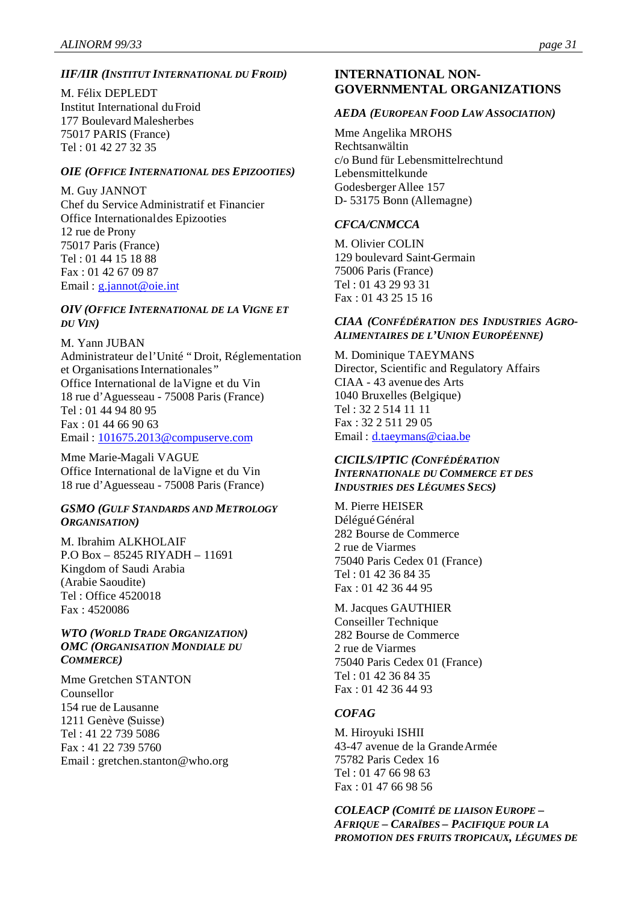### *IIF/IIR (Institut International du Froid)*

M. Félix DEPLEDT
Institut International du Froid
177 Boulevard Malesherbes
75017 PARIS (France)
Tel : 01 42 27 32 35

### *OIE (Office International des Epizooties)*

M. Guy JANNOT
Chef du Service Administratif et Financier
Office International des Epizooties
12 rue de Prony
75017 Paris (France)
Tel : 01 44 15 18 88
Fax : 01 42 67 09 87
Email : g.jannot@oie.int

### *OIV (Office International de la Vigne et du Vin)*

M. Yann JUBAN
Administrateur de l'Unité " Droit, Réglementation et Organisations Internationales"
Office International de la Vigne et du Vin
18 rue d'Aguesseau - 75008 Paris (France)
Tel : 01 44 94 80 95
Fax : 01 44 66 90 63
Email : 101675.2013@compuserve.com

Mme Marie-Magali VAGUE
Office International de la Vigne et du Vin
18 rue d'Aguesseau - 75008 Paris (France)

### *GSMO (Gulf Standards and Metrology Organisation)*

M. Ibrahim ALKHOLAIF
P.O Box – 85245 RIYADH – 11691
Kingdom of Saudi Arabia
(Arabie Saoudite)
Tel : Office 4520018
Fax : 4520086

### *WTO (World Trade Organization)* *OMC (Organisation Mondiale du Commerce)*

Mme Gretchen STANTON
Counsellor
154 rue de Lausanne
1211 Genève (Suisse)
Tel : 41 22 739 5086
Fax : 41 22 739 5760
Email : gretchen.stanton@who.org

## INTERNATIONAL NON-GOVERNMENTAL ORGANIZATIONS

### *AEDA (European Food Law Association)*

Mme Angelika MROHS
Rechtsanwältin
c/o Bund für Lebensmittelrechtund Lebensmittelkunde
Godesberger Allee 157
D- 53175 Bonn (Allemagne)

### *CFCA/CNMCCA*

M. Olivier COLIN
129 boulevard Saint-Germain
75006 Paris (France)
Tel : 01 43 29 93 31
Fax : 01 43 25 15 16

### *CIAA (Confédération des Industries Agro-Alimentaires de l'Union Européenne)*

M. Dominique TAEYMANS
Director, Scientific and Regulatory Affairs
CIAA - 43 avenue des Arts
1040 Bruxelles (Belgique)
Tel : 32 2 514 11 11
Fax : 32 2 511 29 05
Email : d.taeymans@ciaa.be

### *CICILS/IPTIC (Confédération Internationale du Commerce et des Industries des Légumes Secs)*

M. Pierre HEISER
Délégué Général
282 Bourse de Commerce
2 rue de Viarmes
75040 Paris Cedex 01 (France)
Tel : 01 42 36 84 35
Fax : 01 42 36 44 95

M. Jacques GAUTHIER
Conseiller Technique
282 Bourse de Commerce
2 rue de Viarmes
75040 Paris Cedex 01 (France)
Tel : 01 42 36 84 35
Fax : 01 42 36 44 93

### *COFAG*

M. Hiroyuki ISHII
43-47 avenue de la Grande Armée
75782 Paris Cedex 16
Tel : 01 47 66 98 63
Fax : 01 47 66 98 56

### *COLEACP (Comité de liaison Europe – Afrique – Caraïbes – Pacifique pour la promotion des fruits tropicaux, légumes de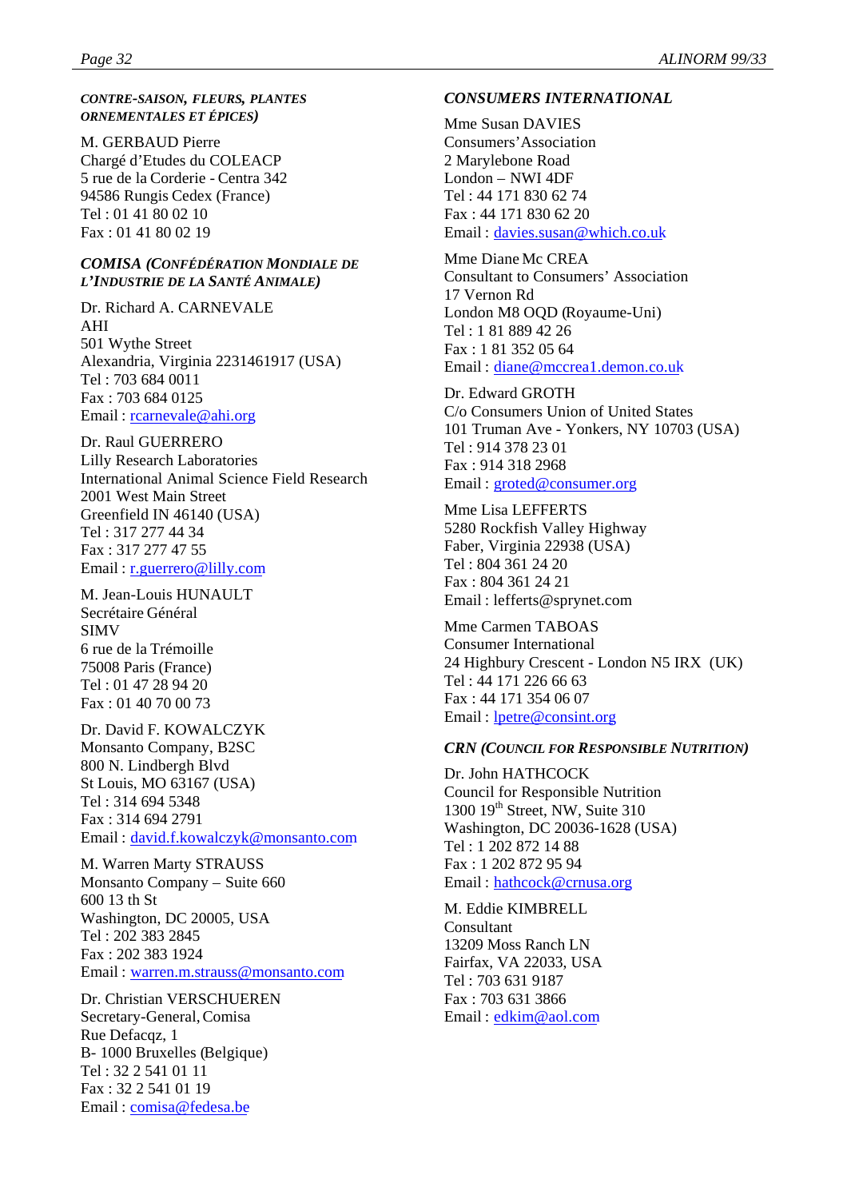*CONTRE-SAISON, FLEURS, PLANTES ORNEMENTALES ET ÉPICES)*

M. GERBAUD Pierre
Chargé d'Etudes du COLEACP
5 rue de la Corderie - Centra 342
94586 Rungis Cedex (France)
Tel : 01 41 80 02 10
Fax : 01 41 80 02 19

### *COMISA (CONFÉDÉRATION MONDIALE DE L'INDUSTRIE DE LA SANTÉ ANIMALE)*

Dr. Richard A. CARNEVALE
AHI
501 Wythe Street
Alexandria, Virginia 2231461917 (USA)
Tel : 703 684 0011
Fax : 703 684 0125
Email : rcarnevale@ahi.org

Dr. Raul GUERRERO
Lilly Research Laboratories
International Animal Science Field Research
2001 West Main Street
Greenfield IN 46140 (USA)
Tel : 317 277 44 34
Fax : 317 277 47 55
Email : r.guerrero@lilly.com

M. Jean-Louis HUNAULT
Secrétaire Général
SIMV
6 rue de la Trémoille
75008 Paris (France)
Tel : 01 47 28 94 20
Fax : 01 40 70 00 73

Dr. David F. KOWALCZYK
Monsanto Company, B2SC
800 N. Lindbergh Blvd
St Louis, MO 63167 (USA)
Tel : 314 694 5348
Fax : 314 694 2791
Email : david.f.kowalczyk@monsanto.com

M. Warren Marty STRAUSS
Monsanto Company – Suite 660
600 13 th St
Washington, DC 20005, USA
Tel : 202 383 2845
Fax : 202 383 1924
Email : warren.m.strauss@monsanto.com

Dr. Christian VERSCHUEREN
Secretary-General, Comisa
Rue Defacqz, 1
B- 1000 Bruxelles (Belgique)
Tel : 32 2 541 01 11
Fax : 32 2 541 01 19
Email : comisa@fedesa.be

### *CONSUMERS INTERNATIONAL*

Mme Susan DAVIES
Consumers' Association
2 Marylebone Road
London – NWI 4DF
Tel : 44 171 830 62 74
Fax : 44 171 830 62 20
Email : davies.susan@which.co.uk

Mme Diane Mc CREA
Consultant to Consumers' Association
17 Vernon Rd
London M8 OQD (Royaume-Uni)
Tel : 1 81 889 42 26
Fax : 1 81 352 05 64
Email : diane@mccrea1.demon.co.uk

Dr. Edward GROTH
C/o Consumers Union of United States
101 Truman Ave - Yonkers, NY 10703 (USA)
Tel : 914 378 23 01
Fax : 914 318 2968
Email : groted@consumer.org

Mme Lisa LEFFERTS
5280 Rockfish Valley Highway
Faber, Virginia 22938 (USA)
Tel : 804 361 24 20
Fax : 804 361 24 21
Email : lefferts@sprynet.com

Mme Carmen TABOAS
Consumer International
24 Highbury Crescent - London N5 IRX (UK)
Tel : 44 171 226 66 63
Fax : 44 171 354 06 07
Email : lpetre@consint.org

### *CRN (COUNCIL FOR RESPONSIBLE NUTRITION)*

Dr. John HATHCOCK
Council for Responsible Nutrition
1300 19th Street, NW, Suite 310
Washington, DC 20036-1628 (USA)
Tel : 1 202 872 14 88
Fax : 1 202 872 95 94
Email : hathcock@crnusa.org

M. Eddie KIMBRELL
Consultant
13209 Moss Ranch LN
Fairfax, VA 22033, USA
Tel : 703 631 9187
Fax : 703 631 3866
Email : edkim@aol.com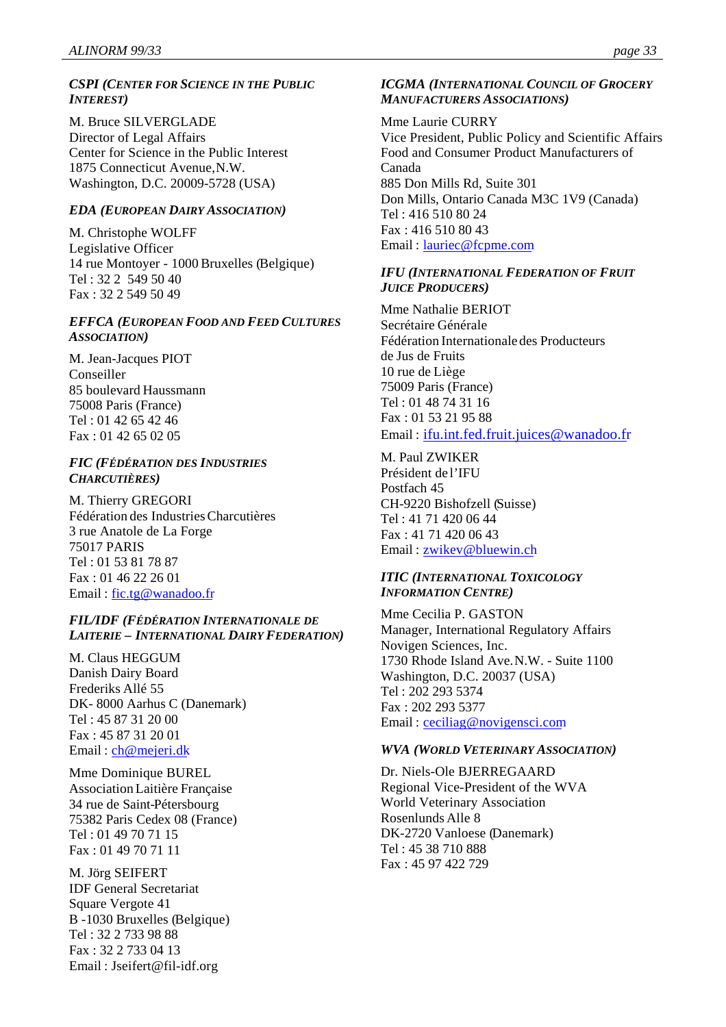### *CSPI (CENTER FOR SCIENCE IN THE PUBLIC INTEREST)*

M. Bruce SILVERGLADE
Director of Legal Affairs
Center for Science in the Public Interest
1875 Connecticut Avenue,N.W.
Washington, D.C. 20009-5728 (USA)

### *EDA (EUROPEAN DAIRY ASSOCIATION)*

M. Christophe WOLFF
Legislative Officer
14 rue Montoyer - 1000 Bruxelles (Belgique)
Tel : 32 2 549 50 40
Fax : 32 2 549 50 49

### *EFFCA (EUROPEAN FOOD AND FEED CULTURES ASSOCIATION)*

M. Jean-Jacques PIOT
Conseiller
85 boulevard Haussmann
75008 Paris (France)
Tel : 01 42 65 42 46
Fax : 01 42 65 02 05

### *FIC (FÉDÉRATION DES INDUSTRIES CHARCUTIÈRES)*

M. Thierry GREGORI
Fédération des Industries Charcutières
3 rue Anatole de La Forge
75017 PARIS
Tel : 01 53 81 78 87
Fax : 01 46 22 26 01
Email : fic.tg@wanadoo.fr

### *FIL/IDF (FÉDÉRATION INTERNATIONALE DE LAITERIE – INTERNATIONAL DAIRY FEDERATION)*

M. Claus HEGGUM
Danish Dairy Board
Frederiks Allé 55
DK- 8000 Aarhus C (Danemark)
Tel : 45 87 31 20 00
Fax : 45 87 31 20 01
Email : ch@mejeri.dk

Mme Dominique BUREL
Association Laitière Française
34 rue de Saint-Pétersbourg
75382 Paris Cedex 08 (France)
Tel : 01 49 70 71 15
Fax : 01 49 70 71 11

M. Jörg SEIFERT
IDF General Secretariat
Square Vergote 41
B -1030 Bruxelles (Belgique)
Tel : 32 2 733 98 88
Fax : 32 2 733 04 13
Email : Jseifert@fil-idf.org

### *ICGMA (INTERNATIONAL COUNCIL OF GROCERY MANUFACTURERS ASSOCIATIONS)*

Mme Laurie CURRY
Vice President, Public Policy and Scientific Affairs
Food and Consumer Product Manufacturers of Canada
885 Don Mills Rd, Suite 301
Don Mills, Ontario Canada M3C 1V9 (Canada)
Tel : 416 510 80 24
Fax : 416 510 80 43
Email : lauriec@fcpme.com

### *IFU (INTERNATIONAL FEDERATION OF FRUIT JUICE PRODUCERS)*

Mme Nathalie BERIOT
Secrétaire Générale
Fédération Internationale des Producteurs de Jus de Fruits
10 rue de Liège
75009 Paris (France)
Tel : 01 48 74 31 16
Fax : 01 53 21 95 88
Email : ifu.int.fed.fruit.juices@wanadoo.fr

M. Paul ZWIKER
Président de l'IFU
Postfach 45
CH-9220 Bishofzell (Suisse)
Tel : 41 71 420 06 44
Fax : 41 71 420 06 43
Email : zwikev@bluewin.ch

### *ITIC (INTERNATIONAL TOXICOLOGY INFORMATION CENTRE)*

Mme Cecilia P. GASTON
Manager, International Regulatory Affairs
Novigen Sciences, Inc.
1730 Rhode Island Ave.N.W. - Suite 1100
Washington, D.C. 20037 (USA)
Tel : 202 293 5374
Fax : 202 293 5377
Email : ceciliag@novigensci.com

### *WVA (WORLD VETERINARY ASSOCIATION)*

Dr. Niels-Ole BJERREGAARD
Regional Vice-President of the WVA
World Veterinary Association
Rosenlunds Alle 8
DK-2720 Vanloese (Danemark)
Tel : 45 38 710 888
Fax : 45 97 422 729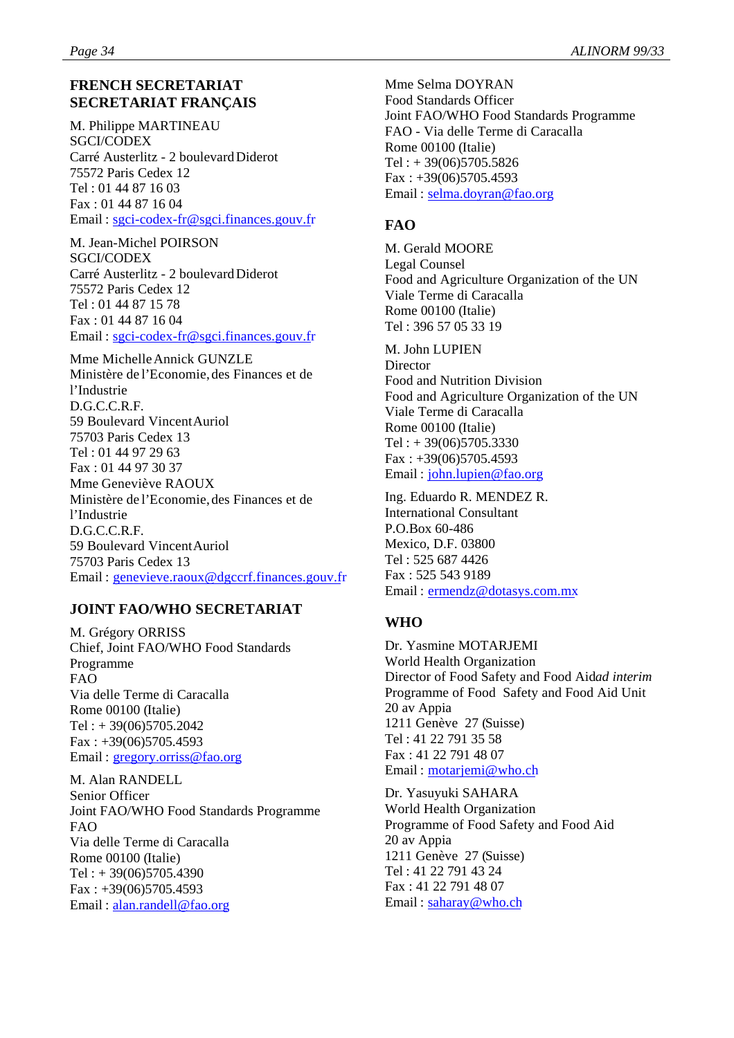**FRENCH SECRETARIAT**
**SECRETARIAT FRANÇAIS**

M. Philippe MARTINEAU
SGCI/CODEX
Carré Austerlitz - 2 boulevard Diderot
75572 Paris Cedex 12
Tel : 01 44 87 16 03
Fax : 01 44 87 16 04
Email : sgci-codex-fr@sgci.finances.gouv.fr

M. Jean-Michel POIRSON
SGCI/CODEX
Carré Austerlitz - 2 boulevard Diderot
75572 Paris Cedex 12
Tel : 01 44 87 15 78
Fax : 01 44 87 16 04
Email : sgci-codex-fr@sgci.finances.gouv.fr

Mme Michelle Annick GUNZLE
Ministère de l'Economie, des Finances et de l'Industrie
D.G.C.C.R.F.
59 Boulevard Vincent Auriol
75703 Paris Cedex 13
Tel : 01 44 97 29 63
Fax : 01 44 97 30 37

Mme Geneviève RAOUX
Ministère de l'Economie, des Finances et de l'Industrie
D.G.C.C.R.F.
59 Boulevard Vincent Auriol
75703 Paris Cedex 13
Email : genevieve.raoux@dgccrf.finances.gouv.fr

**JOINT FAO/WHO SECRETARIAT**

M. Grégory ORRISS
Chief, Joint FAO/WHO Food Standards Programme
FAO
Via delle Terme di Caracalla
Rome 00100 (Italie)
Tel : + 39(06)5705.2042
Fax : +39(06)5705.4593
Email : gregory.orriss@fao.org

M. Alan RANDELL
Senior Officer
Joint FAO/WHO Food Standards Programme
FAO
Via delle Terme di Caracalla
Rome 00100 (Italie)
Tel : + 39(06)5705.4390
Fax : +39(06)5705.4593
Email : alan.randell@fao.org

Mme Selma DOYRAN
Food Standards Officer
Joint FAO/WHO Food Standards Programme
FAO - Via delle Terme di Caracalla
Rome 00100 (Italie)
Tel : + 39(06)5705.5826
Fax : +39(06)5705.4593
Email : selma.doyran@fao.org

**FAO**

M. Gerald MOORE
Legal Counsel
Food and Agriculture Organization of the UN
Viale Terme di Caracalla
Rome 00100 (Italie)
Tel : 396 57 05 33 19

M. John LUPIEN
Director
Food and Nutrition Division
Food and Agriculture Organization of the UN
Viale Terme di Caracalla
Rome 00100 (Italie)
Tel : + 39(06)5705.3330
Fax : +39(06)5705.4593
Email : john.lupien@fao.org

Ing. Eduardo R. MENDEZ R.
International Consultant
P.O.Box 60-486
Mexico, D.F. 03800
Tel : 525 687 4426
Fax : 525 543 9189
Email : ermendz@dotasys.com.mx

**WHO**

Dr. Yasmine MOTARJEMI
World Health Organization
Director of Food Safety and Food Aid *ad interim*
Programme of Food Safety and Food Aid Unit
20 av Appia
1211 Genève 27 (Suisse)
Tel : 41 22 791 35 58
Fax : 41 22 791 48 07
Email : motarjemi@who.ch

Dr. Yasuyuki SAHARA
World Health Organization
Programme of Food Safety and Food Aid
20 av Appia
1211 Genève 27 (Suisse)
Tel : 41 22 791 43 24
Fax : 41 22 791 48 07
Email : saharay@who.ch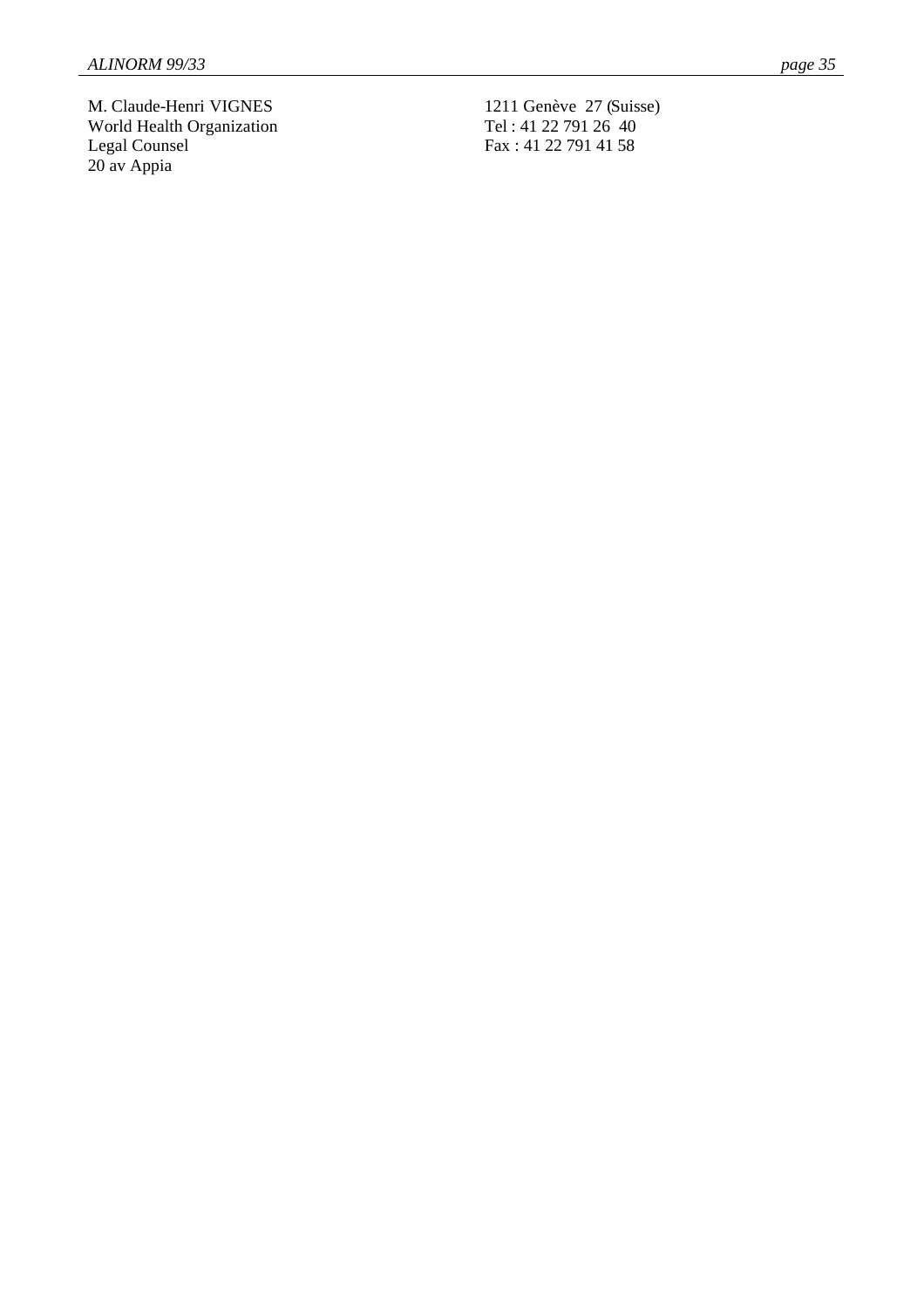M. Claude-Henri VIGNES
World Health Organization
Legal Counsel
20 av Appia
1211 Genève 27 (Suisse)
Tel : 41 22 791 26 40
Fax : 41 22 791 41 58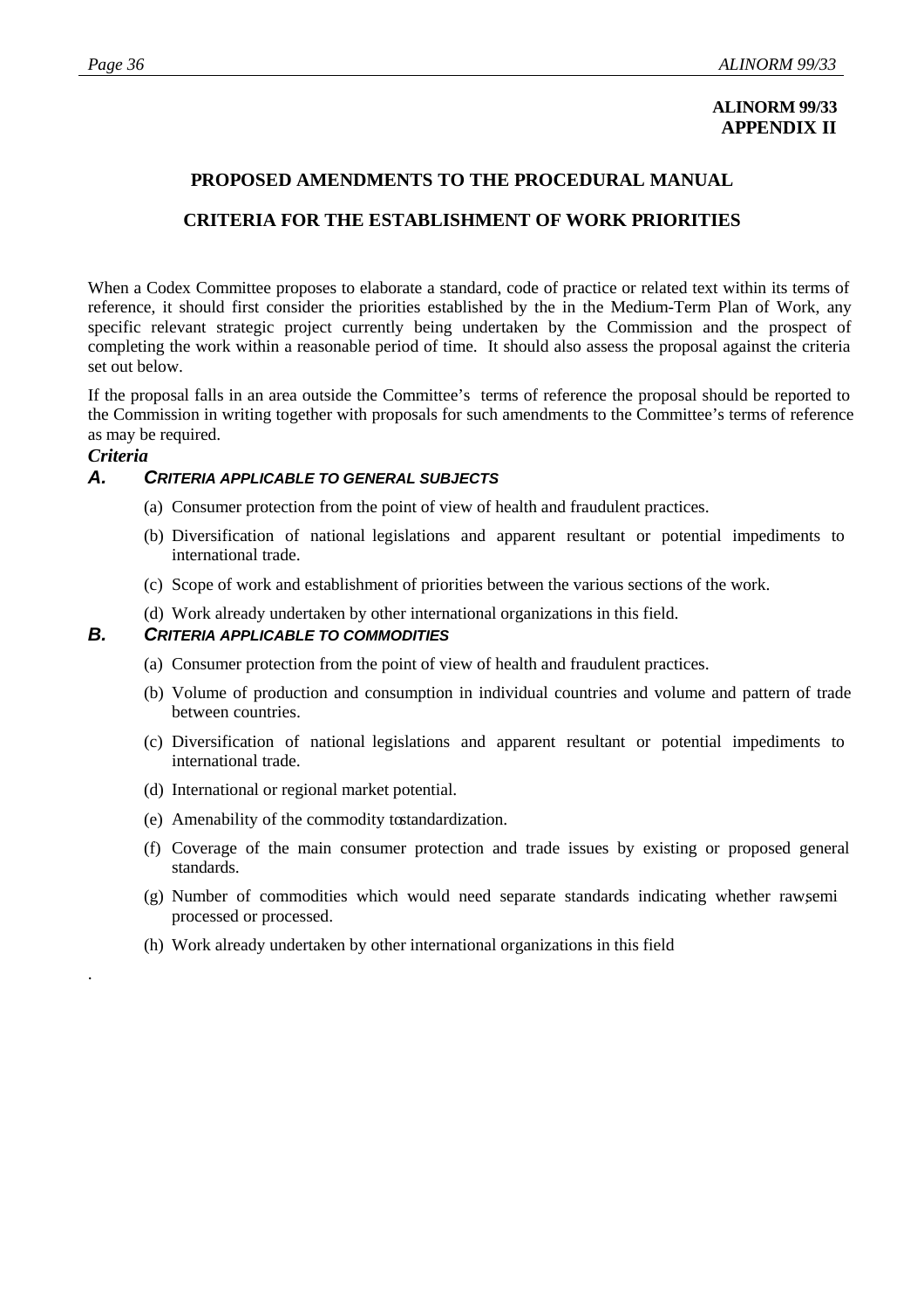**ALINORM 99/33**
**APPENDIX II**

## PROPOSED AMENDMENTS TO THE PROCEDURAL MANUAL

## CRITERIA FOR THE ESTABLISHMENT OF WORK PRIORITIES

When a Codex Committee proposes to elaborate a standard, code of practice or related text within its terms of reference, it should first consider the priorities established by the in the Medium-Term Plan of Work, any specific relevant strategic project currently being undertaken by the Commission and the prospect of completing the work within a reasonable period of time. It should also assess the proposal against the criteria set out below.

If the proposal falls in an area outside the Committee's terms of reference the proposal should be reported to the Commission in writing together with proposals for such amendments to the Committee's terms of reference as may be required.

### *Criteria*

### *A. CRITERIA APPLICABLE TO GENERAL SUBJECTS*

(a) Consumer protection from the point of view of health and fraudulent practices.

(b) Diversification of national legislations and apparent resultant or potential impediments to international trade.

(c) Scope of work and establishment of priorities between the various sections of the work.

(d) Work already undertaken by other international organizations in this field.

### *B. CRITERIA APPLICABLE TO COMMODITIES*

(a) Consumer protection from the point of view of health and fraudulent practices.

(b) Volume of production and consumption in individual countries and volume and pattern of trade between countries.

(c) Diversification of national legislations and apparent resultant or potential impediments to international trade.

(d) International or regional market potential.

(e) Amenability of the commodity to standardization.

(f) Coverage of the main consumer protection and trade issues by existing or proposed general standards.

(g) Number of commodities which would need separate standards indicating whether raw, semi processed or processed.

(h) Work already undertaken by other international organizations in this field

.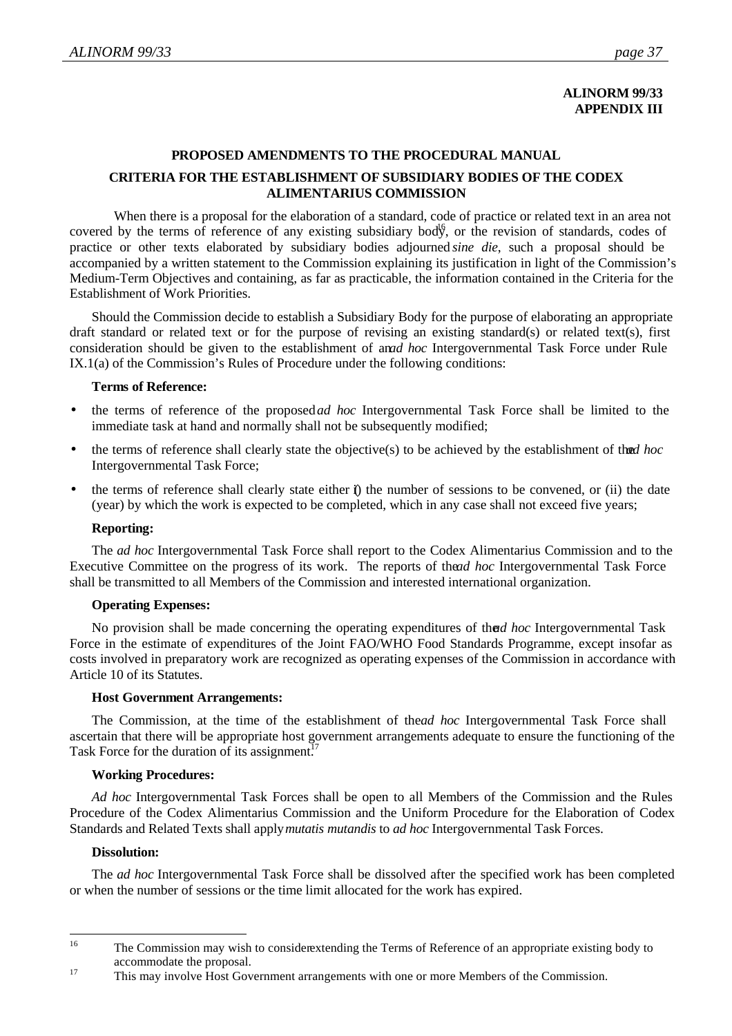**ALINORM 99/33**
**APPENDIX III**

## PROPOSED AMENDMENTS TO THE PROCEDURAL MANUAL

## CRITERIA FOR THE ESTABLISHMENT OF SUBSIDIARY BODIES OF THE CODEX ALIMENTARIUS COMMISSION

When there is a proposal for the elaboration of a standard, code of practice or related text in an area not covered by the terms of reference of any existing subsidiary body[16], or the revision of standards, codes of practice or other texts elaborated by subsidiary bodies adjourned *sine die*, such a proposal should be accompanied by a written statement to the Commission explaining its justification in light of the Commission's Medium-Term Objectives and containing, as far as practicable, the information contained in the Criteria for the Establishment of Work Priorities.

Should the Commission decide to establish a Subsidiary Body for the purpose of elaborating an appropriate draft standard or related text or for the purpose of revising an existing standard(s) or related text(s), first consideration should be given to the establishment of an *ad hoc* Intergovernmental Task Force under Rule IX.1(a) of the Commission's Rules of Procedure under the following conditions:

**Terms of Reference:**

- the terms of reference of the proposed *ad hoc* Intergovernmental Task Force shall be limited to the immediate task at hand and normally shall not be subsequently modified;
- the terms of reference shall clearly state the objective(s) to be achieved by the establishment of the *ad hoc* Intergovernmental Task Force;
- the terms of reference shall clearly state either (i) the number of sessions to be convened, or (ii) the date (year) by which the work is expected to be completed, which in any case shall not exceed five years;

**Reporting:**

The *ad hoc* Intergovernmental Task Force shall report to the Codex Alimentarius Commission and to the Executive Committee on the progress of its work. The reports of the *ad hoc* Intergovernmental Task Force shall be transmitted to all Members of the Commission and interested international organization.

**Operating Expenses:**

No provision shall be made concerning the operating expenditures of the *ad hoc* Intergovernmental Task Force in the estimate of expenditures of the Joint FAO/WHO Food Standards Programme, except insofar as costs involved in preparatory work are recognized as operating expenses of the Commission in accordance with Article 10 of its Statutes.

**Host Government Arrangements:**

The Commission, at the time of the establishment of the *ad hoc* Intergovernmental Task Force shall ascertain that there will be appropriate host government arrangements adequate to ensure the functioning of the Task Force for the duration of its assignment.[17]

**Working Procedures:**

*Ad hoc* Intergovernmental Task Forces shall be open to all Members of the Commission and the Rules Procedure of the Codex Alimentarius Commission and the Uniform Procedure for the Elaboration of Codex Standards and Related Texts shall apply *mutatis mutandis* to *ad hoc* Intergovernmental Task Forces.

**Dissolution:**

The *ad hoc* Intergovernmental Task Force shall be dissolved after the specified work has been completed or when the number of sessions or the time limit allocated for the work has expired.

---

[16] The Commission may wish to consider extending the Terms of Reference of an appropriate existing body to accommodate the proposal.

[17] This may involve Host Government arrangements with one or more Members of the Commission.